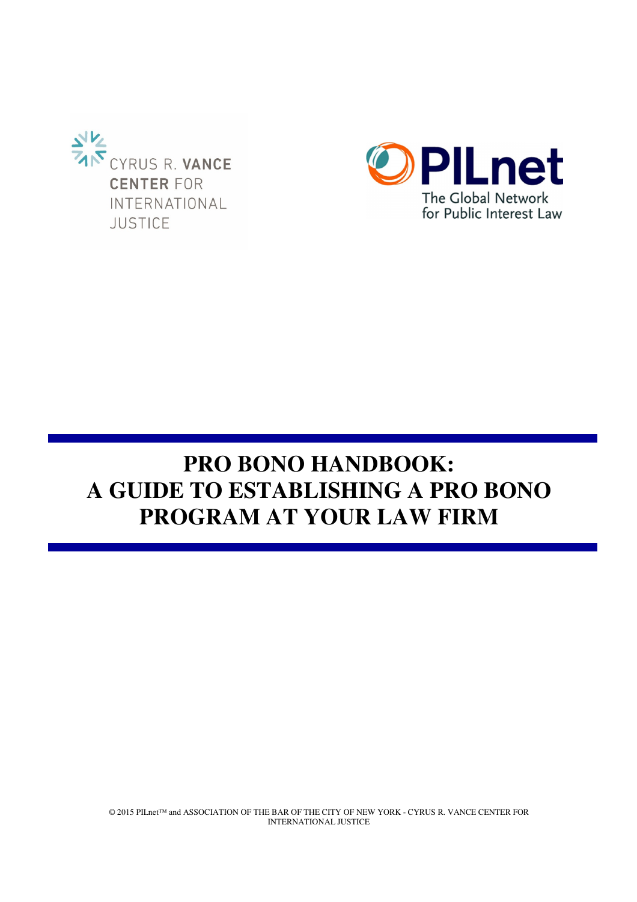CYRUS R. VANCE CENTER FOR INTERNATIONAL JUSTICE

PILnet
The Global Network for Public Interest Law

# PRO BONO HANDBOOK: A GUIDE TO ESTABLISHING A PRO BONO PROGRAM AT YOUR LAW FIRM

© 2015 PILnet™ and ASSOCIATION OF THE BAR OF THE CITY OF NEW YORK - CYRUS R. VANCE CENTER FOR INTERNATIONAL JUSTICE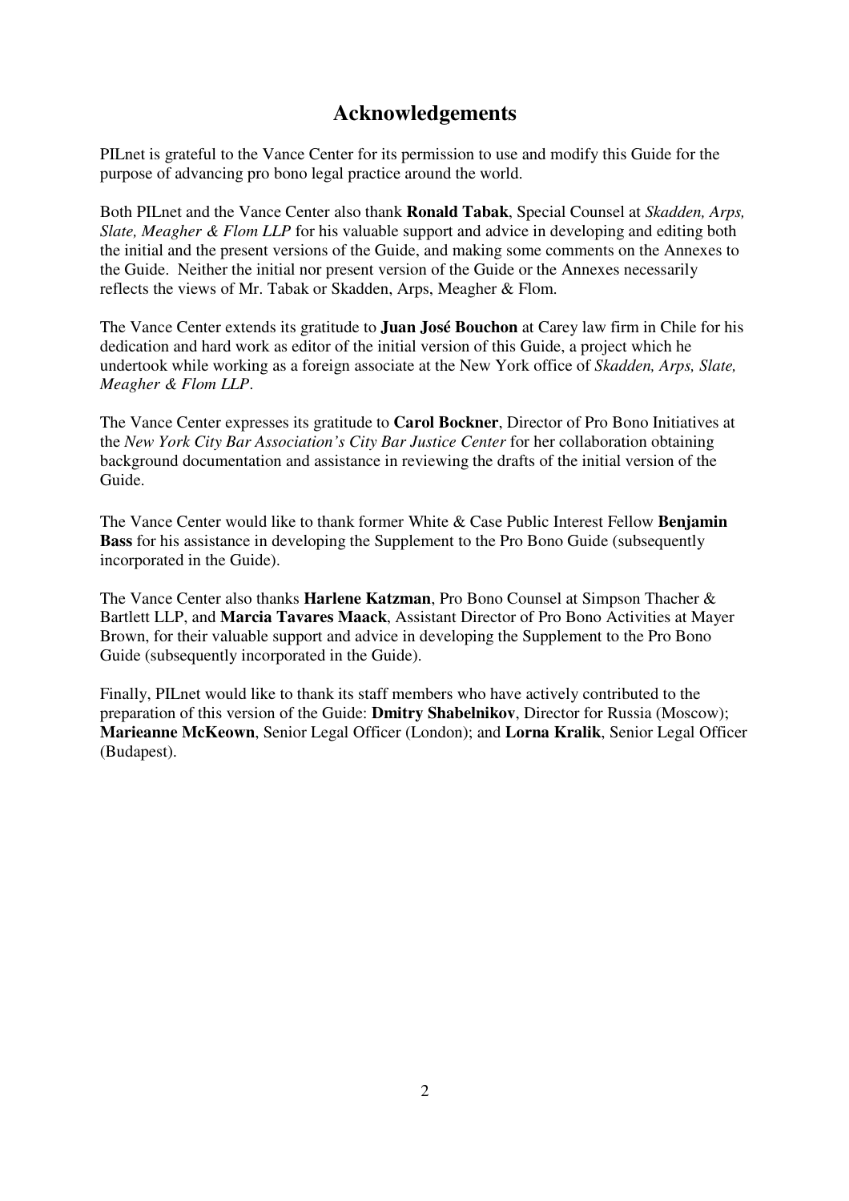# Acknowledgements

PILnet is grateful to the Vance Center for its permission to use and modify this Guide for the purpose of advancing pro bono legal practice around the world.

Both PILnet and the Vance Center also thank **Ronald Tabak**, Special Counsel at *Skadden, Arps, Slate, Meagher & Flom LLP* for his valuable support and advice in developing and editing both the initial and the present versions of the Guide, and making some comments on the Annexes to the Guide. Neither the initial nor present version of the Guide or the Annexes necessarily reflects the views of Mr. Tabak or Skadden, Arps, Meagher & Flom.

The Vance Center extends its gratitude to **Juan José Bouchon** at Carey law firm in Chile for his dedication and hard work as editor of the initial version of this Guide, a project which he undertook while working as a foreign associate at the New York office of *Skadden, Arps, Slate, Meagher & Flom LLP*.

The Vance Center expresses its gratitude to **Carol Bockner**, Director of Pro Bono Initiatives at the *New York City Bar Association's City Bar Justice Center* for her collaboration obtaining background documentation and assistance in reviewing the drafts of the initial version of the Guide.

The Vance Center would like to thank former White & Case Public Interest Fellow **Benjamin Bass** for his assistance in developing the Supplement to the Pro Bono Guide (subsequently incorporated in the Guide).

The Vance Center also thanks **Harlene Katzman**, Pro Bono Counsel at Simpson Thacher & Bartlett LLP, and **Marcia Tavares Maack**, Assistant Director of Pro Bono Activities at Mayer Brown, for their valuable support and advice in developing the Supplement to the Pro Bono Guide (subsequently incorporated in the Guide).

Finally, PILnet would like to thank its staff members who have actively contributed to the preparation of this version of the Guide: **Dmitry Shabelnikov**, Director for Russia (Moscow); **Marieanne McKeown**, Senior Legal Officer (London); and **Lorna Kralik**, Senior Legal Officer (Budapest).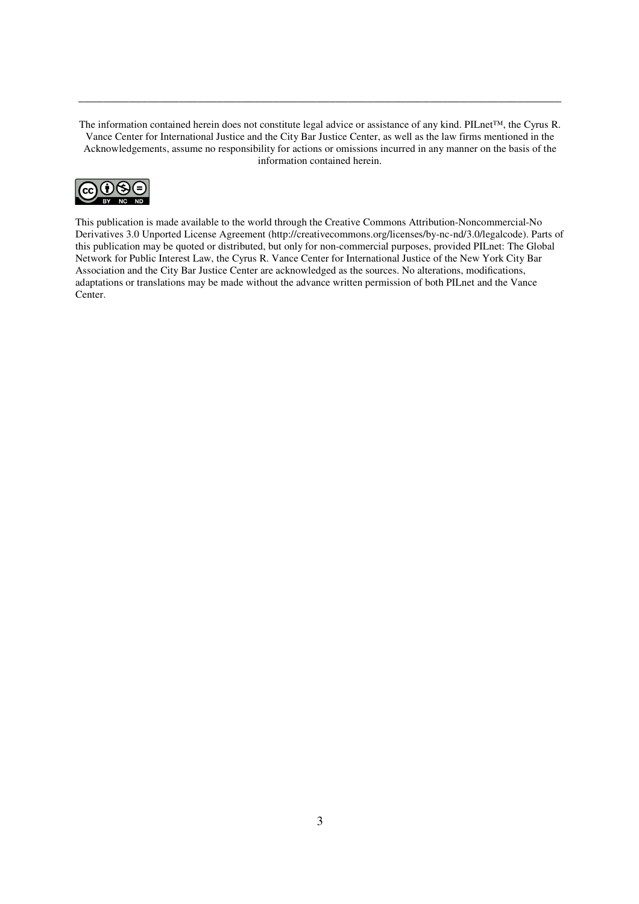---

The information contained herein does not constitute legal advice or assistance of any kind. PILnet™, the Cyrus R. Vance Center for International Justice and the City Bar Justice Center, as well as the law firms mentioned in the Acknowledgements, assume no responsibility for actions or omissions incurred in any manner on the basis of the information contained herein.

This publication is made available to the world through the Creative Commons Attribution-Noncommercial-No Derivatives 3.0 Unported License Agreement (http://creativecommons.org/licenses/by-nc-nd/3.0/legalcode). Parts of this publication may be quoted or distributed, but only for non-commercial purposes, provided PILnet: The Global Network for Public Interest Law, the Cyrus R. Vance Center for International Justice of the New York City Bar Association and the City Bar Justice Center are acknowledged as the sources. No alterations, modifications, adaptations or translations may be made without the advance written permission of both PILnet and the Vance Center.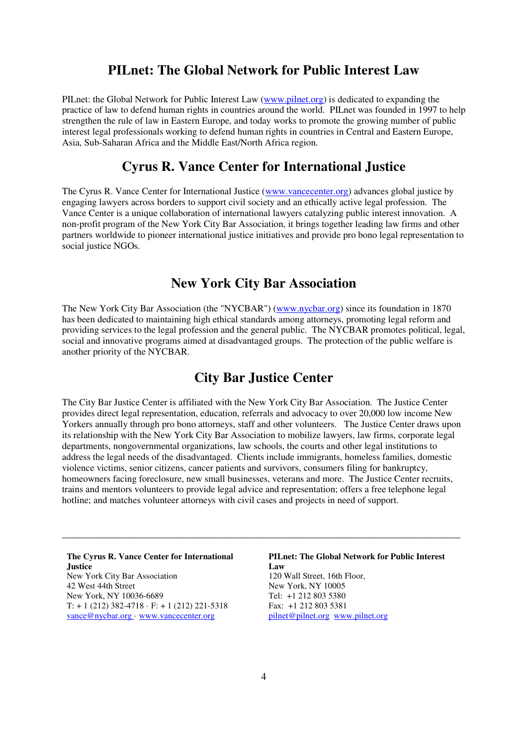## PILnet: The Global Network for Public Interest Law

PILnet: the Global Network for Public Interest Law (www.pilnet.org) is dedicated to expanding the practice of law to defend human rights in countries around the world. PILnet was founded in 1997 to help strengthen the rule of law in Eastern Europe, and today works to promote the growing number of public interest legal professionals working to defend human rights in countries in Central and Eastern Europe, Asia, Sub-Saharan Africa and the Middle East/North Africa region.

## Cyrus R. Vance Center for International Justice

The Cyrus R. Vance Center for International Justice (www.vancecenter.org) advances global justice by engaging lawyers across borders to support civil society and an ethically active legal profession. The Vance Center is a unique collaboration of international lawyers catalyzing public interest innovation. A non-profit program of the New York City Bar Association, it brings together leading law firms and other partners worldwide to pioneer international justice initiatives and provide pro bono legal representation to social justice NGOs.

## New York City Bar Association

The New York City Bar Association (the "NYCBAR") (www.nycbar.org) since its foundation in 1870 has been dedicated to maintaining high ethical standards among attorneys, promoting legal reform and providing services to the legal profession and the general public. The NYCBAR promotes political, legal, social and innovative programs aimed at disadvantaged groups. The protection of the public welfare is another priority of the NYCBAR.

## City Bar Justice Center

The City Bar Justice Center is affiliated with the New York City Bar Association. The Justice Center provides direct legal representation, education, referrals and advocacy to over 20,000 low income New Yorkers annually through pro bono attorneys, staff and other volunteers. The Justice Center draws upon its relationship with the New York City Bar Association to mobilize lawyers, law firms, corporate legal departments, nongovernmental organizations, law schools, the courts and other legal institutions to address the legal needs of the disadvantaged. Clients include immigrants, homeless families, domestic violence victims, senior citizens, cancer patients and survivors, consumers filing for bankruptcy, homeowners facing foreclosure, new small businesses, veterans and more. The Justice Center recruits, trains and mentors volunteers to provide legal advice and representation; offers a free telephone legal hotline; and matches volunteer attorneys with civil cases and projects in need of support.

---

**The Cyrus R. Vance Center for International Justice**
New York City Bar Association
42 West 44th Street
New York, NY 10036-6689
T: + 1 (212) 382-4718 · F: + 1 (212) 221-5318
vance@nycbar.org · www.vancecenter.org

**PILnet: The Global Network for Public Interest Law**
120 Wall Street, 16th Floor,
New York, NY 10005
Tel: +1 212 803 5380
Fax: +1 212 803 5381
pilnet@pilnet.org www.pilnet.org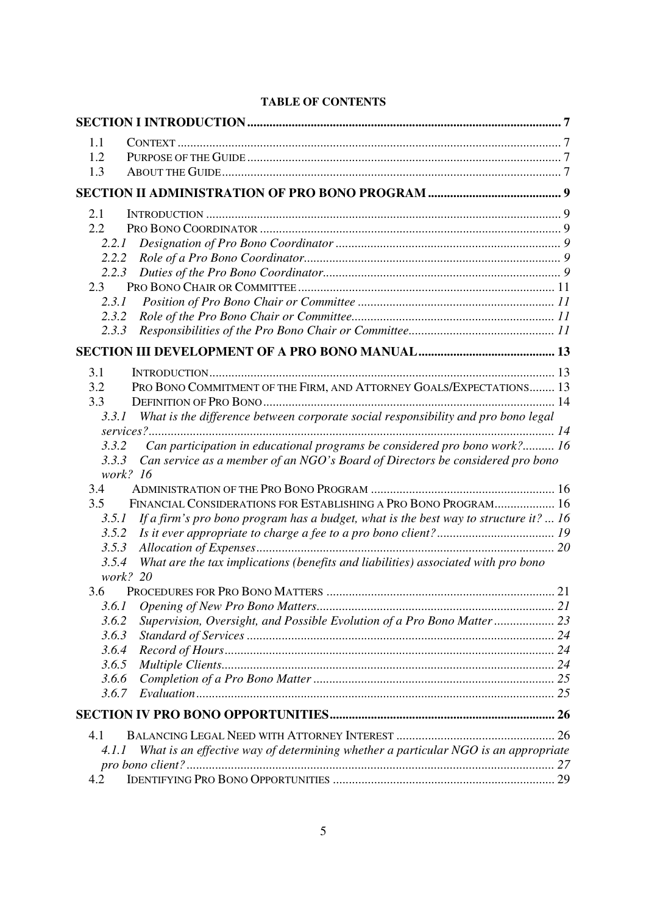**TABLE OF CONTENTS**

| | |
|---|---|
| **SECTION I INTRODUCTION** | **7** |
| 1.1 CONTEXT | 7 |
| 1.2 PURPOSE OF THE GUIDE | 7 |
| 1.3 ABOUT THE GUIDE | 7 |
| **SECTION II ADMINISTRATION OF PRO BONO PROGRAM** | **9** |
| 2.1 INTRODUCTION | 9 |
| 2.2 PRO BONO COORDINATOR | 9 |
| *2.2.1 Designation of Pro Bono Coordinator* | *9* |
| *2.2.2 Role of a Pro Bono Coordinator* | *9* |
| *2.2.3 Duties of the Pro Bono Coordinator* | *9* |
| 2.3 PRO BONO CHAIR OR COMMITTEE | 11 |
| *2.3.1 Position of Pro Bono Chair or Committee* | *11* |
| *2.3.2 Role of the Pro Bono Chair or Committee* | *11* |
| *2.3.3 Responsibilities of the Pro Bono Chair or Committee* | *11* |
| **SECTION III DEVELOPMENT OF A PRO BONO MANUAL** | **13** |
| 3.1 INTRODUCTION | 13 |
| 3.2 PRO BONO COMMITMENT OF THE FIRM, AND ATTORNEY GOALS/EXPECTATIONS | 13 |
| 3.3 DEFINITION OF PRO BONO | 14 |
| *3.3.1 What is the difference between corporate social responsibility and pro bono legal services?* | *14* |
| *3.3.2 Can participation in educational programs be considered pro bono work?* | *16* |
| *3.3.3 Can service as a member of an NGO's Board of Directors be considered pro bono work?* | *16* |
| 3.4 ADMINISTRATION OF THE PRO BONO PROGRAM | 16 |
| 3.5 FINANCIAL CONSIDERATIONS FOR ESTABLISHING A PRO BONO PROGRAM | 16 |
| *3.5.1 If a firm's pro bono program has a budget, what is the best way to structure it?* | *16* |
| *3.5.2 Is it ever appropriate to charge a fee to a pro bono client?* | *19* |
| *3.5.3 Allocation of Expenses* | *20* |
| *3.5.4 What are the tax implications (benefits and liabilities) associated with pro bono work?* | *20* |
| 3.6 PROCEDURES FOR PRO BONO MATTERS | 21 |
| *3.6.1 Opening of New Pro Bono Matters* | *21* |
| *3.6.2 Supervision, Oversight, and Possible Evolution of a Pro Bono Matter* | *23* |
| *3.6.3 Standard of Services* | *24* |
| *3.6.4 Record of Hours* | *24* |
| *3.6.5 Multiple Clients* | *24* |
| *3.6.6 Completion of a Pro Bono Matter* | *25* |
| *3.6.7 Evaluation* | *25* |
| **SECTION IV PRO BONO OPPORTUNITIES** | **26** |
| 4.1 BALANCING LEGAL NEED WITH ATTORNEY INTEREST | 26 |
| *4.1.1 What is an effective way of determining whether a particular NGO is an appropriate pro bono client?* | *27* |
| 4.2 IDENTIFYING PRO BONO OPPORTUNITIES | 29 |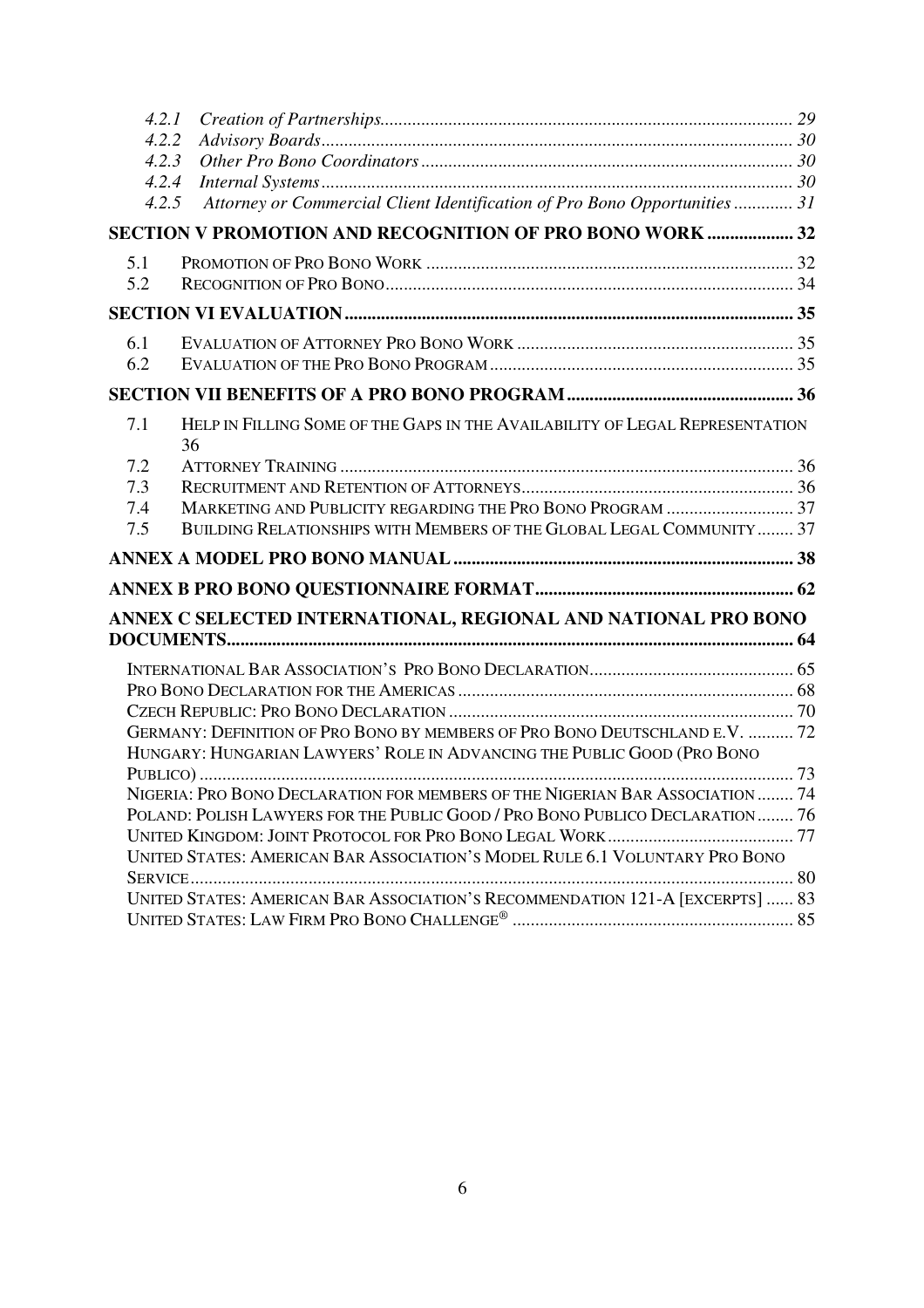*4.2.1 Creation of Partnerships* ........................................................................................ *29*
*4.2.2 Advisory Boards* ...................................................................................................... *30*
*4.2.3 Other Pro Bono Coordinators* ................................................................................ *30*
*4.2.4 Internal Systems* ...................................................................................................... *30*
*4.2.5 Attorney or Commercial Client Identification of Pro Bono Opportunities* ............. *31*

**SECTION V PROMOTION AND RECOGNITION OF PRO BONO WORK** ................... **32**

5.1 PROMOTION OF PRO BONO WORK ................................................................................ 32
5.2 RECOGNITION OF PRO BONO ......................................................................................... 34

**SECTION VI EVALUATION** .................................................................................................. **35**

6.1 EVALUATION OF ATTORNEY PRO BONO WORK ............................................................ 35
6.2 EVALUATION OF THE PRO BONO PROGRAM .................................................................. 35

**SECTION VII BENEFITS OF A PRO BONO PROGRAM** ................................................. **36**

7.1 HELP IN FILLING SOME OF THE GAPS IN THE AVAILABILITY OF LEGAL REPRESENTATION 36
7.2 ATTORNEY TRAINING ................................................................................................... 36
7.3 RECRUITMENT AND RETENTION OF ATTORNEYS ........................................................... 36
7.4 MARKETING AND PUBLICITY REGARDING THE PRO BONO PROGRAM ............................ 37
7.5 BUILDING RELATIONSHIPS WITH MEMBERS OF THE GLOBAL LEGAL COMMUNITY ........ 37

**ANNEX A MODEL PRO BONO MANUAL** ........................................................................... **38**

**ANNEX B PRO BONO QUESTIONNAIRE FORMAT** ......................................................... **62**

**ANNEX C SELECTED INTERNATIONAL, REGIONAL AND NATIONAL PRO BONO DOCUMENTS** ............................................................................................................................ **64**

INTERNATIONAL BAR ASSOCIATION'S PRO BONO DECLARATION ............................................ 65
PRO BONO DECLARATION FOR THE AMERICAS ......................................................................... 68
CZECH REPUBLIC: PRO BONO DECLARATION ........................................................................... 70
GERMANY: DEFINITION OF PRO BONO BY MEMBERS OF PRO BONO DEUTSCHLAND E.V. .......... 72
HUNGARY: HUNGARIAN LAWYERS' ROLE IN ADVANCING THE PUBLIC GOOD (PRO BONO PUBLICO) .................................................................................................................................. 73
NIGERIA: PRO BONO DECLARATION FOR MEMBERS OF THE NIGERIAN BAR ASSOCIATION ........ 74
POLAND: POLISH LAWYERS FOR THE PUBLIC GOOD / PRO BONO PUBLICO DECLARATION ........ 76
UNITED KINGDOM: JOINT PROTOCOL FOR PRO BONO LEGAL WORK ......................................... 77
UNITED STATES: AMERICAN BAR ASSOCIATION'S MODEL RULE 6.1 VOLUNTARY PRO BONO SERVICE .................................................................................................................................... 80
UNITED STATES: AMERICAN BAR ASSOCIATION'S RECOMMENDATION 121-A [EXCERPTS] ...... 83
UNITED STATES: LAW FIRM PRO BONO CHALLENGE® ............................................................. 85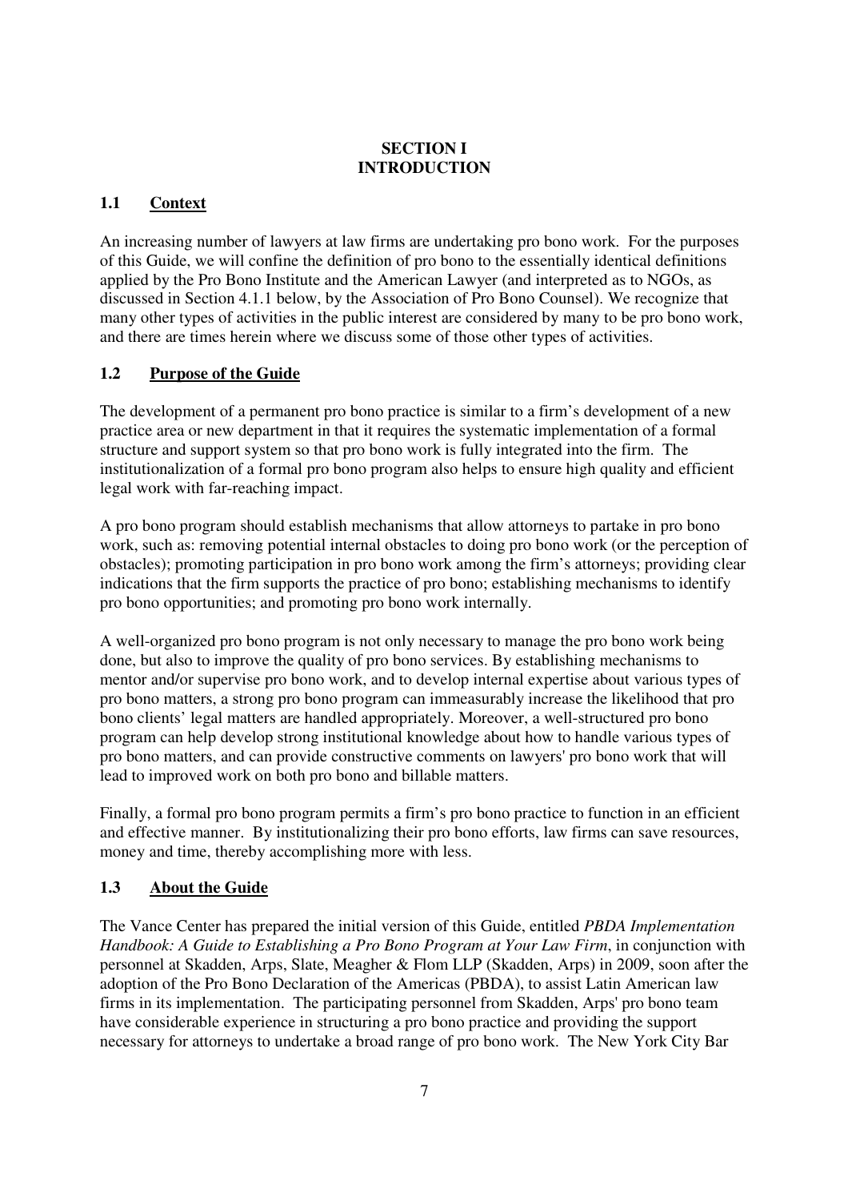# SECTION I
# INTRODUCTION

## 1.1 Context

An increasing number of lawyers at law firms are undertaking pro bono work. For the purposes of this Guide, we will confine the definition of pro bono to the essentially identical definitions applied by the Pro Bono Institute and the American Lawyer (and interpreted as to NGOs, as discussed in Section 4.1.1 below, by the Association of Pro Bono Counsel). We recognize that many other types of activities in the public interest are considered by many to be pro bono work, and there are times herein where we discuss some of those other types of activities.

## 1.2 Purpose of the Guide

The development of a permanent pro bono practice is similar to a firm's development of a new practice area or new department in that it requires the systematic implementation of a formal structure and support system so that pro bono work is fully integrated into the firm. The institutionalization of a formal pro bono program also helps to ensure high quality and efficient legal work with far-reaching impact.

A pro bono program should establish mechanisms that allow attorneys to partake in pro bono work, such as: removing potential internal obstacles to doing pro bono work (or the perception of obstacles); promoting participation in pro bono work among the firm's attorneys; providing clear indications that the firm supports the practice of pro bono; establishing mechanisms to identify pro bono opportunities; and promoting pro bono work internally.

A well-organized pro bono program is not only necessary to manage the pro bono work being done, but also to improve the quality of pro bono services. By establishing mechanisms to mentor and/or supervise pro bono work, and to develop internal expertise about various types of pro bono matters, a strong pro bono program can immeasurably increase the likelihood that pro bono clients' legal matters are handled appropriately. Moreover, a well-structured pro bono program can help develop strong institutional knowledge about how to handle various types of pro bono matters, and can provide constructive comments on lawyers' pro bono work that will lead to improved work on both pro bono and billable matters.

Finally, a formal pro bono program permits a firm's pro bono practice to function in an efficient and effective manner. By institutionalizing their pro bono efforts, law firms can save resources, money and time, thereby accomplishing more with less.

## 1.3 About the Guide

The Vance Center has prepared the initial version of this Guide, entitled *PBDA Implementation Handbook: A Guide to Establishing a Pro Bono Program at Your Law Firm*, in conjunction with personnel at Skadden, Arps, Slate, Meagher & Flom LLP (Skadden, Arps) in 2009, soon after the adoption of the Pro Bono Declaration of the Americas (PBDA), to assist Latin American law firms in its implementation. The participating personnel from Skadden, Arps' pro bono team have considerable experience in structuring a pro bono practice and providing the support necessary for attorneys to undertake a broad range of pro bono work. The New York City Bar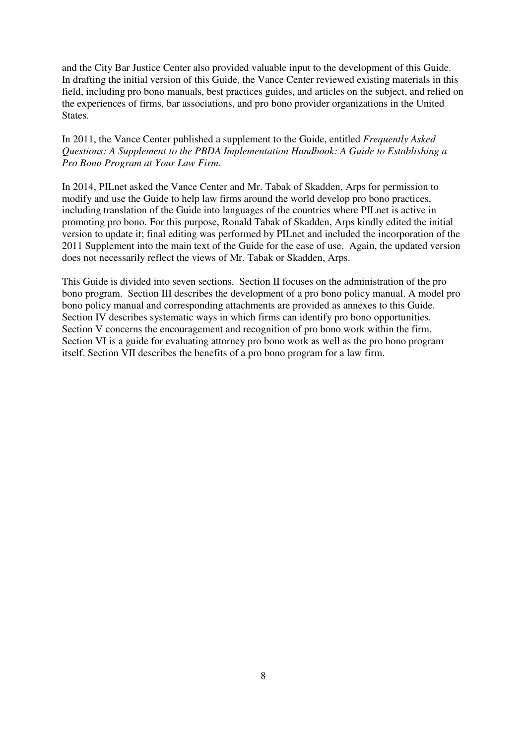and the City Bar Justice Center also provided valuable input to the development of this Guide. In drafting the initial version of this Guide, the Vance Center reviewed existing materials in this field, including pro bono manuals, best practices guides, and articles on the subject, and relied on the experiences of firms, bar associations, and pro bono provider organizations in the United States.

In 2011, the Vance Center published a supplement to the Guide, entitled *Frequently Asked Questions: A Supplement to the PBDA Implementation Handbook: A Guide to Establishing a Pro Bono Program at Your Law Firm*.

In 2014, PILnet asked the Vance Center and Mr. Tabak of Skadden, Arps for permission to modify and use the Guide to help law firms around the world develop pro bono practices, including translation of the Guide into languages of the countries where PILnet is active in promoting pro bono. For this purpose, Ronald Tabak of Skadden, Arps kindly edited the initial version to update it; final editing was performed by PILnet and included the incorporation of the 2011 Supplement into the main text of the Guide for the ease of use. Again, the updated version does not necessarily reflect the views of Mr. Tabak or Skadden, Arps.

This Guide is divided into seven sections. Section II focuses on the administration of the pro bono program. Section III describes the development of a pro bono policy manual. A model pro bono policy manual and corresponding attachments are provided as annexes to this Guide. Section IV describes systematic ways in which firms can identify pro bono opportunities. Section V concerns the encouragement and recognition of pro bono work within the firm. Section VI is a guide for evaluating attorney pro bono work as well as the pro bono program itself. Section VII describes the benefits of a pro bono program for a law firm.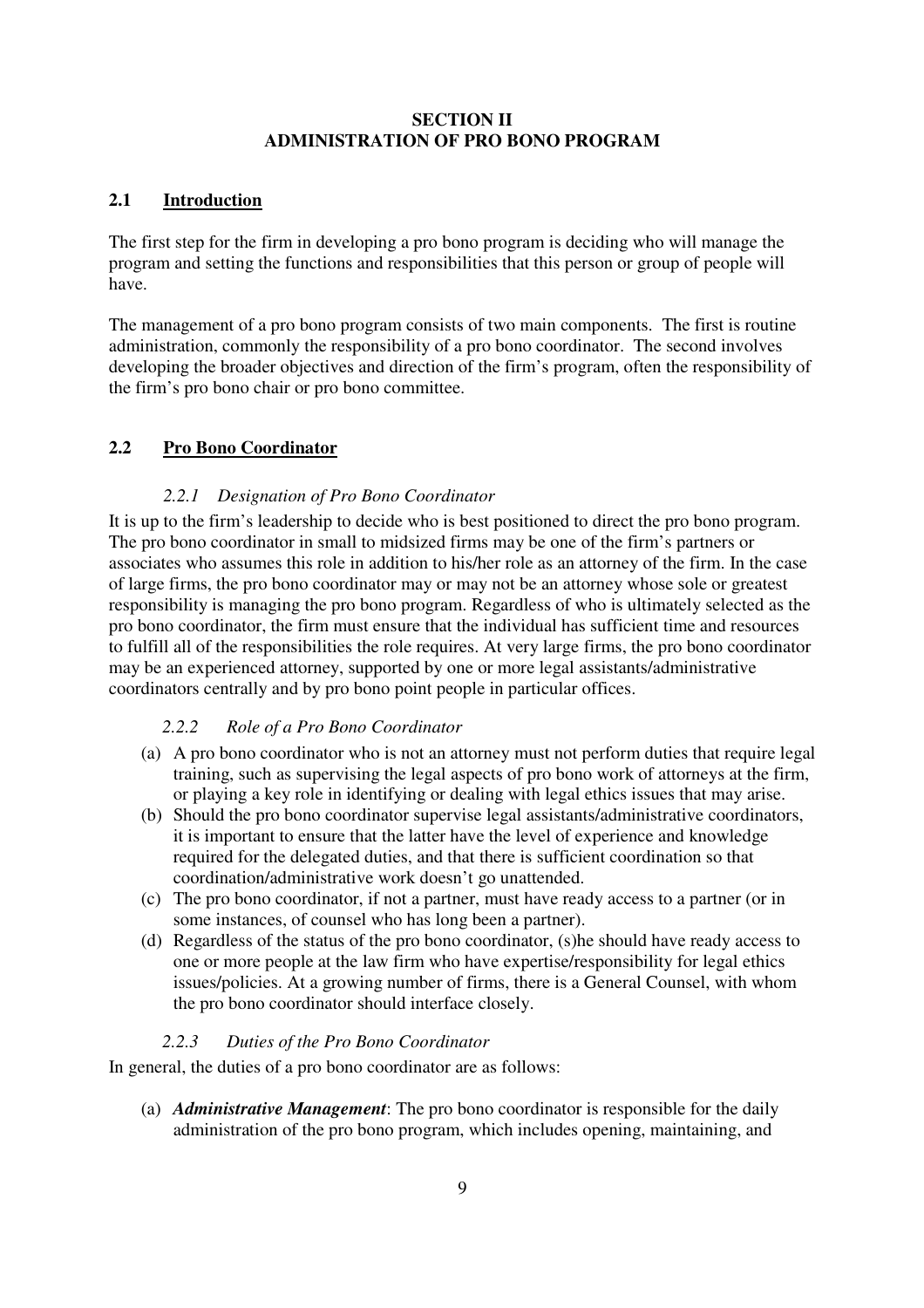# SECTION II
# ADMINISTRATION OF PRO BONO PROGRAM

## 2.1 Introduction

The first step for the firm in developing a pro bono program is deciding who will manage the program and setting the functions and responsibilities that this person or group of people will have.

The management of a pro bono program consists of two main components. The first is routine administration, commonly the responsibility of a pro bono coordinator. The second involves developing the broader objectives and direction of the firm's program, often the responsibility of the firm's pro bono chair or pro bono committee.

## 2.2 Pro Bono Coordinator

### *2.2.1 Designation of Pro Bono Coordinator*

It is up to the firm's leadership to decide who is best positioned to direct the pro bono program. The pro bono coordinator in small to midsized firms may be one of the firm's partners or associates who assumes this role in addition to his/her role as an attorney of the firm. In the case of large firms, the pro bono coordinator may or may not be an attorney whose sole or greatest responsibility is managing the pro bono program. Regardless of who is ultimately selected as the pro bono coordinator, the firm must ensure that the individual has sufficient time and resources to fulfill all of the responsibilities the role requires. At very large firms, the pro bono coordinator may be an experienced attorney, supported by one or more legal assistants/administrative coordinators centrally and by pro bono point people in particular offices.

### *2.2.2 Role of a Pro Bono Coordinator*

(a) A pro bono coordinator who is not an attorney must not perform duties that require legal training, such as supervising the legal aspects of pro bono work of attorneys at the firm, or playing a key role in identifying or dealing with legal ethics issues that may arise.

(b) Should the pro bono coordinator supervise legal assistants/administrative coordinators, it is important to ensure that the latter have the level of experience and knowledge required for the delegated duties, and that there is sufficient coordination so that coordination/administrative work doesn't go unattended.

(c) The pro bono coordinator, if not a partner, must have ready access to a partner (or in some instances, of counsel who has long been a partner).

(d) Regardless of the status of the pro bono coordinator, (s)he should have ready access to one or more people at the law firm who have expertise/responsibility for legal ethics issues/policies. At a growing number of firms, there is a General Counsel, with whom the pro bono coordinator should interface closely.

### *2.2.3 Duties of the Pro Bono Coordinator*

In general, the duties of a pro bono coordinator are as follows:

(a) ***Administrative Management***: The pro bono coordinator is responsible for the daily administration of the pro bono program, which includes opening, maintaining, and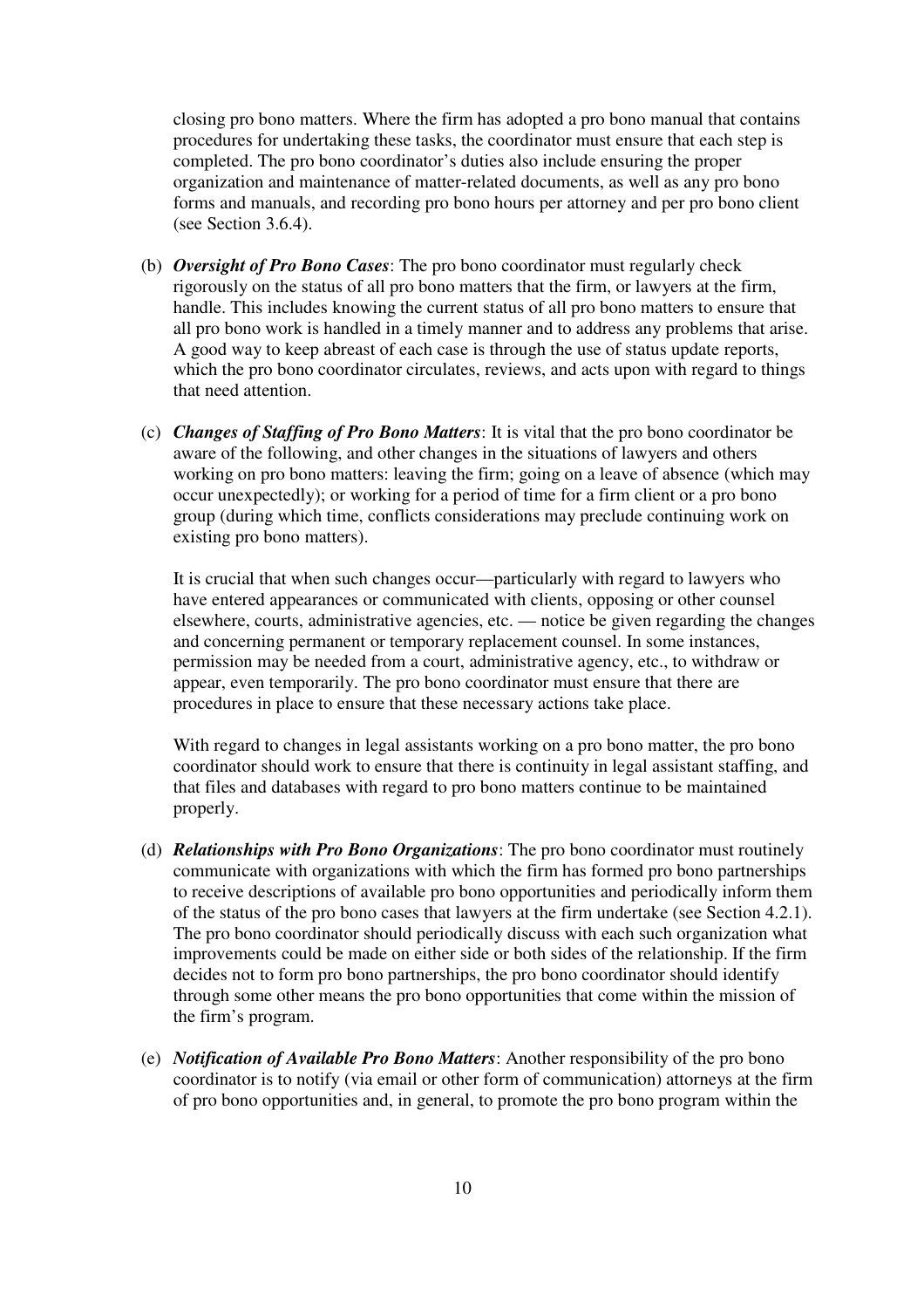closing pro bono matters. Where the firm has adopted a pro bono manual that contains procedures for undertaking these tasks, the coordinator must ensure that each step is completed. The pro bono coordinator's duties also include ensuring the proper organization and maintenance of matter-related documents, as well as any pro bono forms and manuals, and recording pro bono hours per attorney and per pro bono client (see Section 3.6.4).

(b) ***Oversight of Pro Bono Cases***: The pro bono coordinator must regularly check rigorously on the status of all pro bono matters that the firm, or lawyers at the firm, handle. This includes knowing the current status of all pro bono matters to ensure that all pro bono work is handled in a timely manner and to address any problems that arise. A good way to keep abreast of each case is through the use of status update reports, which the pro bono coordinator circulates, reviews, and acts upon with regard to things that need attention.

(c) ***Changes of Staffing of Pro Bono Matters***: It is vital that the pro bono coordinator be aware of the following, and other changes in the situations of lawyers and others working on pro bono matters: leaving the firm; going on a leave of absence (which may occur unexpectedly); or working for a period of time for a firm client or a pro bono group (during which time, conflicts considerations may preclude continuing work on existing pro bono matters).

It is crucial that when such changes occur—particularly with regard to lawyers who have entered appearances or communicated with clients, opposing or other counsel elsewhere, courts, administrative agencies, etc. — notice be given regarding the changes and concerning permanent or temporary replacement counsel. In some instances, permission may be needed from a court, administrative agency, etc., to withdraw or appear, even temporarily. The pro bono coordinator must ensure that there are procedures in place to ensure that these necessary actions take place.

With regard to changes in legal assistants working on a pro bono matter, the pro bono coordinator should work to ensure that there is continuity in legal assistant staffing, and that files and databases with regard to pro bono matters continue to be maintained properly.

(d) ***Relationships with Pro Bono Organizations***: The pro bono coordinator must routinely communicate with organizations with which the firm has formed pro bono partnerships to receive descriptions of available pro bono opportunities and periodically inform them of the status of the pro bono cases that lawyers at the firm undertake (see Section 4.2.1). The pro bono coordinator should periodically discuss with each such organization what improvements could be made on either side or both sides of the relationship. If the firm decides not to form pro bono partnerships, the pro bono coordinator should identify through some other means the pro bono opportunities that come within the mission of the firm's program.

(e) ***Notification of Available Pro Bono Matters***: Another responsibility of the pro bono coordinator is to notify (via email or other form of communication) attorneys at the firm of pro bono opportunities and, in general, to promote the pro bono program within the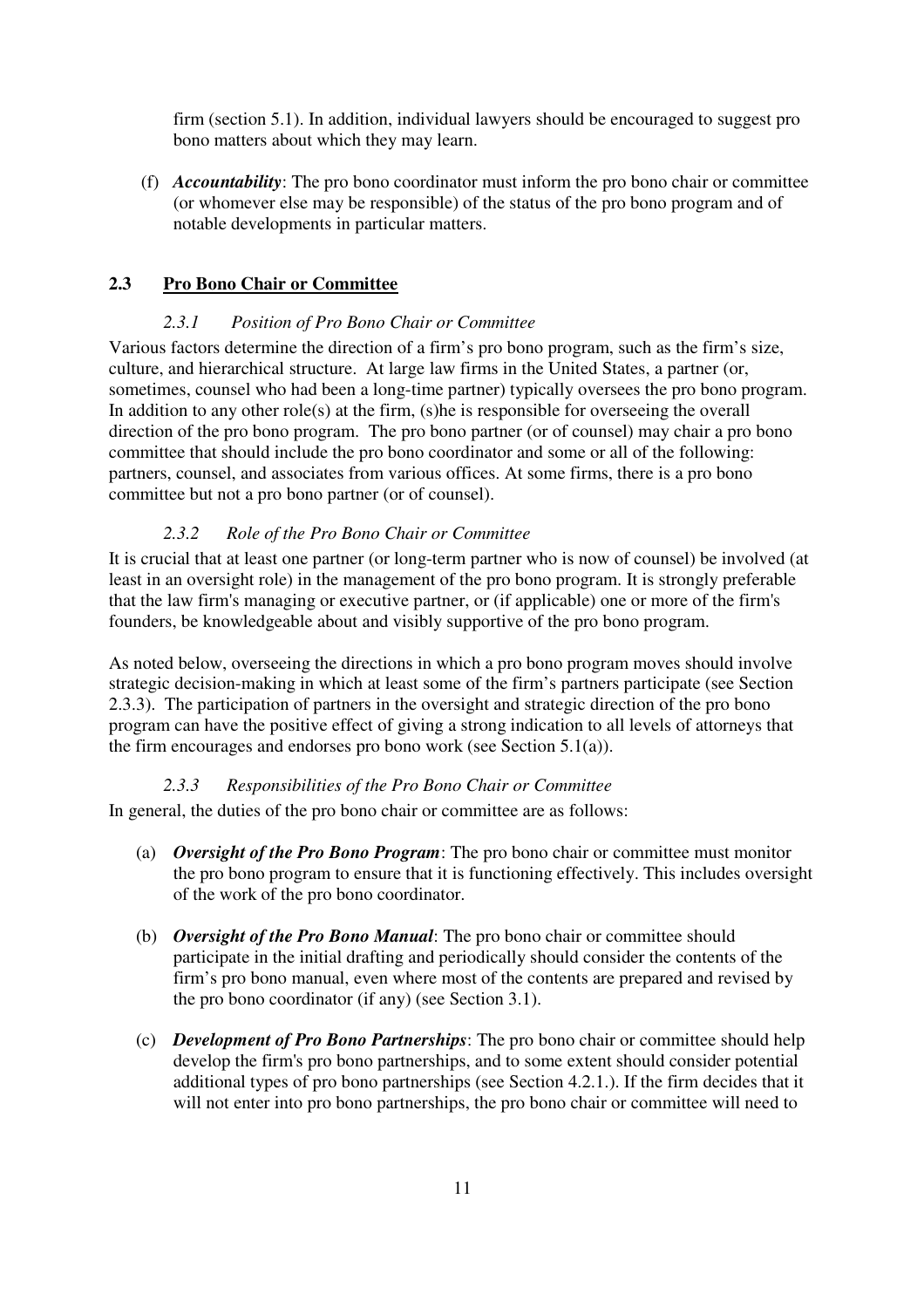firm (section 5.1). In addition, individual lawyers should be encouraged to suggest pro bono matters about which they may learn.

(f) ***Accountability***: The pro bono coordinator must inform the pro bono chair or committee (or whomever else may be responsible) of the status of the pro bono program and of notable developments in particular matters.

## 2.3 Pro Bono Chair or Committee

### *2.3.1 Position of Pro Bono Chair or Committee*

Various factors determine the direction of a firm's pro bono program, such as the firm's size, culture, and hierarchical structure. At large law firms in the United States, a partner (or, sometimes, counsel who had been a long-time partner) typically oversees the pro bono program. In addition to any other role(s) at the firm, (s)he is responsible for overseeing the overall direction of the pro bono program. The pro bono partner (or of counsel) may chair a pro bono committee that should include the pro bono coordinator and some or all of the following: partners, counsel, and associates from various offices. At some firms, there is a pro bono committee but not a pro bono partner (or of counsel).

### *2.3.2 Role of the Pro Bono Chair or Committee*

It is crucial that at least one partner (or long-term partner who is now of counsel) be involved (at least in an oversight role) in the management of the pro bono program. It is strongly preferable that the law firm's managing or executive partner, or (if applicable) one or more of the firm's founders, be knowledgeable about and visibly supportive of the pro bono program.

As noted below, overseeing the directions in which a pro bono program moves should involve strategic decision-making in which at least some of the firm's partners participate (see Section 2.3.3). The participation of partners in the oversight and strategic direction of the pro bono program can have the positive effect of giving a strong indication to all levels of attorneys that the firm encourages and endorses pro bono work (see Section 5.1(a)).

### *2.3.3 Responsibilities of the Pro Bono Chair or Committee*

In general, the duties of the pro bono chair or committee are as follows:

(a) ***Oversight of the Pro Bono Program***: The pro bono chair or committee must monitor the pro bono program to ensure that it is functioning effectively. This includes oversight of the work of the pro bono coordinator.

(b) ***Oversight of the Pro Bono Manual***: The pro bono chair or committee should participate in the initial drafting and periodically should consider the contents of the firm's pro bono manual, even where most of the contents are prepared and revised by the pro bono coordinator (if any) (see Section 3.1).

(c) ***Development of Pro Bono Partnerships***: The pro bono chair or committee should help develop the firm's pro bono partnerships, and to some extent should consider potential additional types of pro bono partnerships (see Section 4.2.1.). If the firm decides that it will not enter into pro bono partnerships, the pro bono chair or committee will need to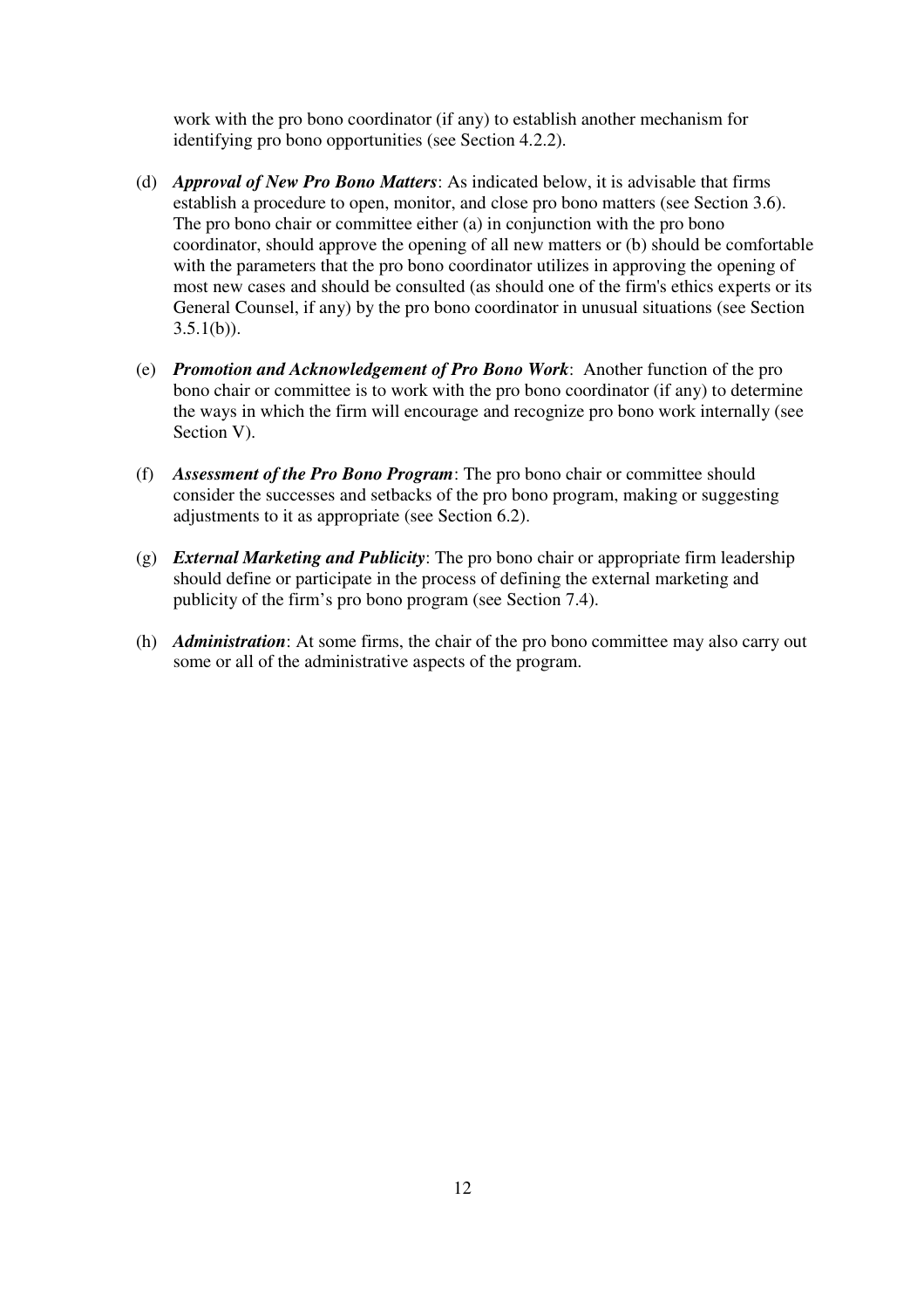work with the pro bono coordinator (if any) to establish another mechanism for identifying pro bono opportunities (see Section 4.2.2).

(d) ***Approval of New Pro Bono Matters***: As indicated below, it is advisable that firms establish a procedure to open, monitor, and close pro bono matters (see Section 3.6). The pro bono chair or committee either (a) in conjunction with the pro bono coordinator, should approve the opening of all new matters or (b) should be comfortable with the parameters that the pro bono coordinator utilizes in approving the opening of most new cases and should be consulted (as should one of the firm's ethics experts or its General Counsel, if any) by the pro bono coordinator in unusual situations (see Section 3.5.1(b)).

(e) ***Promotion and Acknowledgement of Pro Bono Work***: Another function of the pro bono chair or committee is to work with the pro bono coordinator (if any) to determine the ways in which the firm will encourage and recognize pro bono work internally (see Section V).

(f) ***Assessment of the Pro Bono Program***: The pro bono chair or committee should consider the successes and setbacks of the pro bono program, making or suggesting adjustments to it as appropriate (see Section 6.2).

(g) ***External Marketing and Publicity***: The pro bono chair or appropriate firm leadership should define or participate in the process of defining the external marketing and publicity of the firm's pro bono program (see Section 7.4).

(h) ***Administration***: At some firms, the chair of the pro bono committee may also carry out some or all of the administrative aspects of the program.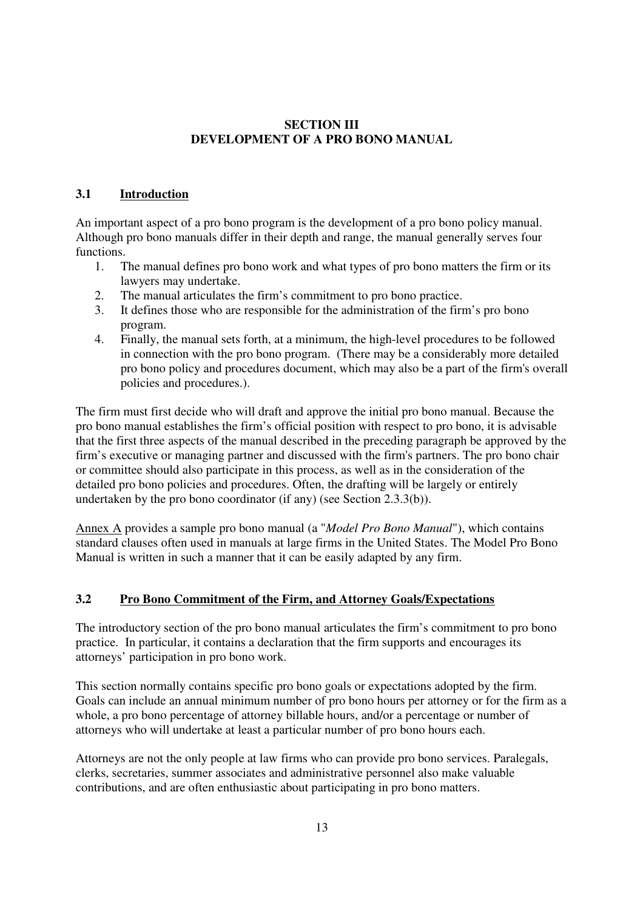# SECTION III
# DEVELOPMENT OF A PRO BONO MANUAL

## 3.1 Introduction

An important aspect of a pro bono program is the development of a pro bono policy manual. Although pro bono manuals differ in their depth and range, the manual generally serves four functions.

1. The manual defines pro bono work and what types of pro bono matters the firm or its lawyers may undertake.
2. The manual articulates the firm's commitment to pro bono practice.
3. It defines those who are responsible for the administration of the firm's pro bono program.
4. Finally, the manual sets forth, at a minimum, the high-level procedures to be followed in connection with the pro bono program. (There may be a considerably more detailed pro bono policy and procedures document, which may also be a part of the firm's overall policies and procedures.).

The firm must first decide who will draft and approve the initial pro bono manual. Because the pro bono manual establishes the firm's official position with respect to pro bono, it is advisable that the first three aspects of the manual described in the preceding paragraph be approved by the firm's executive or managing partner and discussed with the firm's partners. The pro bono chair or committee should also participate in this process, as well as in the consideration of the detailed pro bono policies and procedures. Often, the drafting will be largely or entirely undertaken by the pro bono coordinator (if any) (see Section 2.3.3(b)).

Annex A provides a sample pro bono manual (a "*Model Pro Bono Manual*"), which contains standard clauses often used in manuals at large firms in the United States. The Model Pro Bono Manual is written in such a manner that it can be easily adapted by any firm.

## 3.2 Pro Bono Commitment of the Firm, and Attorney Goals/Expectations

The introductory section of the pro bono manual articulates the firm's commitment to pro bono practice. In particular, it contains a declaration that the firm supports and encourages its attorneys' participation in pro bono work.

This section normally contains specific pro bono goals or expectations adopted by the firm. Goals can include an annual minimum number of pro bono hours per attorney or for the firm as a whole, a pro bono percentage of attorney billable hours, and/or a percentage or number of attorneys who will undertake at least a particular number of pro bono hours each.

Attorneys are not the only people at law firms who can provide pro bono services. Paralegals, clerks, secretaries, summer associates and administrative personnel also make valuable contributions, and are often enthusiastic about participating in pro bono matters.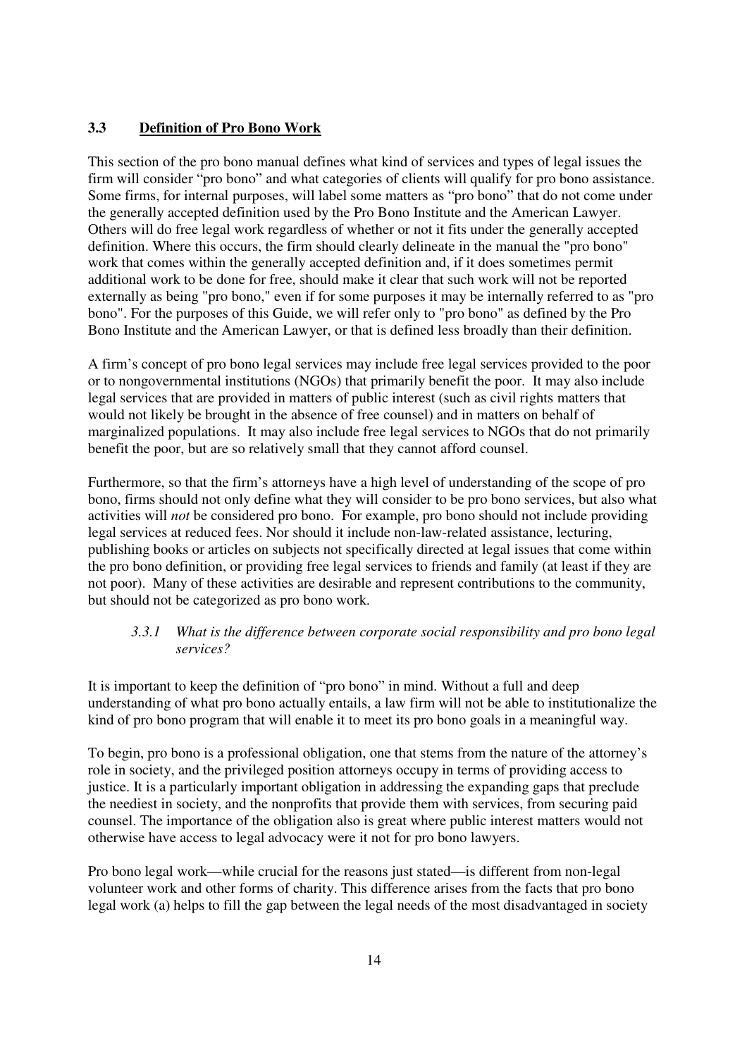## 3.3 Definition of Pro Bono Work

This section of the pro bono manual defines what kind of services and types of legal issues the firm will consider "pro bono" and what categories of clients will qualify for pro bono assistance. Some firms, for internal purposes, will label some matters as "pro bono" that do not come under the generally accepted definition used by the Pro Bono Institute and the American Lawyer. Others will do free legal work regardless of whether or not it fits under the generally accepted definition. Where this occurs, the firm should clearly delineate in the manual the "pro bono" work that comes within the generally accepted definition and, if it does sometimes permit additional work to be done for free, should make it clear that such work will not be reported externally as being "pro bono," even if for some purposes it may be internally referred to as "pro bono". For the purposes of this Guide, we will refer only to "pro bono" as defined by the Pro Bono Institute and the American Lawyer, or that is defined less broadly than their definition.

A firm's concept of pro bono legal services may include free legal services provided to the poor or to nongovernmental institutions (NGOs) that primarily benefit the poor. It may also include legal services that are provided in matters of public interest (such as civil rights matters that would not likely be brought in the absence of free counsel) and in matters on behalf of marginalized populations. It may also include free legal services to NGOs that do not primarily benefit the poor, but are so relatively small that they cannot afford counsel.

Furthermore, so that the firm's attorneys have a high level of understanding of the scope of pro bono, firms should not only define what they will consider to be pro bono services, but also what activities will *not* be considered pro bono. For example, pro bono should not include providing legal services at reduced fees. Nor should it include non-law-related assistance, lecturing, publishing books or articles on subjects not specifically directed at legal issues that come within the pro bono definition, or providing free legal services to friends and family (at least if they are not poor). Many of these activities are desirable and represent contributions to the community, but should not be categorized as pro bono work.

### *3.3.1 What is the difference between corporate social responsibility and pro bono legal services?*

It is important to keep the definition of "pro bono" in mind. Without a full and deep understanding of what pro bono actually entails, a law firm will not be able to institutionalize the kind of pro bono program that will enable it to meet its pro bono goals in a meaningful way.

To begin, pro bono is a professional obligation, one that stems from the nature of the attorney's role in society, and the privileged position attorneys occupy in terms of providing access to justice. It is a particularly important obligation in addressing the expanding gaps that preclude the neediest in society, and the nonprofits that provide them with services, from securing paid counsel. The importance of the obligation also is great where public interest matters would not otherwise have access to legal advocacy were it not for pro bono lawyers.

Pro bono legal work—while crucial for the reasons just stated—is different from non-legal volunteer work and other forms of charity. This difference arises from the facts that pro bono legal work (a) helps to fill the gap between the legal needs of the most disadvantaged in society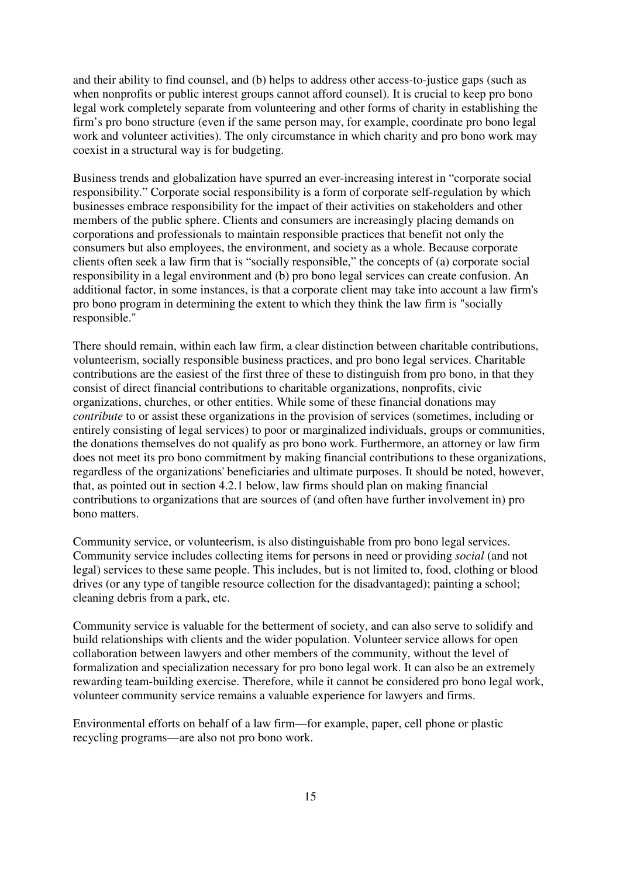and their ability to find counsel, and (b) helps to address other access-to-justice gaps (such as when nonprofits or public interest groups cannot afford counsel). It is crucial to keep pro bono legal work completely separate from volunteering and other forms of charity in establishing the firm's pro bono structure (even if the same person may, for example, coordinate pro bono legal work and volunteer activities). The only circumstance in which charity and pro bono work may coexist in a structural way is for budgeting.

Business trends and globalization have spurred an ever-increasing interest in "corporate social responsibility." Corporate social responsibility is a form of corporate self-regulation by which businesses embrace responsibility for the impact of their activities on stakeholders and other members of the public sphere. Clients and consumers are increasingly placing demands on corporations and professionals to maintain responsible practices that benefit not only the consumers but also employees, the environment, and society as a whole. Because corporate clients often seek a law firm that is "socially responsible," the concepts of (a) corporate social responsibility in a legal environment and (b) pro bono legal services can create confusion. An additional factor, in some instances, is that a corporate client may take into account a law firm's pro bono program in determining the extent to which they think the law firm is "socially responsible."

There should remain, within each law firm, a clear distinction between charitable contributions, volunteerism, socially responsible business practices, and pro bono legal services. Charitable contributions are the easiest of the first three of these to distinguish from pro bono, in that they consist of direct financial contributions to charitable organizations, nonprofits, civic organizations, churches, or other entities. While some of these financial donations may *contribute* to or assist these organizations in the provision of services (sometimes, including or entirely consisting of legal services) to poor or marginalized individuals, groups or communities, the donations themselves do not qualify as pro bono work. Furthermore, an attorney or law firm does not meet its pro bono commitment by making financial contributions to these organizations, regardless of the organizations' beneficiaries and ultimate purposes. It should be noted, however, that, as pointed out in section 4.2.1 below, law firms should plan on making financial contributions to organizations that are sources of (and often have further involvement in) pro bono matters.

Community service, or volunteerism, is also distinguishable from pro bono legal services. Community service includes collecting items for persons in need or providing *social* (and not legal) services to these same people. This includes, but is not limited to, food, clothing or blood drives (or any type of tangible resource collection for the disadvantaged); painting a school; cleaning debris from a park, etc.

Community service is valuable for the betterment of society, and can also serve to solidify and build relationships with clients and the wider population. Volunteer service allows for open collaboration between lawyers and other members of the community, without the level of formalization and specialization necessary for pro bono legal work. It can also be an extremely rewarding team-building exercise. Therefore, while it cannot be considered pro bono legal work, volunteer community service remains a valuable experience for lawyers and firms.

Environmental efforts on behalf of a law firm—for example, paper, cell phone or plastic recycling programs—are also not pro bono work.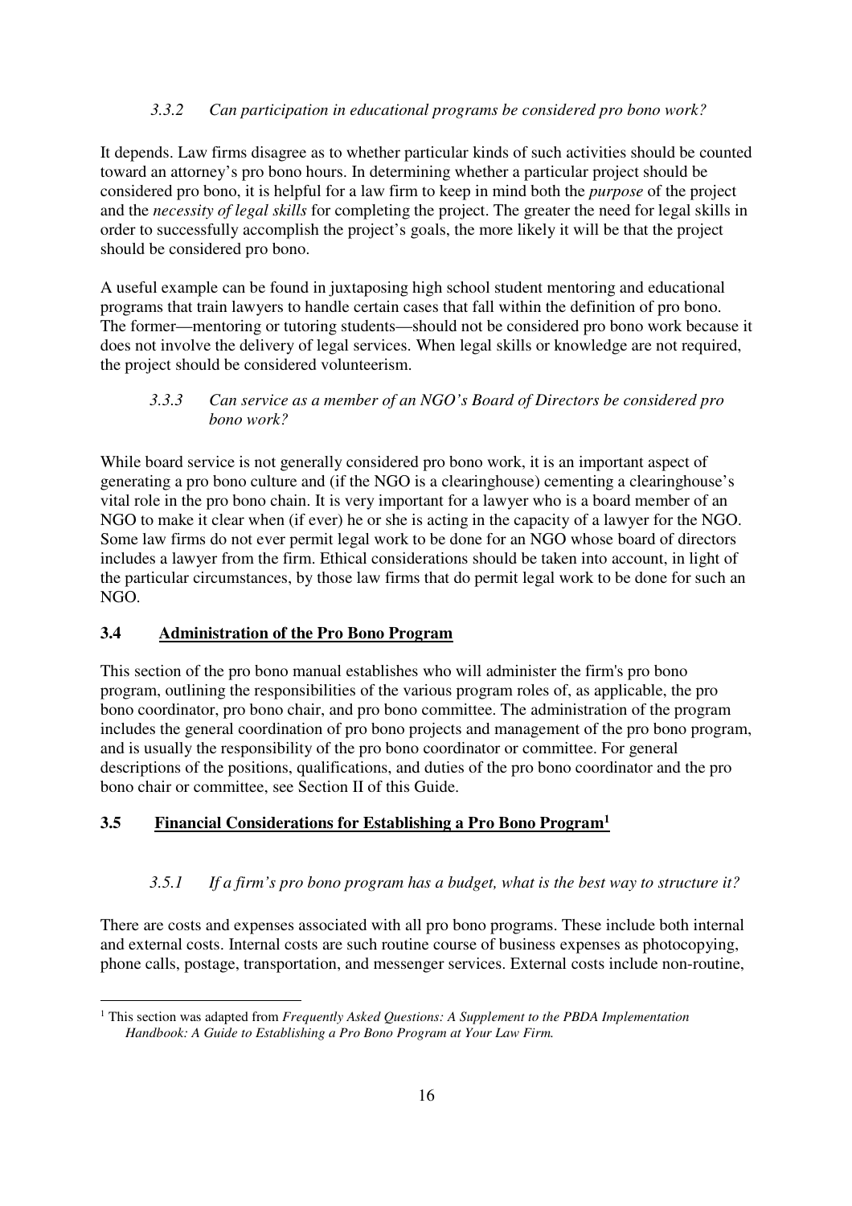#### *3.3.2 Can participation in educational programs be considered pro bono work?*

It depends. Law firms disagree as to whether particular kinds of such activities should be counted toward an attorney's pro bono hours. In determining whether a particular project should be considered pro bono, it is helpful for a law firm to keep in mind both the *purpose* of the project and the *necessity of legal skills* for completing the project. The greater the need for legal skills in order to successfully accomplish the project's goals, the more likely it will be that the project should be considered pro bono.

A useful example can be found in juxtaposing high school student mentoring and educational programs that train lawyers to handle certain cases that fall within the definition of pro bono. The former—mentoring or tutoring students—should not be considered pro bono work because it does not involve the delivery of legal services. When legal skills or knowledge are not required, the project should be considered volunteerism.

#### *3.3.3 Can service as a member of an NGO's Board of Directors be considered pro bono work?*

While board service is not generally considered pro bono work, it is an important aspect of generating a pro bono culture and (if the NGO is a clearinghouse) cementing a clearinghouse's vital role in the pro bono chain. It is very important for a lawyer who is a board member of an NGO to make it clear when (if ever) he or she is acting in the capacity of a lawyer for the NGO. Some law firms do not ever permit legal work to be done for an NGO whose board of directors includes a lawyer from the firm. Ethical considerations should be taken into account, in light of the particular circumstances, by those law firms that do permit legal work to be done for such an NGO.

### 3.4 Administration of the Pro Bono Program

This section of the pro bono manual establishes who will administer the firm's pro bono program, outlining the responsibilities of the various program roles of, as applicable, the pro bono coordinator, pro bono chair, and pro bono committee. The administration of the program includes the general coordination of pro bono projects and management of the pro bono program, and is usually the responsibility of the pro bono coordinator or committee. For general descriptions of the positions, qualifications, and duties of the pro bono coordinator and the pro bono chair or committee, see Section II of this Guide.

### 3.5 Financial Considerations for Establishing a Pro Bono Program[1]

#### *3.5.1 If a firm's pro bono program has a budget, what is the best way to structure it?*

There are costs and expenses associated with all pro bono programs. These include both internal and external costs. Internal costs are such routine course of business expenses as photocopying, phone calls, postage, transportation, and messenger services. External costs include non-routine,

[1] This section was adapted from *Frequently Asked Questions: A Supplement to the PBDA Implementation Handbook: A Guide to Establishing a Pro Bono Program at Your Law Firm.*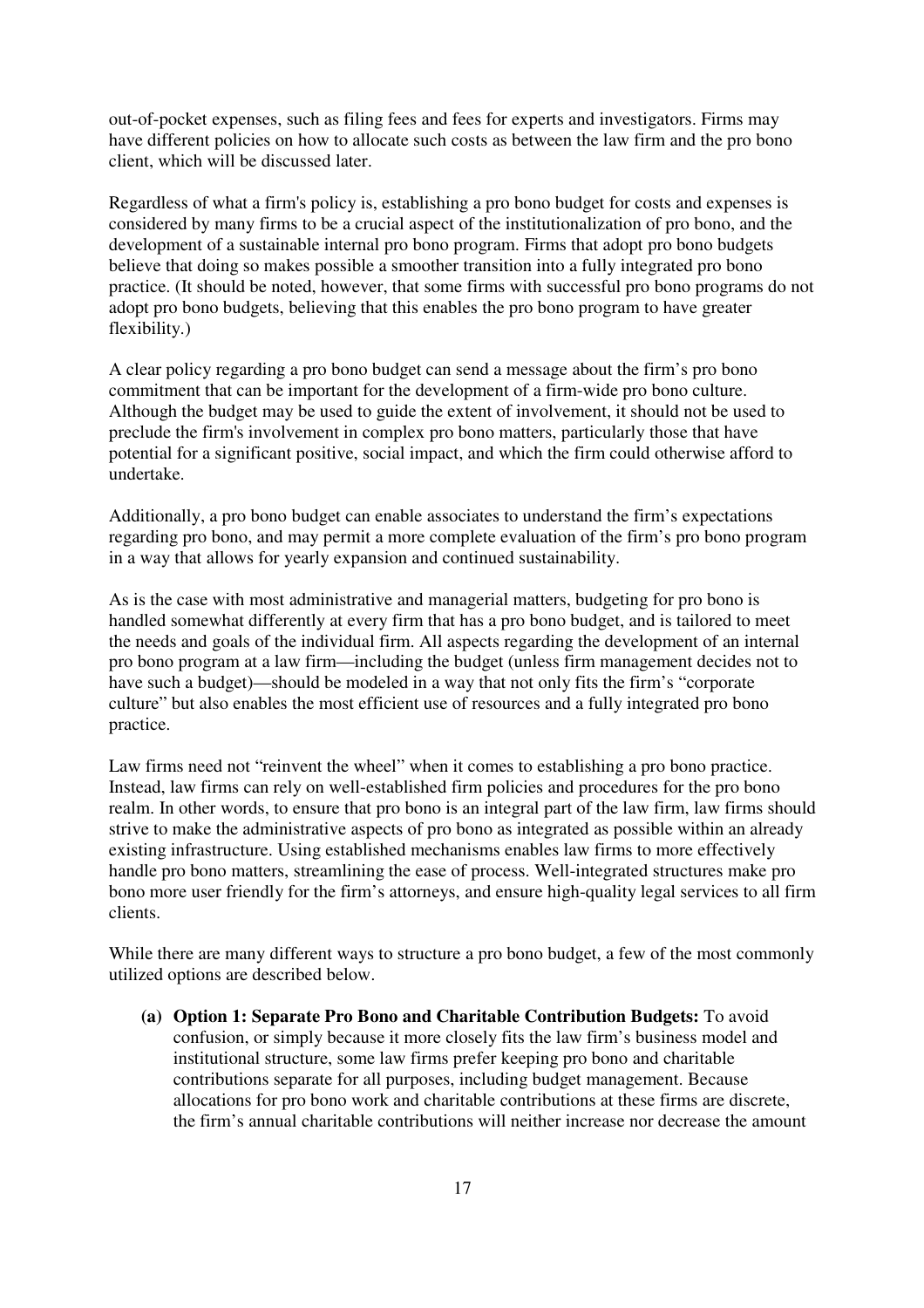out-of-pocket expenses, such as filing fees and fees for experts and investigators. Firms may have different policies on how to allocate such costs as between the law firm and the pro bono client, which will be discussed later.

Regardless of what a firm's policy is, establishing a pro bono budget for costs and expenses is considered by many firms to be a crucial aspect of the institutionalization of pro bono, and the development of a sustainable internal pro bono program. Firms that adopt pro bono budgets believe that doing so makes possible a smoother transition into a fully integrated pro bono practice. (It should be noted, however, that some firms with successful pro bono programs do not adopt pro bono budgets, believing that this enables the pro bono program to have greater flexibility.)

A clear policy regarding a pro bono budget can send a message about the firm's pro bono commitment that can be important for the development of a firm-wide pro bono culture. Although the budget may be used to guide the extent of involvement, it should not be used to preclude the firm's involvement in complex pro bono matters, particularly those that have potential for a significant positive, social impact, and which the firm could otherwise afford to undertake.

Additionally, a pro bono budget can enable associates to understand the firm's expectations regarding pro bono, and may permit a more complete evaluation of the firm's pro bono program in a way that allows for yearly expansion and continued sustainability.

As is the case with most administrative and managerial matters, budgeting for pro bono is handled somewhat differently at every firm that has a pro bono budget, and is tailored to meet the needs and goals of the individual firm. All aspects regarding the development of an internal pro bono program at a law firm—including the budget (unless firm management decides not to have such a budget)—should be modeled in a way that not only fits the firm's "corporate culture" but also enables the most efficient use of resources and a fully integrated pro bono practice.

Law firms need not "reinvent the wheel" when it comes to establishing a pro bono practice. Instead, law firms can rely on well-established firm policies and procedures for the pro bono realm. In other words, to ensure that pro bono is an integral part of the law firm, law firms should strive to make the administrative aspects of pro bono as integrated as possible within an already existing infrastructure. Using established mechanisms enables law firms to more effectively handle pro bono matters, streamlining the ease of process. Well-integrated structures make pro bono more user friendly for the firm's attorneys, and ensure high-quality legal services to all firm clients.

While there are many different ways to structure a pro bono budget, a few of the most commonly utilized options are described below.

(a) **Option 1: Separate Pro Bono and Charitable Contribution Budgets:** To avoid confusion, or simply because it more closely fits the law firm's business model and institutional structure, some law firms prefer keeping pro bono and charitable contributions separate for all purposes, including budget management. Because allocations for pro bono work and charitable contributions at these firms are discrete, the firm's annual charitable contributions will neither increase nor decrease the amount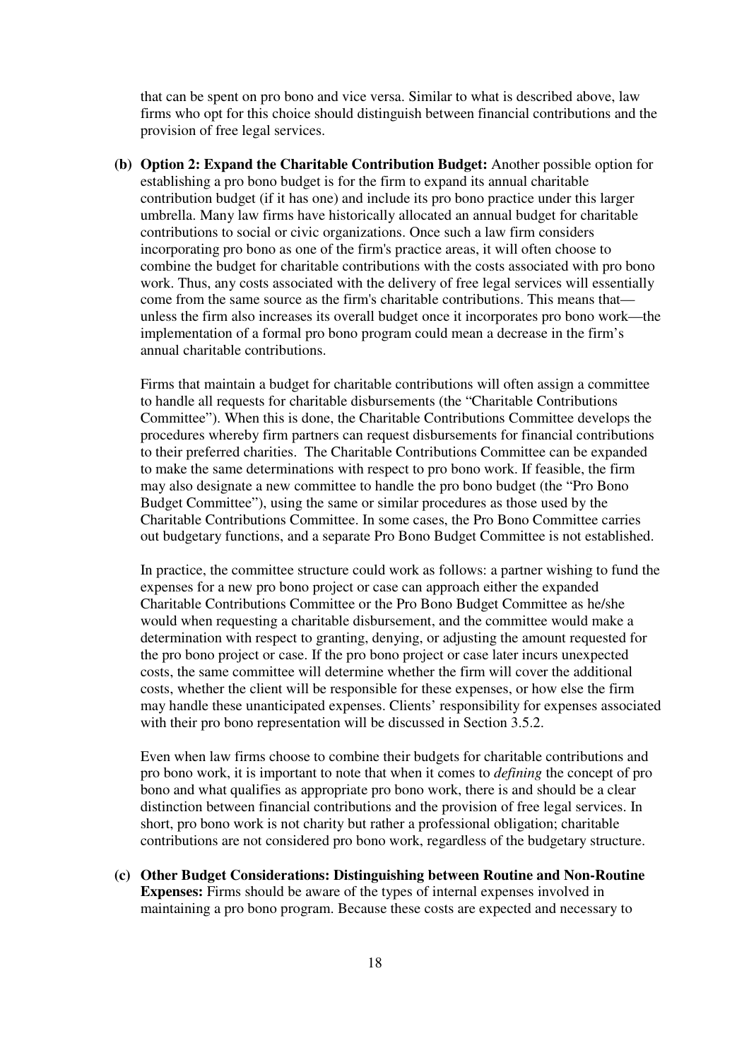that can be spent on pro bono and vice versa. Similar to what is described above, law firms who opt for this choice should distinguish between financial contributions and the provision of free legal services.

**(b) Option 2: Expand the Charitable Contribution Budget:** Another possible option for establishing a pro bono budget is for the firm to expand its annual charitable contribution budget (if it has one) and include its pro bono practice under this larger umbrella. Many law firms have historically allocated an annual budget for charitable contributions to social or civic organizations. Once such a law firm considers incorporating pro bono as one of the firm's practice areas, it will often choose to combine the budget for charitable contributions with the costs associated with pro bono work. Thus, any costs associated with the delivery of free legal services will essentially come from the same source as the firm's charitable contributions. This means that—unless the firm also increases its overall budget once it incorporates pro bono work—the implementation of a formal pro bono program could mean a decrease in the firm's annual charitable contributions.

Firms that maintain a budget for charitable contributions will often assign a committee to handle all requests for charitable disbursements (the "Charitable Contributions Committee"). When this is done, the Charitable Contributions Committee develops the procedures whereby firm partners can request disbursements for financial contributions to their preferred charities. The Charitable Contributions Committee can be expanded to make the same determinations with respect to pro bono work. If feasible, the firm may also designate a new committee to handle the pro bono budget (the "Pro Bono Budget Committee"), using the same or similar procedures as those used by the Charitable Contributions Committee. In some cases, the Pro Bono Committee carries out budgetary functions, and a separate Pro Bono Budget Committee is not established.

In practice, the committee structure could work as follows: a partner wishing to fund the expenses for a new pro bono project or case can approach either the expanded Charitable Contributions Committee or the Pro Bono Budget Committee as he/she would when requesting a charitable disbursement, and the committee would make a determination with respect to granting, denying, or adjusting the amount requested for the pro bono project or case. If the pro bono project or case later incurs unexpected costs, the same committee will determine whether the firm will cover the additional costs, whether the client will be responsible for these expenses, or how else the firm may handle these unanticipated expenses. Clients' responsibility for expenses associated with their pro bono representation will be discussed in Section 3.5.2.

Even when law firms choose to combine their budgets for charitable contributions and pro bono work, it is important to note that when it comes to *defining* the concept of pro bono and what qualifies as appropriate pro bono work, there is and should be a clear distinction between financial contributions and the provision of free legal services. In short, pro bono work is not charity but rather a professional obligation; charitable contributions are not considered pro bono work, regardless of the budgetary structure.

**(c) Other Budget Considerations: Distinguishing between Routine and Non-Routine Expenses:** Firms should be aware of the types of internal expenses involved in maintaining a pro bono program. Because these costs are expected and necessary to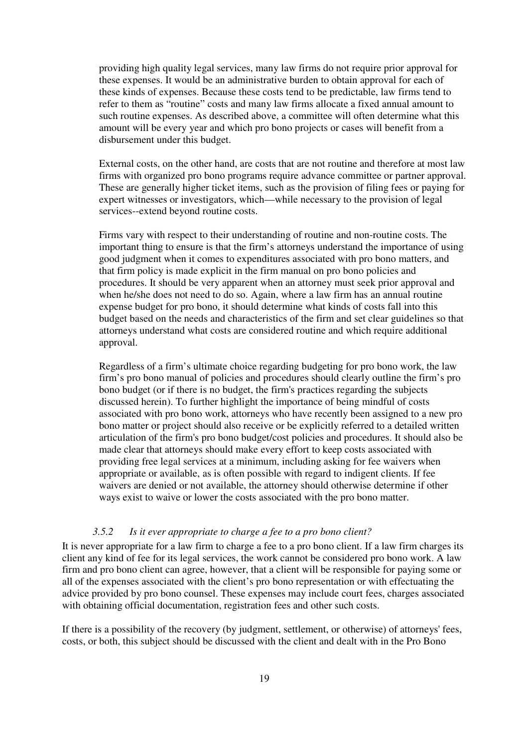providing high quality legal services, many law firms do not require prior approval for these expenses. It would be an administrative burden to obtain approval for each of these kinds of expenses. Because these costs tend to be predictable, law firms tend to refer to them as "routine" costs and many law firms allocate a fixed annual amount to such routine expenses. As described above, a committee will often determine what this amount will be every year and which pro bono projects or cases will benefit from a disbursement under this budget.

External costs, on the other hand, are costs that are not routine and therefore at most law firms with organized pro bono programs require advance committee or partner approval. These are generally higher ticket items, such as the provision of filing fees or paying for expert witnesses or investigators, which—while necessary to the provision of legal services--extend beyond routine costs.

Firms vary with respect to their understanding of routine and non-routine costs. The important thing to ensure is that the firm's attorneys understand the importance of using good judgment when it comes to expenditures associated with pro bono matters, and that firm policy is made explicit in the firm manual on pro bono policies and procedures. It should be very apparent when an attorney must seek prior approval and when he/she does not need to do so. Again, where a law firm has an annual routine expense budget for pro bono, it should determine what kinds of costs fall into this budget based on the needs and characteristics of the firm and set clear guidelines so that attorneys understand what costs are considered routine and which require additional approval.

Regardless of a firm's ultimate choice regarding budgeting for pro bono work, the law firm's pro bono manual of policies and procedures should clearly outline the firm's pro bono budget (or if there is no budget, the firm's practices regarding the subjects discussed herein). To further highlight the importance of being mindful of costs associated with pro bono work, attorneys who have recently been assigned to a new pro bono matter or project should also receive or be explicitly referred to a detailed written articulation of the firm's pro bono budget/cost policies and procedures. It should also be made clear that attorneys should make every effort to keep costs associated with providing free legal services at a minimum, including asking for fee waivers when appropriate or available, as is often possible with regard to indigent clients. If fee waivers are denied or not available, the attorney should otherwise determine if other ways exist to waive or lower the costs associated with the pro bono matter.

### *3.5.2 Is it ever appropriate to charge a fee to a pro bono client?*

It is never appropriate for a law firm to charge a fee to a pro bono client. If a law firm charges its client any kind of fee for its legal services, the work cannot be considered pro bono work. A law firm and pro bono client can agree, however, that a client will be responsible for paying some or all of the expenses associated with the client's pro bono representation or with effectuating the advice provided by pro bono counsel. These expenses may include court fees, charges associated with obtaining official documentation, registration fees and other such costs.

If there is a possibility of the recovery (by judgment, settlement, or otherwise) of attorneys' fees, costs, or both, this subject should be discussed with the client and dealt with in the Pro Bono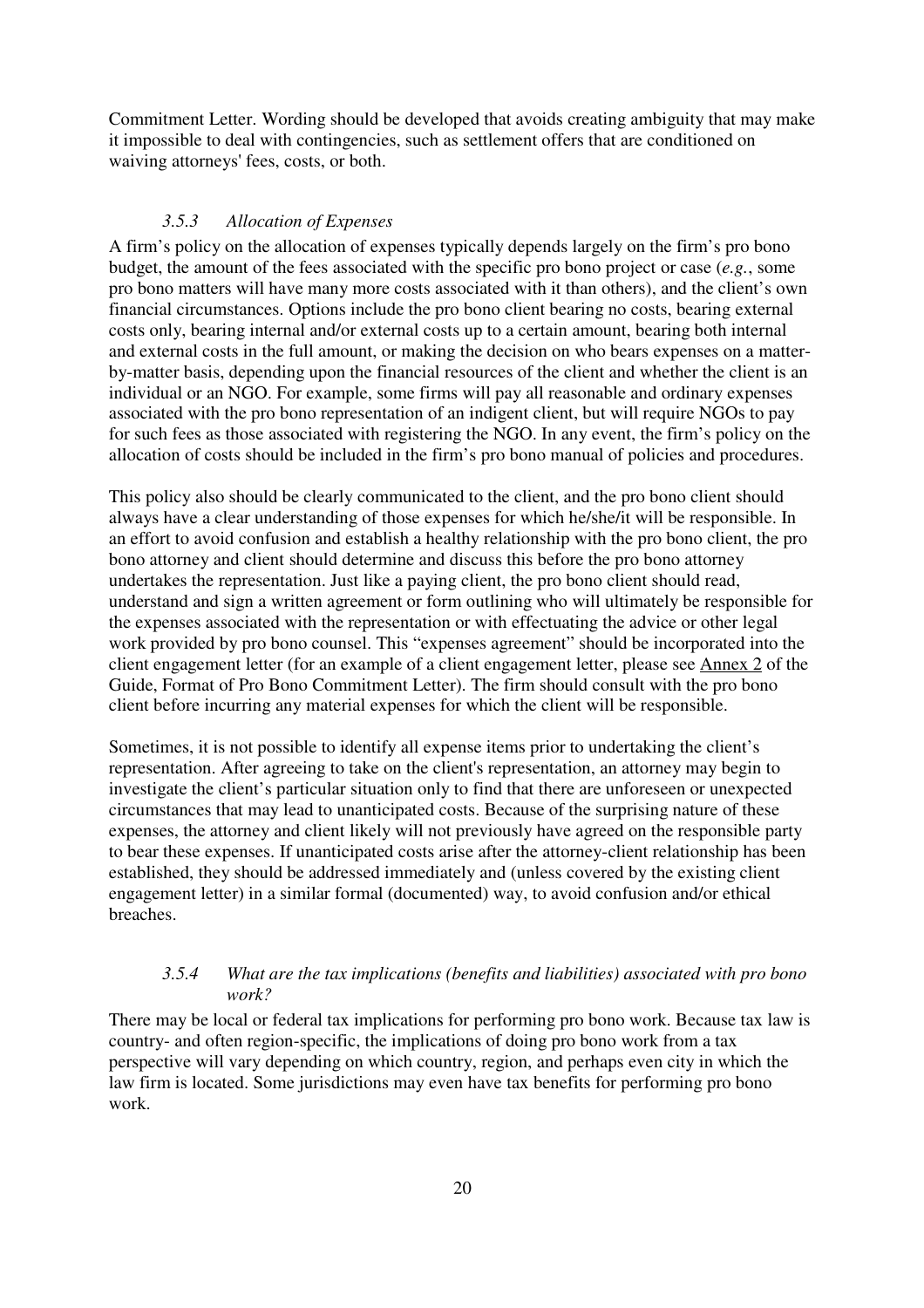Commitment Letter. Wording should be developed that avoids creating ambiguity that may make it impossible to deal with contingencies, such as settlement offers that are conditioned on waiving attorneys' fees, costs, or both.

### *3.5.3 Allocation of Expenses*

A firm's policy on the allocation of expenses typically depends largely on the firm's pro bono budget, the amount of the fees associated with the specific pro bono project or case (*e.g.*, some pro bono matters will have many more costs associated with it than others), and the client's own financial circumstances. Options include the pro bono client bearing no costs, bearing external costs only, bearing internal and/or external costs up to a certain amount, bearing both internal and external costs in the full amount, or making the decision on who bears expenses on a matter-by-matter basis, depending upon the financial resources of the client and whether the client is an individual or an NGO. For example, some firms will pay all reasonable and ordinary expenses associated with the pro bono representation of an indigent client, but will require NGOs to pay for such fees as those associated with registering the NGO. In any event, the firm's policy on the allocation of costs should be included in the firm's pro bono manual of policies and procedures.

This policy also should be clearly communicated to the client, and the pro bono client should always have a clear understanding of those expenses for which he/she/it will be responsible. In an effort to avoid confusion and establish a healthy relationship with the pro bono client, the pro bono attorney and client should determine and discuss this before the pro bono attorney undertakes the representation. Just like a paying client, the pro bono client should read, understand and sign a written agreement or form outlining who will ultimately be responsible for the expenses associated with the representation or with effectuating the advice or other legal work provided by pro bono counsel. This "expenses agreement" should be incorporated into the client engagement letter (for an example of a client engagement letter, please see Annex 2 of the Guide, Format of Pro Bono Commitment Letter). The firm should consult with the pro bono client before incurring any material expenses for which the client will be responsible.

Sometimes, it is not possible to identify all expense items prior to undertaking the client's representation. After agreeing to take on the client's representation, an attorney may begin to investigate the client's particular situation only to find that there are unforeseen or unexpected circumstances that may lead to unanticipated costs. Because of the surprising nature of these expenses, the attorney and client likely will not previously have agreed on the responsible party to bear these expenses. If unanticipated costs arise after the attorney-client relationship has been established, they should be addressed immediately and (unless covered by the existing client engagement letter) in a similar formal (documented) way, to avoid confusion and/or ethical breaches.

### *3.5.4 What are the tax implications (benefits and liabilities) associated with pro bono work?*

There may be local or federal tax implications for performing pro bono work. Because tax law is country- and often region-specific, the implications of doing pro bono work from a tax perspective will vary depending on which country, region, and perhaps even city in which the law firm is located. Some jurisdictions may even have tax benefits for performing pro bono work.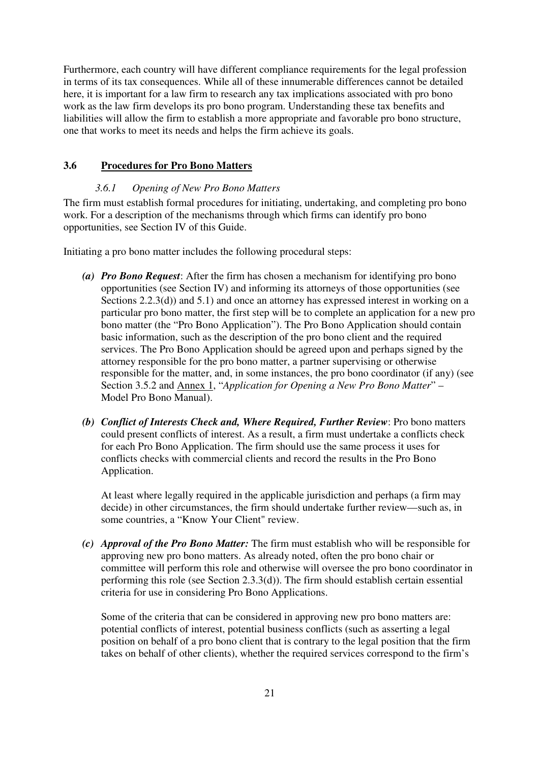Furthermore, each country will have different compliance requirements for the legal profession in terms of its tax consequences. While all of these innumerable differences cannot be detailed here, it is important for a law firm to research any tax implications associated with pro bono work as the law firm develops its pro bono program. Understanding these tax benefits and liabilities will allow the firm to establish a more appropriate and favorable pro bono structure, one that works to meet its needs and helps the firm achieve its goals.

## 3.6 Procedures for Pro Bono Matters

### *3.6.1 Opening of New Pro Bono Matters*

The firm must establish formal procedures for initiating, undertaking, and completing pro bono work. For a description of the mechanisms through which firms can identify pro bono opportunities, see Section IV of this Guide.

Initiating a pro bono matter includes the following procedural steps:

*(a)* ***Pro Bono Request***: After the firm has chosen a mechanism for identifying pro bono opportunities (see Section IV) and informing its attorneys of those opportunities (see Sections 2.2.3(d)) and 5.1) and once an attorney has expressed interest in working on a particular pro bono matter, the first step will be to complete an application for a new pro bono matter (the "Pro Bono Application"). The Pro Bono Application should contain basic information, such as the description of the pro bono client and the required services. The Pro Bono Application should be agreed upon and perhaps signed by the attorney responsible for the pro bono matter, a partner supervising or otherwise responsible for the matter, and, in some instances, the pro bono coordinator (if any) (see Section 3.5.2 and Annex 1, "*Application for Opening a New Pro Bono Matter*" – Model Pro Bono Manual).

*(b)* ***Conflict of Interests Check and, Where Required, Further Review***: Pro bono matters could present conflicts of interest. As a result, a firm must undertake a conflicts check for each Pro Bono Application. The firm should use the same process it uses for conflicts checks with commercial clients and record the results in the Pro Bono Application.

At least where legally required in the applicable jurisdiction and perhaps (a firm may decide) in other circumstances, the firm should undertake further review—such as, in some countries, a "Know Your Client" review.

*(c)* ***Approval of the Pro Bono Matter:*** The firm must establish who will be responsible for approving new pro bono matters. As already noted, often the pro bono chair or committee will perform this role and otherwise will oversee the pro bono coordinator in performing this role (see Section 2.3.3(d)). The firm should establish certain essential criteria for use in considering Pro Bono Applications.

Some of the criteria that can be considered in approving new pro bono matters are: potential conflicts of interest, potential business conflicts (such as asserting a legal position on behalf of a pro bono client that is contrary to the legal position that the firm takes on behalf of other clients), whether the required services correspond to the firm's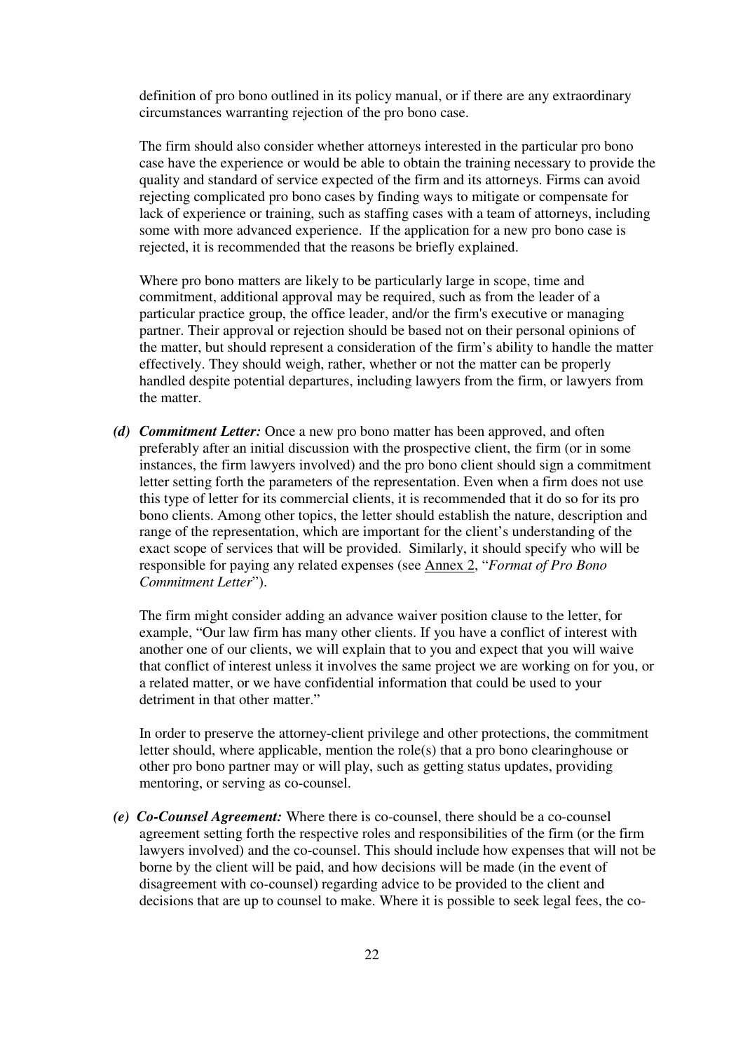definition of pro bono outlined in its policy manual, or if there are any extraordinary circumstances warranting rejection of the pro bono case.

The firm should also consider whether attorneys interested in the particular pro bono case have the experience or would be able to obtain the training necessary to provide the quality and standard of service expected of the firm and its attorneys. Firms can avoid rejecting complicated pro bono cases by finding ways to mitigate or compensate for lack of experience or training, such as staffing cases with a team of attorneys, including some with more advanced experience. If the application for a new pro bono case is rejected, it is recommended that the reasons be briefly explained.

Where pro bono matters are likely to be particularly large in scope, time and commitment, additional approval may be required, such as from the leader of a particular practice group, the office leader, and/or the firm's executive or managing partner. Their approval or rejection should be based not on their personal opinions of the matter, but should represent a consideration of the firm's ability to handle the matter effectively. They should weigh, rather, whether or not the matter can be properly handled despite potential departures, including lawyers from the firm, or lawyers from the matter.

***(d) Commitment Letter:*** Once a new pro bono matter has been approved, and often preferably after an initial discussion with the prospective client, the firm (or in some instances, the firm lawyers involved) and the pro bono client should sign a commitment letter setting forth the parameters of the representation. Even when a firm does not use this type of letter for its commercial clients, it is recommended that it do so for its pro bono clients. Among other topics, the letter should establish the nature, description and range of the representation, which are important for the client's understanding of the exact scope of services that will be provided. Similarly, it should specify who will be responsible for paying any related expenses (see Annex 2, "*Format of Pro Bono Commitment Letter*").

The firm might consider adding an advance waiver position clause to the letter, for example, "Our law firm has many other clients. If you have a conflict of interest with another one of our clients, we will explain that to you and expect that you will waive that conflict of interest unless it involves the same project we are working on for you, or a related matter, or we have confidential information that could be used to your detriment in that other matter."

In order to preserve the attorney-client privilege and other protections, the commitment letter should, where applicable, mention the role(s) that a pro bono clearinghouse or other pro bono partner may or will play, such as getting status updates, providing mentoring, or serving as co-counsel.

***(e) Co-Counsel Agreement:*** Where there is co-counsel, there should be a co-counsel agreement setting forth the respective roles and responsibilities of the firm (or the firm lawyers involved) and the co-counsel. This should include how expenses that will not be borne by the client will be paid, and how decisions will be made (in the event of disagreement with co-counsel) regarding advice to be provided to the client and decisions that are up to counsel to make. Where it is possible to seek legal fees, the co-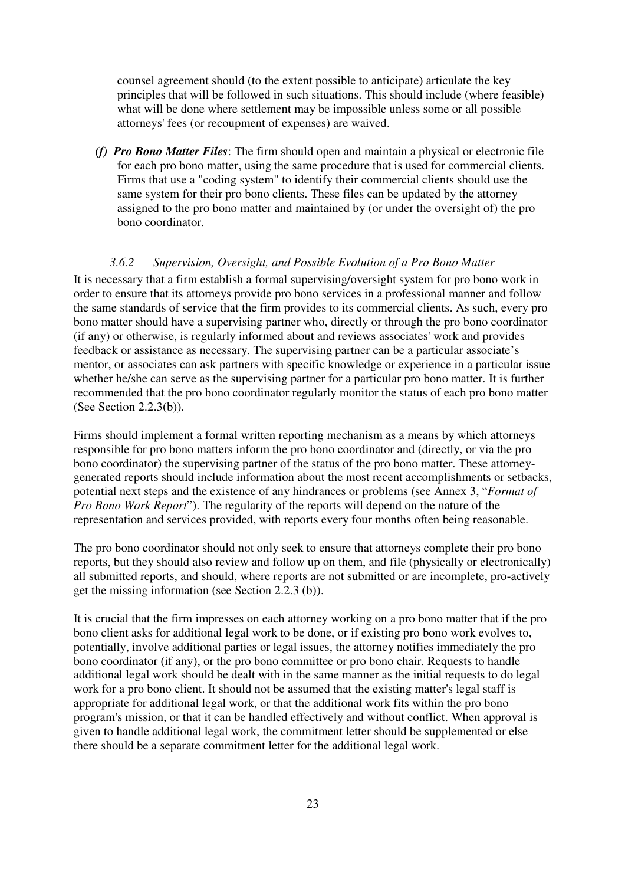counsel agreement should (to the extent possible to anticipate) articulate the key principles that will be followed in such situations. This should include (where feasible) what will be done where settlement may be impossible unless some or all possible attorneys' fees (or recoupment of expenses) are waived.

*(f)* ***Pro Bono Matter Files***: The firm should open and maintain a physical or electronic file for each pro bono matter, using the same procedure that is used for commercial clients. Firms that use a "coding system" to identify their commercial clients should use the same system for their pro bono clients. These files can be updated by the attorney assigned to the pro bono matter and maintained by (or under the oversight of) the pro bono coordinator.

### *3.6.2 Supervision, Oversight, and Possible Evolution of a Pro Bono Matter*

It is necessary that a firm establish a formal supervising/oversight system for pro bono work in order to ensure that its attorneys provide pro bono services in a professional manner and follow the same standards of service that the firm provides to its commercial clients. As such, every pro bono matter should have a supervising partner who, directly or through the pro bono coordinator (if any) or otherwise, is regularly informed about and reviews associates' work and provides feedback or assistance as necessary. The supervising partner can be a particular associate's mentor, or associates can ask partners with specific knowledge or experience in a particular issue whether he/she can serve as the supervising partner for a particular pro bono matter. It is further recommended that the pro bono coordinator regularly monitor the status of each pro bono matter (See Section 2.2.3(b)).

Firms should implement a formal written reporting mechanism as a means by which attorneys responsible for pro bono matters inform the pro bono coordinator and (directly, or via the pro bono coordinator) the supervising partner of the status of the pro bono matter. These attorney-generated reports should include information about the most recent accomplishments or setbacks, potential next steps and the existence of any hindrances or problems (see Annex 3, "*Format of Pro Bono Work Report*"). The regularity of the reports will depend on the nature of the representation and services provided, with reports every four months often being reasonable.

The pro bono coordinator should not only seek to ensure that attorneys complete their pro bono reports, but they should also review and follow up on them, and file (physically or electronically) all submitted reports, and should, where reports are not submitted or are incomplete, pro-actively get the missing information (see Section 2.2.3 (b)).

It is crucial that the firm impresses on each attorney working on a pro bono matter that if the pro bono client asks for additional legal work to be done, or if existing pro bono work evolves to, potentially, involve additional parties or legal issues, the attorney notifies immediately the pro bono coordinator (if any), or the pro bono committee or pro bono chair. Requests to handle additional legal work should be dealt with in the same manner as the initial requests to do legal work for a pro bono client. It should not be assumed that the existing matter's legal staff is appropriate for additional legal work, or that the additional work fits within the pro bono program's mission, or that it can be handled effectively and without conflict. When approval is given to handle additional legal work, the commitment letter should be supplemented or else there should be a separate commitment letter for the additional legal work.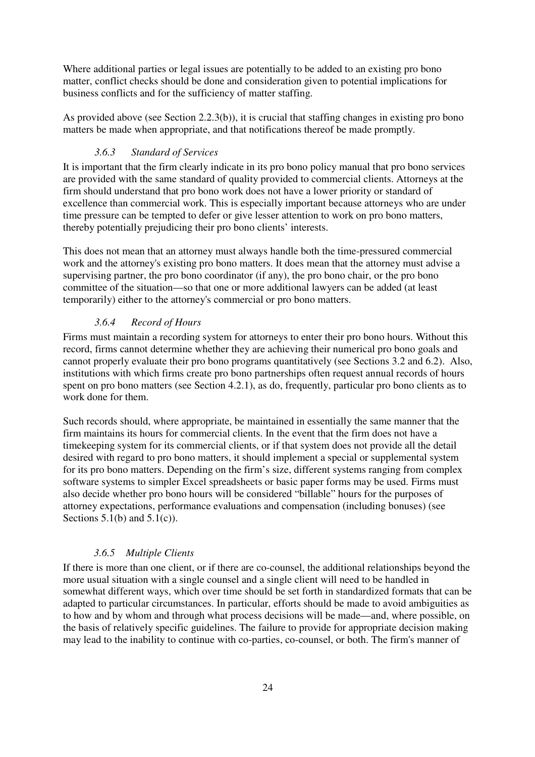Where additional parties or legal issues are potentially to be added to an existing pro bono matter, conflict checks should be done and consideration given to potential implications for business conflicts and for the sufficiency of matter staffing.

As provided above (see Section 2.2.3(b)), it is crucial that staffing changes in existing pro bono matters be made when appropriate, and that notifications thereof be made promptly.

#### *3.6.3 Standard of Services*

It is important that the firm clearly indicate in its pro bono policy manual that pro bono services are provided with the same standard of quality provided to commercial clients. Attorneys at the firm should understand that pro bono work does not have a lower priority or standard of excellence than commercial work. This is especially important because attorneys who are under time pressure can be tempted to defer or give lesser attention to work on pro bono matters, thereby potentially prejudicing their pro bono clients' interests.

This does not mean that an attorney must always handle both the time-pressured commercial work and the attorney's existing pro bono matters. It does mean that the attorney must advise a supervising partner, the pro bono coordinator (if any), the pro bono chair, or the pro bono committee of the situation—so that one or more additional lawyers can be added (at least temporarily) either to the attorney's commercial or pro bono matters.

#### *3.6.4 Record of Hours*

Firms must maintain a recording system for attorneys to enter their pro bono hours. Without this record, firms cannot determine whether they are achieving their numerical pro bono goals and cannot properly evaluate their pro bono programs quantitatively (see Sections 3.2 and 6.2). Also, institutions with which firms create pro bono partnerships often request annual records of hours spent on pro bono matters (see Section 4.2.1), as do, frequently, particular pro bono clients as to work done for them.

Such records should, where appropriate, be maintained in essentially the same manner that the firm maintains its hours for commercial clients. In the event that the firm does not have a timekeeping system for its commercial clients, or if that system does not provide all the detail desired with regard to pro bono matters, it should implement a special or supplemental system for its pro bono matters. Depending on the firm's size, different systems ranging from complex software systems to simpler Excel spreadsheets or basic paper forms may be used. Firms must also decide whether pro bono hours will be considered "billable" hours for the purposes of attorney expectations, performance evaluations and compensation (including bonuses) (see Sections 5.1(b) and 5.1(c)).

#### *3.6.5 Multiple Clients*

If there is more than one client, or if there are co-counsel, the additional relationships beyond the more usual situation with a single counsel and a single client will need to be handled in somewhat different ways, which over time should be set forth in standardized formats that can be adapted to particular circumstances. In particular, efforts should be made to avoid ambiguities as to how and by whom and through what process decisions will be made—and, where possible, on the basis of relatively specific guidelines. The failure to provide for appropriate decision making may lead to the inability to continue with co-parties, co-counsel, or both. The firm's manner of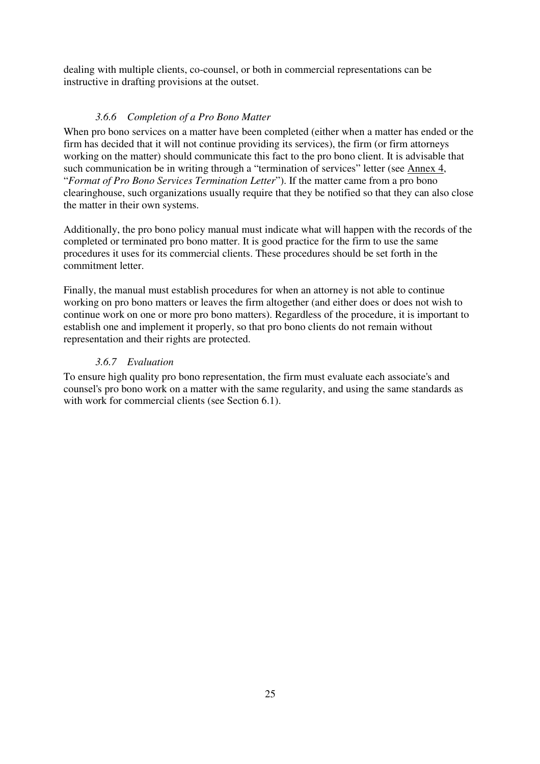dealing with multiple clients, co-counsel, or both in commercial representations can be instructive in drafting provisions at the outset.

#### *3.6.6 Completion of a Pro Bono Matter*

When pro bono services on a matter have been completed (either when a matter has ended or the firm has decided that it will not continue providing its services), the firm (or firm attorneys working on the matter) should communicate this fact to the pro bono client. It is advisable that such communication be in writing through a "termination of services" letter (see Annex 4, "*Format of Pro Bono Services Termination Letter*"). If the matter came from a pro bono clearinghouse, such organizations usually require that they be notified so that they can also close the matter in their own systems.

Additionally, the pro bono policy manual must indicate what will happen with the records of the completed or terminated pro bono matter. It is good practice for the firm to use the same procedures it uses for its commercial clients. These procedures should be set forth in the commitment letter.

Finally, the manual must establish procedures for when an attorney is not able to continue working on pro bono matters or leaves the firm altogether (and either does or does not wish to continue work on one or more pro bono matters). Regardless of the procedure, it is important to establish one and implement it properly, so that pro bono clients do not remain without representation and their rights are protected.

#### *3.6.7 Evaluation*

To ensure high quality pro bono representation, the firm must evaluate each associate's and counsel's pro bono work on a matter with the same regularity, and using the same standards as with work for commercial clients (see Section 6.1).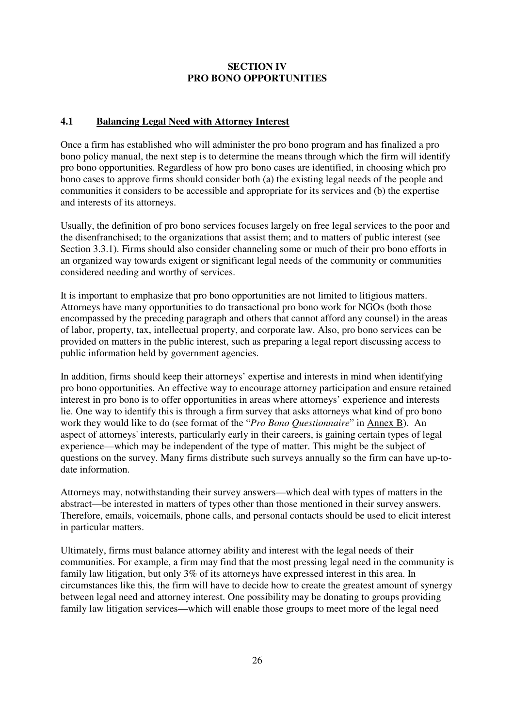# SECTION IV
# PRO BONO OPPORTUNITIES

## 4.1 Balancing Legal Need with Attorney Interest

Once a firm has established who will administer the pro bono program and has finalized a pro bono policy manual, the next step is to determine the means through which the firm will identify pro bono opportunities. Regardless of how pro bono cases are identified, in choosing which pro bono cases to approve firms should consider both (a) the existing legal needs of the people and communities it considers to be accessible and appropriate for its services and (b) the expertise and interests of its attorneys.

Usually, the definition of pro bono services focuses largely on free legal services to the poor and the disenfranchised; to the organizations that assist them; and to matters of public interest (see Section 3.3.1). Firms should also consider channeling some or much of their pro bono efforts in an organized way towards exigent or significant legal needs of the community or communities considered needing and worthy of services.

It is important to emphasize that pro bono opportunities are not limited to litigious matters. Attorneys have many opportunities to do transactional pro bono work for NGOs (both those encompassed by the preceding paragraph and others that cannot afford any counsel) in the areas of labor, property, tax, intellectual property, and corporate law. Also, pro bono services can be provided on matters in the public interest, such as preparing a legal report discussing access to public information held by government agencies.

In addition, firms should keep their attorneys' expertise and interests in mind when identifying pro bono opportunities. An effective way to encourage attorney participation and ensure retained interest in pro bono is to offer opportunities in areas where attorneys' experience and interests lie. One way to identify this is through a firm survey that asks attorneys what kind of pro bono work they would like to do (see format of the "*Pro Bono Questionnaire*" in Annex B). An aspect of attorneys' interests, particularly early in their careers, is gaining certain types of legal experience—which may be independent of the type of matter. This might be the subject of questions on the survey. Many firms distribute such surveys annually so the firm can have up-to-date information.

Attorneys may, notwithstanding their survey answers—which deal with types of matters in the abstract—be interested in matters of types other than those mentioned in their survey answers. Therefore, emails, voicemails, phone calls, and personal contacts should be used to elicit interest in particular matters.

Ultimately, firms must balance attorney ability and interest with the legal needs of their communities. For example, a firm may find that the most pressing legal need in the community is family law litigation, but only 3% of its attorneys have expressed interest in this area. In circumstances like this, the firm will have to decide how to create the greatest amount of synergy between legal need and attorney interest. One possibility may be donating to groups providing family law litigation services—which will enable those groups to meet more of the legal need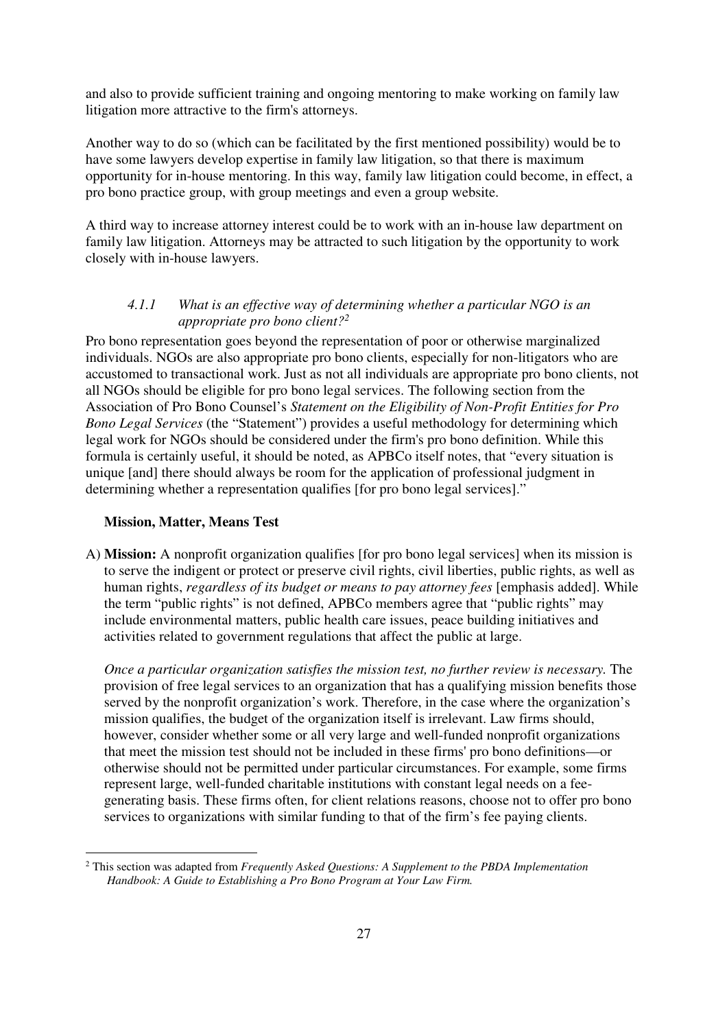and also to provide sufficient training and ongoing mentoring to make working on family law litigation more attractive to the firm's attorneys.

Another way to do so (which can be facilitated by the first mentioned possibility) would be to have some lawyers develop expertise in family law litigation, so that there is maximum opportunity for in-house mentoring. In this way, family law litigation could become, in effect, a pro bono practice group, with group meetings and even a group website.

A third way to increase attorney interest could be to work with an in-house law department on family law litigation. Attorneys may be attracted to such litigation by the opportunity to work closely with in-house lawyers.

### *4.1.1 What is an effective way of determining whether a particular NGO is an appropriate pro bono client?*[2]

Pro bono representation goes beyond the representation of poor or otherwise marginalized individuals. NGOs are also appropriate pro bono clients, especially for non-litigators who are accustomed to transactional work. Just as not all individuals are appropriate pro bono clients, not all NGOs should be eligible for pro bono legal services. The following section from the Association of Pro Bono Counsel's *Statement on the Eligibility of Non-Profit Entities for Pro Bono Legal Services* (the "Statement") provides a useful methodology for determining which legal work for NGOs should be considered under the firm's pro bono definition. While this formula is certainly useful, it should be noted, as APBCo itself notes, that "every situation is unique [and] there should always be room for the application of professional judgment in determining whether a representation qualifies [for pro bono legal services]."

**Mission, Matter, Means Test**

A) **Mission:** A nonprofit organization qualifies [for pro bono legal services] when its mission is to serve the indigent or protect or preserve civil rights, civil liberties, public rights, as well as human rights, *regardless of its budget or means to pay attorney fees* [emphasis added]. While the term "public rights" is not defined, APBCo members agree that "public rights" may include environmental matters, public health care issues, peace building initiatives and activities related to government regulations that affect the public at large.

*Once a particular organization satisfies the mission test, no further review is necessary.* The provision of free legal services to an organization that has a qualifying mission benefits those served by the nonprofit organization's work. Therefore, in the case where the organization's mission qualifies, the budget of the organization itself is irrelevant. Law firms should, however, consider whether some or all very large and well-funded nonprofit organizations that meet the mission test should not be included in these firms' pro bono definitions—or otherwise should not be permitted under particular circumstances. For example, some firms represent large, well-funded charitable institutions with constant legal needs on a fee-generating basis. These firms often, for client relations reasons, choose not to offer pro bono services to organizations with similar funding to that of the firm's fee paying clients.

---

[2] This section was adapted from *Frequently Asked Questions: A Supplement to the PBDA Implementation Handbook: A Guide to Establishing a Pro Bono Program at Your Law Firm.*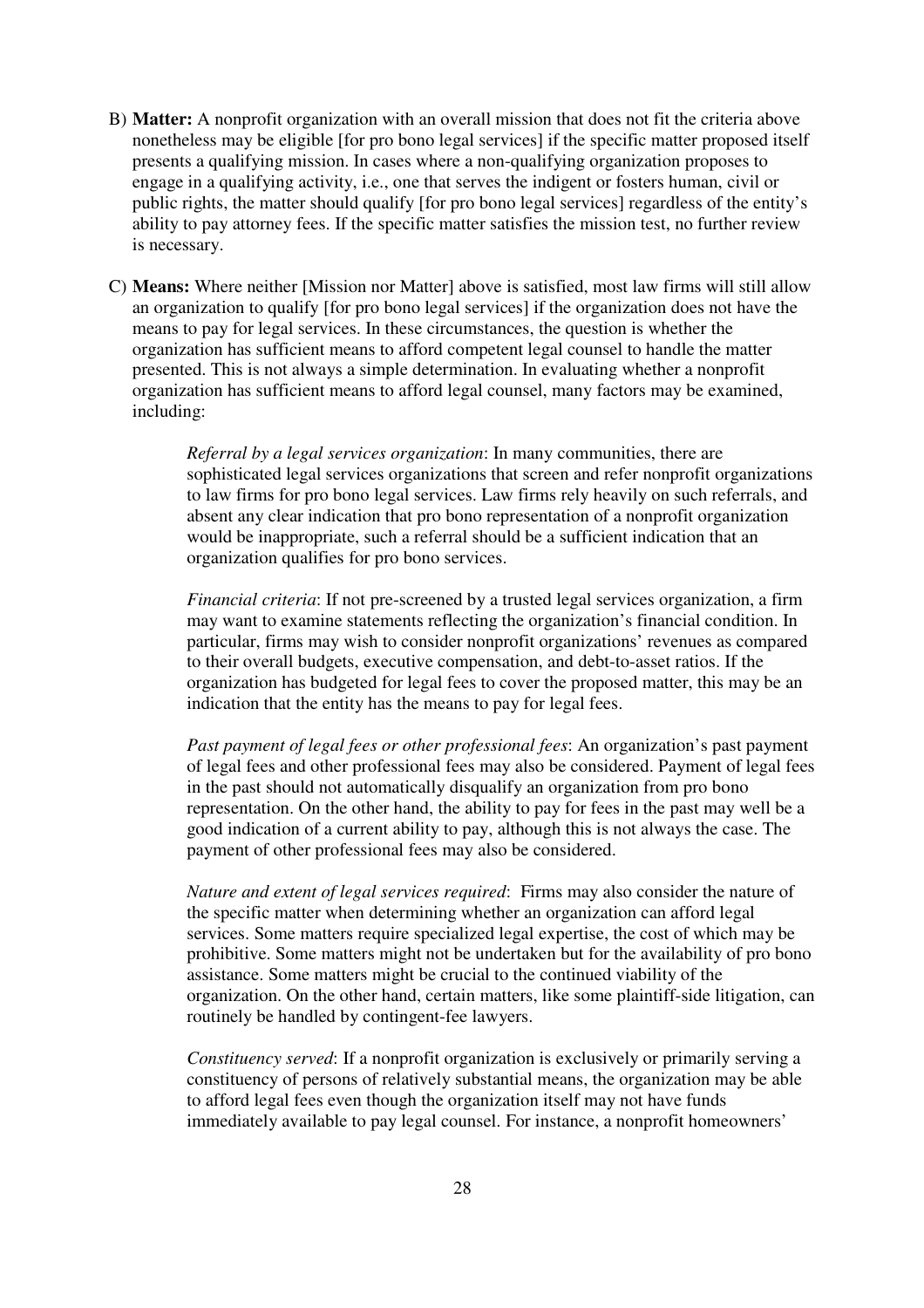B) **Matter:** A nonprofit organization with an overall mission that does not fit the criteria above nonetheless may be eligible [for pro bono legal services] if the specific matter proposed itself presents a qualifying mission. In cases where a non-qualifying organization proposes to engage in a qualifying activity, i.e., one that serves the indigent or fosters human, civil or public rights, the matter should qualify [for pro bono legal services] regardless of the entity's ability to pay attorney fees. If the specific matter satisfies the mission test, no further review is necessary.

C) **Means:** Where neither [Mission nor Matter] above is satisfied, most law firms will still allow an organization to qualify [for pro bono legal services] if the organization does not have the means to pay for legal services. In these circumstances, the question is whether the organization has sufficient means to afford competent legal counsel to handle the matter presented. This is not always a simple determination. In evaluating whether a nonprofit organization has sufficient means to afford legal counsel, many factors may be examined, including:

> *Referral by a legal services organization*: In many communities, there are sophisticated legal services organizations that screen and refer nonprofit organizations to law firms for pro bono legal services. Law firms rely heavily on such referrals, and absent any clear indication that pro bono representation of a nonprofit organization would be inappropriate, such a referral should be a sufficient indication that an organization qualifies for pro bono services.
>
> *Financial criteria*: If not pre-screened by a trusted legal services organization, a firm may want to examine statements reflecting the organization's financial condition. In particular, firms may wish to consider nonprofit organizations' revenues as compared to their overall budgets, executive compensation, and debt-to-asset ratios. If the organization has budgeted for legal fees to cover the proposed matter, this may be an indication that the entity has the means to pay for legal fees.
>
> *Past payment of legal fees or other professional fees*: An organization's past payment of legal fees and other professional fees may also be considered. Payment of legal fees in the past should not automatically disqualify an organization from pro bono representation. On the other hand, the ability to pay for fees in the past may well be a good indication of a current ability to pay, although this is not always the case. The payment of other professional fees may also be considered.
>
> *Nature and extent of legal services required*: Firms may also consider the nature of the specific matter when determining whether an organization can afford legal services. Some matters require specialized legal expertise, the cost of which may be prohibitive. Some matters might not be undertaken but for the availability of pro bono assistance. Some matters might be crucial to the continued viability of the organization. On the other hand, certain matters, like some plaintiff-side litigation, can routinely be handled by contingent-fee lawyers.
>
> *Constituency served*: If a nonprofit organization is exclusively or primarily serving a constituency of persons of relatively substantial means, the organization may be able to afford legal fees even though the organization itself may not have funds immediately available to pay legal counsel. For instance, a nonprofit homeowners'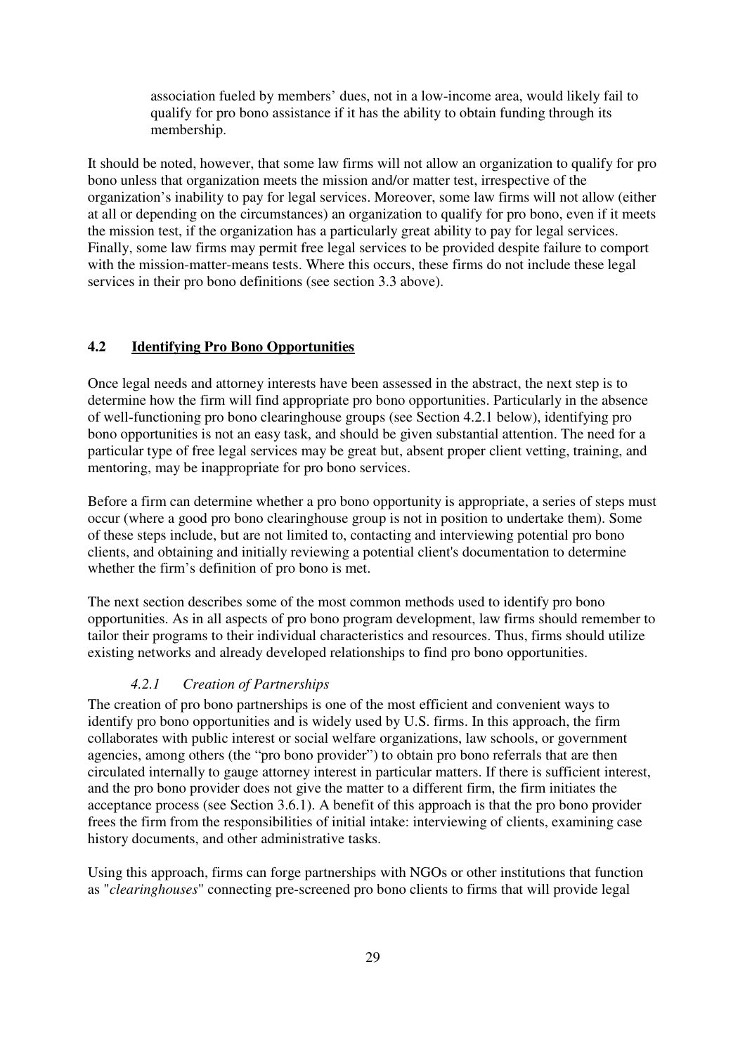association fueled by members' dues, not in a low-income area, would likely fail to qualify for pro bono assistance if it has the ability to obtain funding through its membership.

It should be noted, however, that some law firms will not allow an organization to qualify for pro bono unless that organization meets the mission and/or matter test, irrespective of the organization's inability to pay for legal services. Moreover, some law firms will not allow (either at all or depending on the circumstances) an organization to qualify for pro bono, even if it meets the mission test, if the organization has a particularly great ability to pay for legal services. Finally, some law firms may permit free legal services to be provided despite failure to comport with the mission-matter-means tests. Where this occurs, these firms do not include these legal services in their pro bono definitions (see section 3.3 above).

## 4.2 Identifying Pro Bono Opportunities

Once legal needs and attorney interests have been assessed in the abstract, the next step is to determine how the firm will find appropriate pro bono opportunities. Particularly in the absence of well-functioning pro bono clearinghouse groups (see Section 4.2.1 below), identifying pro bono opportunities is not an easy task, and should be given substantial attention. The need for a particular type of free legal services may be great but, absent proper client vetting, training, and mentoring, may be inappropriate for pro bono services.

Before a firm can determine whether a pro bono opportunity is appropriate, a series of steps must occur (where a good pro bono clearinghouse group is not in position to undertake them). Some of these steps include, but are not limited to, contacting and interviewing potential pro bono clients, and obtaining and initially reviewing a potential client's documentation to determine whether the firm's definition of pro bono is met.

The next section describes some of the most common methods used to identify pro bono opportunities. As in all aspects of pro bono program development, law firms should remember to tailor their programs to their individual characteristics and resources. Thus, firms should utilize existing networks and already developed relationships to find pro bono opportunities.

### *4.2.1 Creation of Partnerships*

The creation of pro bono partnerships is one of the most efficient and convenient ways to identify pro bono opportunities and is widely used by U.S. firms. In this approach, the firm collaborates with public interest or social welfare organizations, law schools, or government agencies, among others (the "pro bono provider") to obtain pro bono referrals that are then circulated internally to gauge attorney interest in particular matters. If there is sufficient interest, and the pro bono provider does not give the matter to a different firm, the firm initiates the acceptance process (see Section 3.6.1). A benefit of this approach is that the pro bono provider frees the firm from the responsibilities of initial intake: interviewing of clients, examining case history documents, and other administrative tasks.

Using this approach, firms can forge partnerships with NGOs or other institutions that function as "*clearinghouses*" connecting pre-screened pro bono clients to firms that will provide legal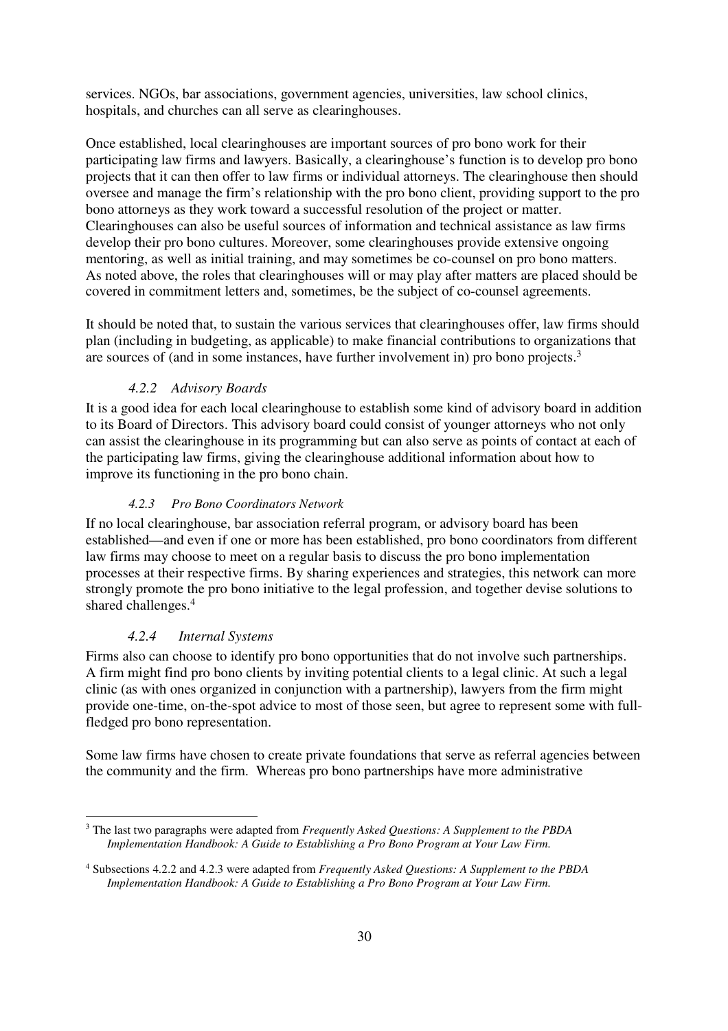services. NGOs, bar associations, government agencies, universities, law school clinics, hospitals, and churches can all serve as clearinghouses.

Once established, local clearinghouses are important sources of pro bono work for their participating law firms and lawyers. Basically, a clearinghouse's function is to develop pro bono projects that it can then offer to law firms or individual attorneys. The clearinghouse then should oversee and manage the firm's relationship with the pro bono client, providing support to the pro bono attorneys as they work toward a successful resolution of the project or matter. Clearinghouses can also be useful sources of information and technical assistance as law firms develop their pro bono cultures. Moreover, some clearinghouses provide extensive ongoing mentoring, as well as initial training, and may sometimes be co-counsel on pro bono matters. As noted above, the roles that clearinghouses will or may play after matters are placed should be covered in commitment letters and, sometimes, be the subject of co-counsel agreements.

It should be noted that, to sustain the various services that clearinghouses offer, law firms should plan (including in budgeting, as applicable) to make financial contributions to organizations that are sources of (and in some instances, have further involvement in) pro bono projects.[3]

#### *4.2.2 Advisory Boards*

It is a good idea for each local clearinghouse to establish some kind of advisory board in addition to its Board of Directors. This advisory board could consist of younger attorneys who not only can assist the clearinghouse in its programming but can also serve as points of contact at each of the participating law firms, giving the clearinghouse additional information about how to improve its functioning in the pro bono chain.

#### *4.2.3 Pro Bono Coordinators Network*

If no local clearinghouse, bar association referral program, or advisory board has been established—and even if one or more has been established, pro bono coordinators from different law firms may choose to meet on a regular basis to discuss the pro bono implementation processes at their respective firms. By sharing experiences and strategies, this network can more strongly promote the pro bono initiative to the legal profession, and together devise solutions to shared challenges.[4]

#### *4.2.4 Internal Systems*

Firms also can choose to identify pro bono opportunities that do not involve such partnerships. A firm might find pro bono clients by inviting potential clients to a legal clinic. At such a legal clinic (as with ones organized in conjunction with a partnership), lawyers from the firm might provide one-time, on-the-spot advice to most of those seen, but agree to represent some with full-fledged pro bono representation.

Some law firms have chosen to create private foundations that serve as referral agencies between the community and the firm. Whereas pro bono partnerships have more administrative

---

[3] The last two paragraphs were adapted from *Frequently Asked Questions: A Supplement to the PBDA Implementation Handbook: A Guide to Establishing a Pro Bono Program at Your Law Firm.*

[4] Subsections 4.2.2 and 4.2.3 were adapted from *Frequently Asked Questions: A Supplement to the PBDA Implementation Handbook: A Guide to Establishing a Pro Bono Program at Your Law Firm.*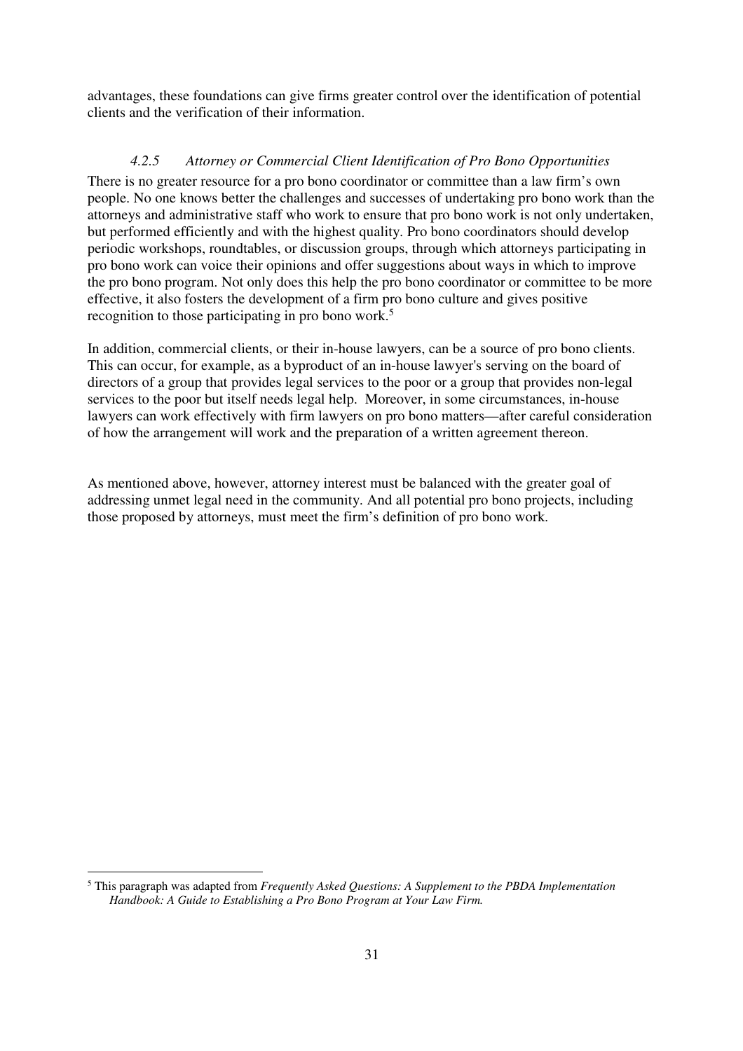advantages, these foundations can give firms greater control over the identification of potential clients and the verification of their information.

#### *4.2.5 Attorney or Commercial Client Identification of Pro Bono Opportunities*

There is no greater resource for a pro bono coordinator or committee than a law firm's own people. No one knows better the challenges and successes of undertaking pro bono work than the attorneys and administrative staff who work to ensure that pro bono work is not only undertaken, but performed efficiently and with the highest quality. Pro bono coordinators should develop periodic workshops, roundtables, or discussion groups, through which attorneys participating in pro bono work can voice their opinions and offer suggestions about ways in which to improve the pro bono program. Not only does this help the pro bono coordinator or committee to be more effective, it also fosters the development of a firm pro bono culture and gives positive recognition to those participating in pro bono work.[5]

In addition, commercial clients, or their in-house lawyers, can be a source of pro bono clients. This can occur, for example, as a byproduct of an in-house lawyer's serving on the board of directors of a group that provides legal services to the poor or a group that provides non-legal services to the poor but itself needs legal help. Moreover, in some circumstances, in-house lawyers can work effectively with firm lawyers on pro bono matters—after careful consideration of how the arrangement will work and the preparation of a written agreement thereon.

As mentioned above, however, attorney interest must be balanced with the greater goal of addressing unmet legal need in the community. And all potential pro bono projects, including those proposed by attorneys, must meet the firm's definition of pro bono work.

---

[5] This paragraph was adapted from *Frequently Asked Questions: A Supplement to the PBDA Implementation Handbook: A Guide to Establishing a Pro Bono Program at Your Law Firm.*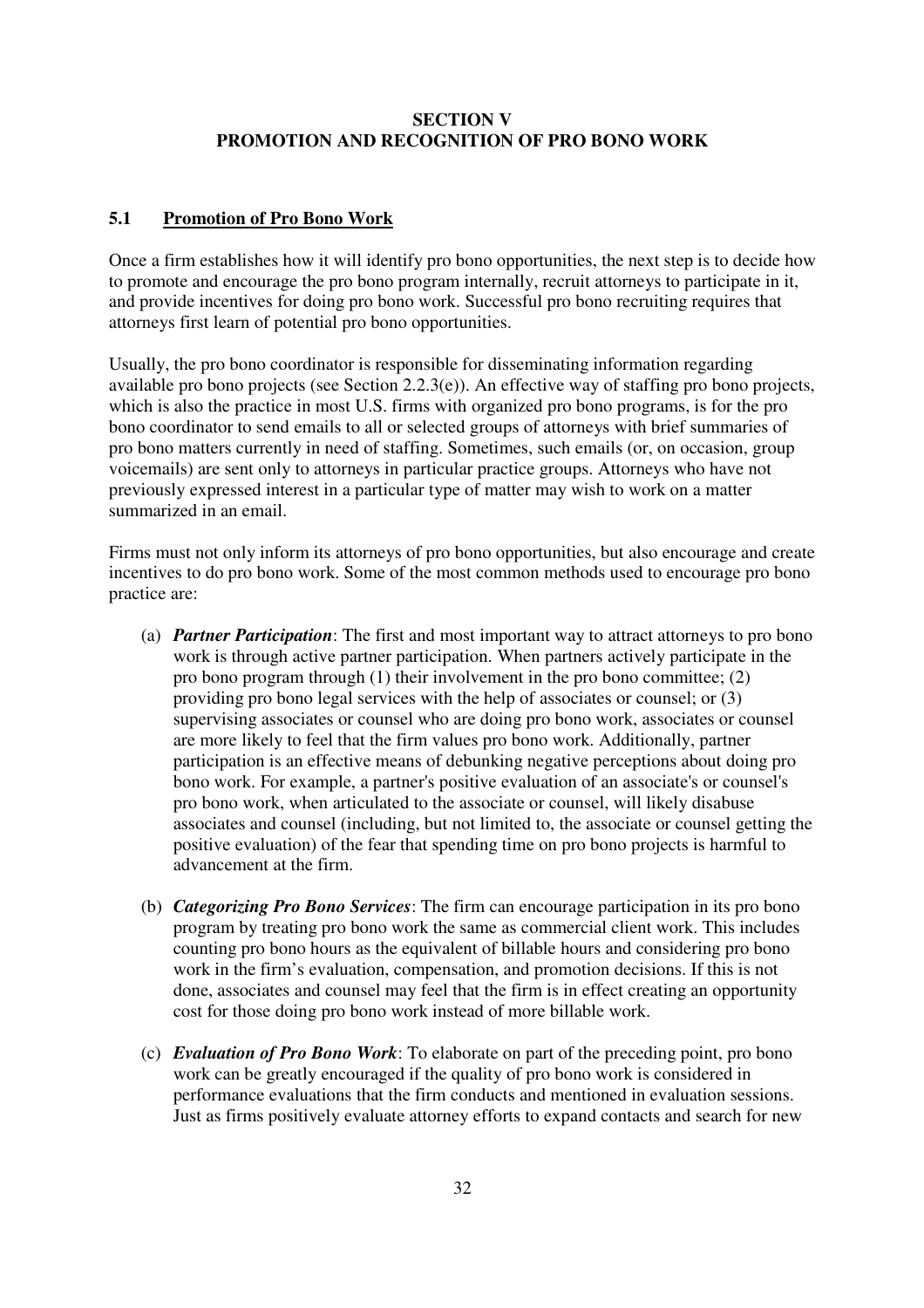# SECTION V
# PROMOTION AND RECOGNITION OF PRO BONO WORK

## 5.1 Promotion of Pro Bono Work

Once a firm establishes how it will identify pro bono opportunities, the next step is to decide how to promote and encourage the pro bono program internally, recruit attorneys to participate in it, and provide incentives for doing pro bono work. Successful pro bono recruiting requires that attorneys first learn of potential pro bono opportunities.

Usually, the pro bono coordinator is responsible for disseminating information regarding available pro bono projects (see Section 2.2.3(e)). An effective way of staffing pro bono projects, which is also the practice in most U.S. firms with organized pro bono programs, is for the pro bono coordinator to send emails to all or selected groups of attorneys with brief summaries of pro bono matters currently in need of staffing. Sometimes, such emails (or, on occasion, group voicemails) are sent only to attorneys in particular practice groups. Attorneys who have not previously expressed interest in a particular type of matter may wish to work on a matter summarized in an email.

Firms must not only inform its attorneys of pro bono opportunities, but also encourage and create incentives to do pro bono work. Some of the most common methods used to encourage pro bono practice are:

(a) ***Partner Participation***: The first and most important way to attract attorneys to pro bono work is through active partner participation. When partners actively participate in the pro bono program through (1) their involvement in the pro bono committee; (2) providing pro bono legal services with the help of associates or counsel; or (3) supervising associates or counsel who are doing pro bono work, associates or counsel are more likely to feel that the firm values pro bono work. Additionally, partner participation is an effective means of debunking negative perceptions about doing pro bono work. For example, a partner's positive evaluation of an associate's or counsel's pro bono work, when articulated to the associate or counsel, will likely disabuse associates and counsel (including, but not limited to, the associate or counsel getting the positive evaluation) of the fear that spending time on pro bono projects is harmful to advancement at the firm.

(b) ***Categorizing Pro Bono Services***: The firm can encourage participation in its pro bono program by treating pro bono work the same as commercial client work. This includes counting pro bono hours as the equivalent of billable hours and considering pro bono work in the firm's evaluation, compensation, and promotion decisions. If this is not done, associates and counsel may feel that the firm is in effect creating an opportunity cost for those doing pro bono work instead of more billable work.

(c) ***Evaluation of Pro Bono Work***: To elaborate on part of the preceding point, pro bono work can be greatly encouraged if the quality of pro bono work is considered in performance evaluations that the firm conducts and mentioned in evaluation sessions. Just as firms positively evaluate attorney efforts to expand contacts and search for new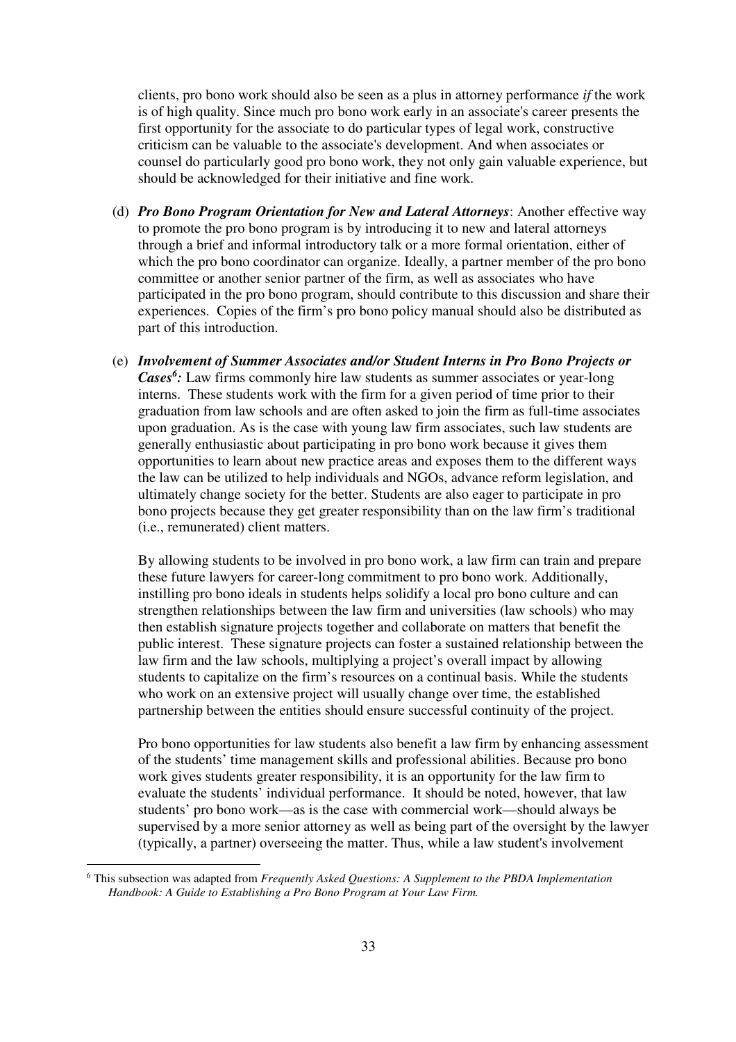clients, pro bono work should also be seen as a plus in attorney performance *if* the work is of high quality. Since much pro bono work early in an associate's career presents the first opportunity for the associate to do particular types of legal work, constructive criticism can be valuable to the associate's development. And when associates or counsel do particularly good pro bono work, they not only gain valuable experience, but should be acknowledged for their initiative and fine work.

(d) ***Pro Bono Program Orientation for New and Lateral Attorneys***: Another effective way to promote the pro bono program is by introducing it to new and lateral attorneys through a brief and informal introductory talk or a more formal orientation, either of which the pro bono coordinator can organize. Ideally, a partner member of the pro bono committee or another senior partner of the firm, as well as associates who have participated in the pro bono program, should contribute to this discussion and share their experiences. Copies of the firm's pro bono policy manual should also be distributed as part of this introduction.

(e) ***Involvement of Summer Associates and/or Student Interns in Pro Bono Projects or Cases[6]:*** Law firms commonly hire law students as summer associates or year-long interns. These students work with the firm for a given period of time prior to their graduation from law schools and are often asked to join the firm as full-time associates upon graduation. As is the case with young law firm associates, such law students are generally enthusiastic about participating in pro bono work because it gives them opportunities to learn about new practice areas and exposes them to the different ways the law can be utilized to help individuals and NGOs, advance reform legislation, and ultimately change society for the better. Students are also eager to participate in pro bono projects because they get greater responsibility than on the law firm's traditional (i.e., remunerated) client matters.

By allowing students to be involved in pro bono work, a law firm can train and prepare these future lawyers for career-long commitment to pro bono work. Additionally, instilling pro bono ideals in students helps solidify a local pro bono culture and can strengthen relationships between the law firm and universities (law schools) who may then establish signature projects together and collaborate on matters that benefit the public interest. These signature projects can foster a sustained relationship between the law firm and the law schools, multiplying a project's overall impact by allowing students to capitalize on the firm's resources on a continual basis. While the students who work on an extensive project will usually change over time, the established partnership between the entities should ensure successful continuity of the project.

Pro bono opportunities for law students also benefit a law firm by enhancing assessment of the students' time management skills and professional abilities. Because pro bono work gives students greater responsibility, it is an opportunity for the law firm to evaluate the students' individual performance. It should be noted, however, that law students' pro bono work—as is the case with commercial work—should always be supervised by a more senior attorney as well as being part of the oversight by the lawyer (typically, a partner) overseeing the matter. Thus, while a law student's involvement

---

[6] This subsection was adapted from *Frequently Asked Questions: A Supplement to the PBDA Implementation Handbook: A Guide to Establishing a Pro Bono Program at Your Law Firm.*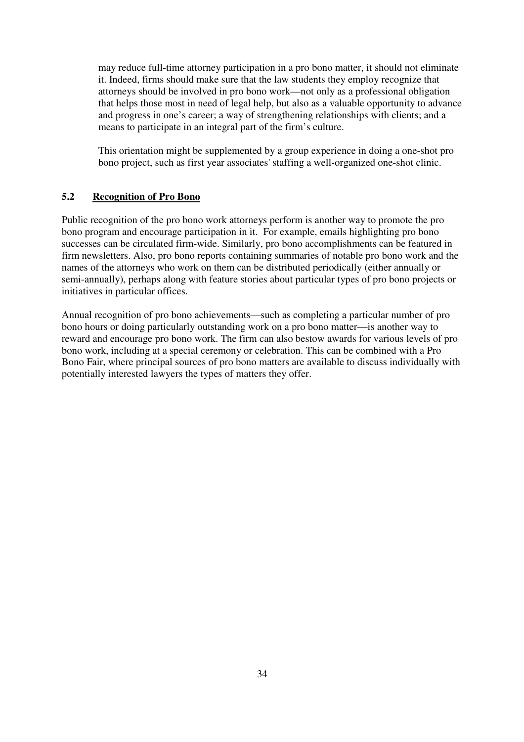may reduce full-time attorney participation in a pro bono matter, it should not eliminate it. Indeed, firms should make sure that the law students they employ recognize that attorneys should be involved in pro bono work—not only as a professional obligation that helps those most in need of legal help, but also as a valuable opportunity to advance and progress in one's career; a way of strengthening relationships with clients; and a means to participate in an integral part of the firm's culture.

This orientation might be supplemented by a group experience in doing a one-shot pro bono project, such as first year associates' staffing a well-organized one-shot clinic.

### 5.2 Recognition of Pro Bono

Public recognition of the pro bono work attorneys perform is another way to promote the pro bono program and encourage participation in it. For example, emails highlighting pro bono successes can be circulated firm-wide. Similarly, pro bono accomplishments can be featured in firm newsletters. Also, pro bono reports containing summaries of notable pro bono work and the names of the attorneys who work on them can be distributed periodically (either annually or semi-annually), perhaps along with feature stories about particular types of pro bono projects or initiatives in particular offices.

Annual recognition of pro bono achievements—such as completing a particular number of pro bono hours or doing particularly outstanding work on a pro bono matter—is another way to reward and encourage pro bono work. The firm can also bestow awards for various levels of pro bono work, including at a special ceremony or celebration. This can be combined with a Pro Bono Fair, where principal sources of pro bono matters are available to discuss individually with potentially interested lawyers the types of matters they offer.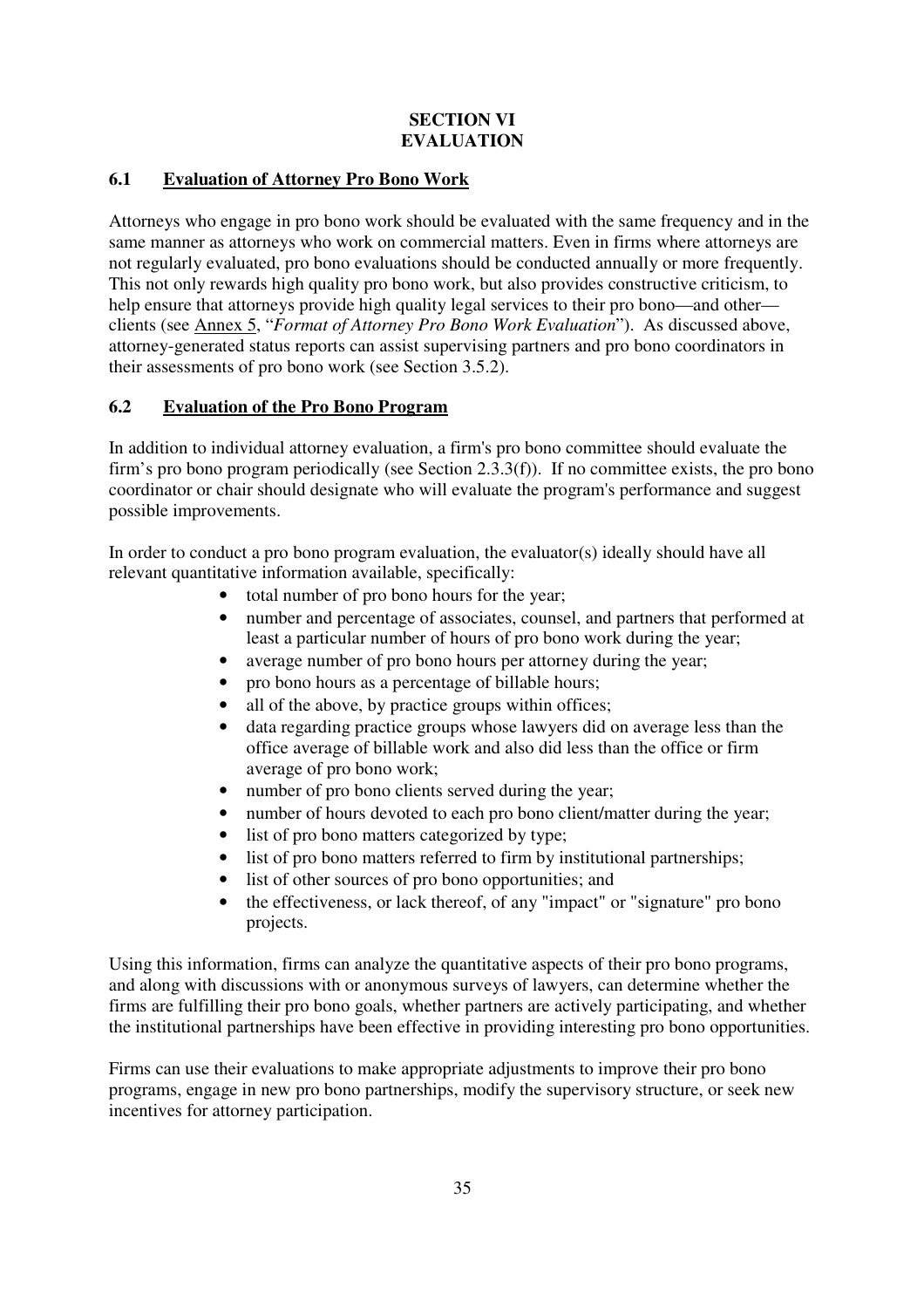# SECTION VI
# EVALUATION

## 6.1 Evaluation of Attorney Pro Bono Work

Attorneys who engage in pro bono work should be evaluated with the same frequency and in the same manner as attorneys who work on commercial matters. Even in firms where attorneys are not regularly evaluated, pro bono evaluations should be conducted annually or more frequently. This not only rewards high quality pro bono work, but also provides constructive criticism, to help ensure that attorneys provide high quality legal services to their pro bono—and other—clients (see Annex 5, "*Format of Attorney Pro Bono Work Evaluation*"). As discussed above, attorney-generated status reports can assist supervising partners and pro bono coordinators in their assessments of pro bono work (see Section 3.5.2).

## 6.2 Evaluation of the Pro Bono Program

In addition to individual attorney evaluation, a firm's pro bono committee should evaluate the firm's pro bono program periodically (see Section 2.3.3(f)). If no committee exists, the pro bono coordinator or chair should designate who will evaluate the program's performance and suggest possible improvements.

In order to conduct a pro bono program evaluation, the evaluator(s) ideally should have all relevant quantitative information available, specifically:

- total number of pro bono hours for the year;
- number and percentage of associates, counsel, and partners that performed at least a particular number of hours of pro bono work during the year;
- average number of pro bono hours per attorney during the year;
- pro bono hours as a percentage of billable hours;
- all of the above, by practice groups within offices;
- data regarding practice groups whose lawyers did on average less than the office average of billable work and also did less than the office or firm average of pro bono work;
- number of pro bono clients served during the year;
- number of hours devoted to each pro bono client/matter during the year;
- list of pro bono matters categorized by type;
- list of pro bono matters referred to firm by institutional partnerships;
- list of other sources of pro bono opportunities; and
- the effectiveness, or lack thereof, of any "impact" or "signature" pro bono projects.

Using this information, firms can analyze the quantitative aspects of their pro bono programs, and along with discussions with or anonymous surveys of lawyers, can determine whether the firms are fulfilling their pro bono goals, whether partners are actively participating, and whether the institutional partnerships have been effective in providing interesting pro bono opportunities.

Firms can use their evaluations to make appropriate adjustments to improve their pro bono programs, engage in new pro bono partnerships, modify the supervisory structure, or seek new incentives for attorney participation.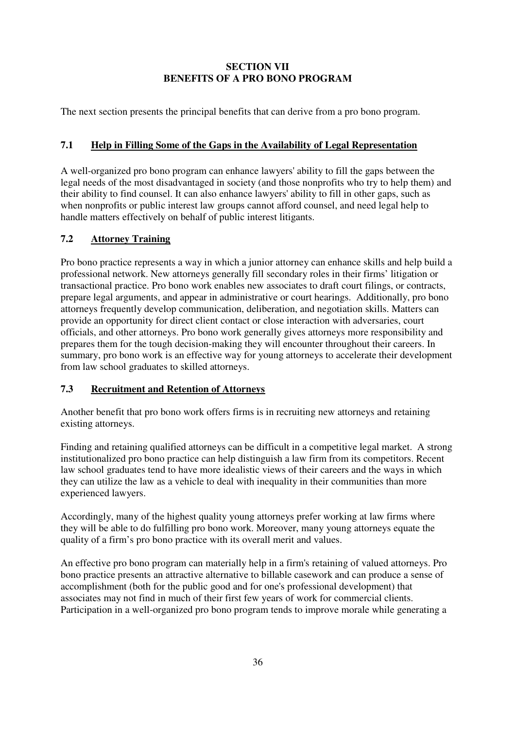# SECTION VII
# BENEFITS OF A PRO BONO PROGRAM

The next section presents the principal benefits that can derive from a pro bono program.

## 7.1 Help in Filling Some of the Gaps in the Availability of Legal Representation

A well-organized pro bono program can enhance lawyers' ability to fill the gaps between the legal needs of the most disadvantaged in society (and those nonprofits who try to help them) and their ability to find counsel. It can also enhance lawyers' ability to fill in other gaps, such as when nonprofits or public interest law groups cannot afford counsel, and need legal help to handle matters effectively on behalf of public interest litigants.

## 7.2 Attorney Training

Pro bono practice represents a way in which a junior attorney can enhance skills and help build a professional network. New attorneys generally fill secondary roles in their firms' litigation or transactional practice. Pro bono work enables new associates to draft court filings, or contracts, prepare legal arguments, and appear in administrative or court hearings. Additionally, pro bono attorneys frequently develop communication, deliberation, and negotiation skills. Matters can provide an opportunity for direct client contact or close interaction with adversaries, court officials, and other attorneys. Pro bono work generally gives attorneys more responsibility and prepares them for the tough decision-making they will encounter throughout their careers. In summary, pro bono work is an effective way for young attorneys to accelerate their development from law school graduates to skilled attorneys.

## 7.3 Recruitment and Retention of Attorneys

Another benefit that pro bono work offers firms is in recruiting new attorneys and retaining existing attorneys.

Finding and retaining qualified attorneys can be difficult in a competitive legal market. A strong institutionalized pro bono practice can help distinguish a law firm from its competitors. Recent law school graduates tend to have more idealistic views of their careers and the ways in which they can utilize the law as a vehicle to deal with inequality in their communities than more experienced lawyers.

Accordingly, many of the highest quality young attorneys prefer working at law firms where they will be able to do fulfilling pro bono work. Moreover, many young attorneys equate the quality of a firm's pro bono practice with its overall merit and values.

An effective pro bono program can materially help in a firm's retaining of valued attorneys. Pro bono practice presents an attractive alternative to billable casework and can produce a sense of accomplishment (both for the public good and for one's professional development) that associates may not find in much of their first few years of work for commercial clients. Participation in a well-organized pro bono program tends to improve morale while generating a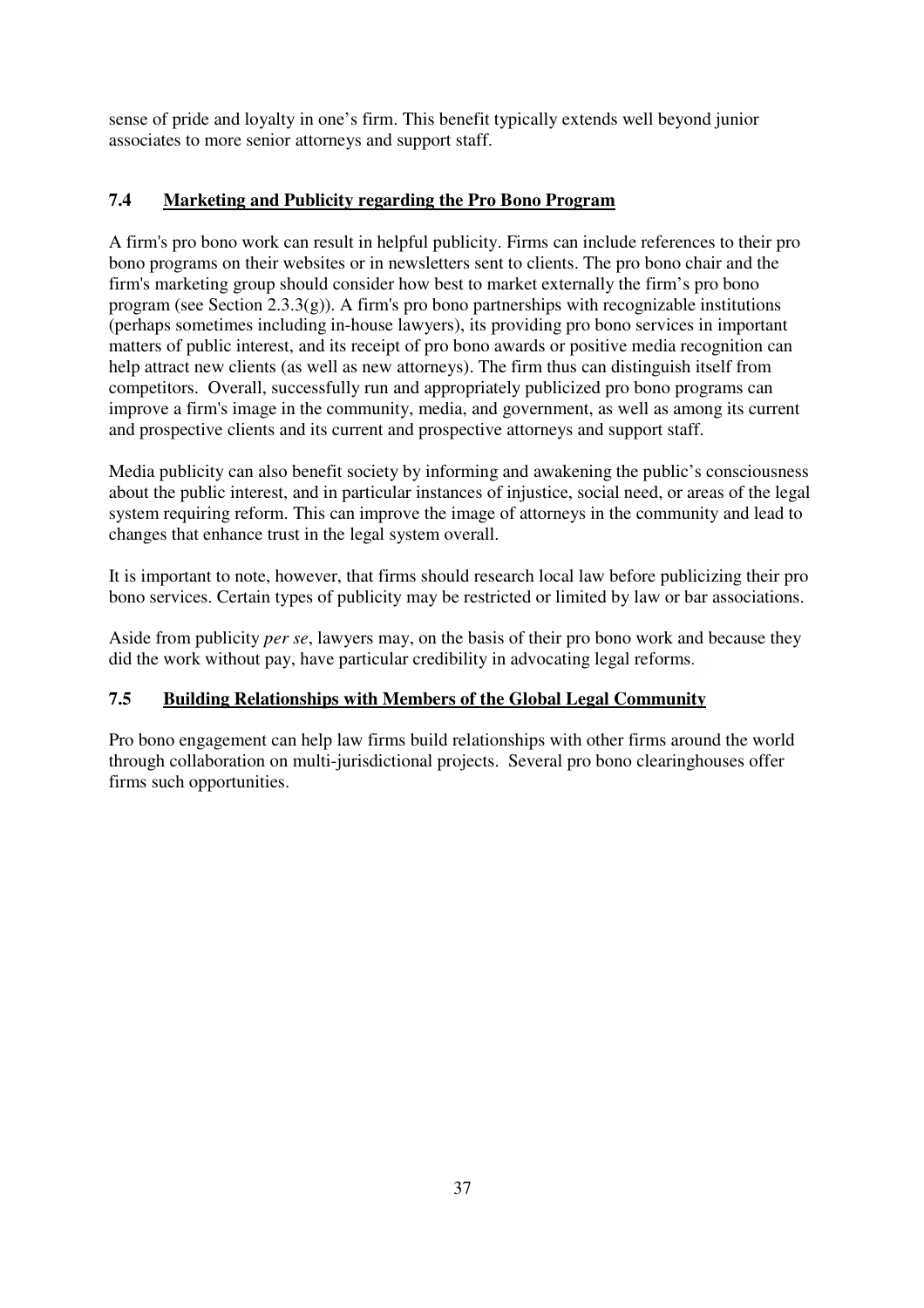sense of pride and loyalty in one's firm. This benefit typically extends well beyond junior associates to more senior attorneys and support staff.

### 7.4 Marketing and Publicity regarding the Pro Bono Program

A firm's pro bono work can result in helpful publicity. Firms can include references to their pro bono programs on their websites or in newsletters sent to clients. The pro bono chair and the firm's marketing group should consider how best to market externally the firm's pro bono program (see Section 2.3.3(g)). A firm's pro bono partnerships with recognizable institutions (perhaps sometimes including in-house lawyers), its providing pro bono services in important matters of public interest, and its receipt of pro bono awards or positive media recognition can help attract new clients (as well as new attorneys). The firm thus can distinguish itself from competitors. Overall, successfully run and appropriately publicized pro bono programs can improve a firm's image in the community, media, and government, as well as among its current and prospective clients and its current and prospective attorneys and support staff.

Media publicity can also benefit society by informing and awakening the public's consciousness about the public interest, and in particular instances of injustice, social need, or areas of the legal system requiring reform. This can improve the image of attorneys in the community and lead to changes that enhance trust in the legal system overall.

It is important to note, however, that firms should research local law before publicizing their pro bono services. Certain types of publicity may be restricted or limited by law or bar associations.

Aside from publicity *per se*, lawyers may, on the basis of their pro bono work and because they did the work without pay, have particular credibility in advocating legal reforms.

### 7.5 Building Relationships with Members of the Global Legal Community

Pro bono engagement can help law firms build relationships with other firms around the world through collaboration on multi-jurisdictional projects. Several pro bono clearinghouses offer firms such opportunities.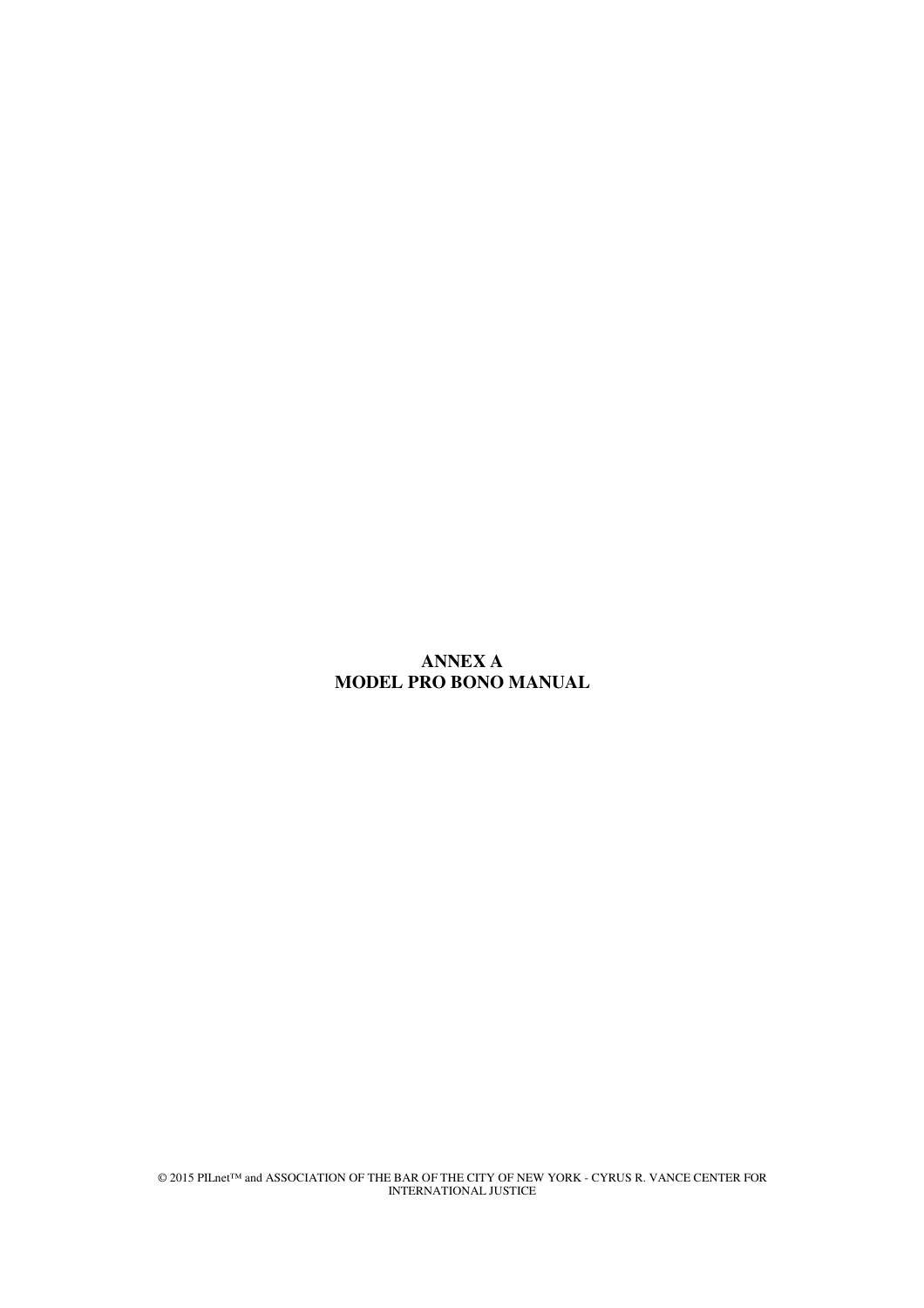# ANNEX A
# MODEL PRO BONO MANUAL

© 2015 PILnet™ and ASSOCIATION OF THE BAR OF THE CITY OF NEW YORK - CYRUS R. VANCE CENTER FOR INTERNATIONAL JUSTICE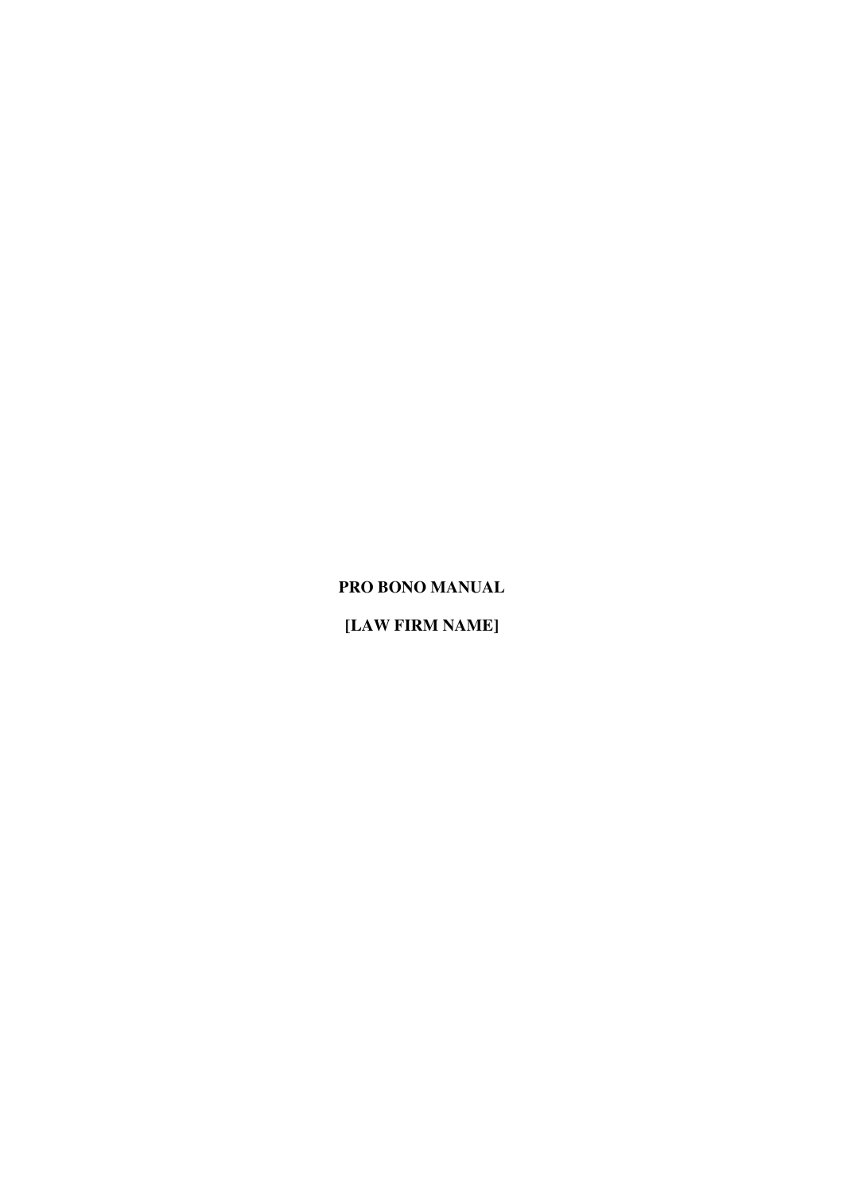**PRO BONO MANUAL**

**[LAW FIRM NAME]**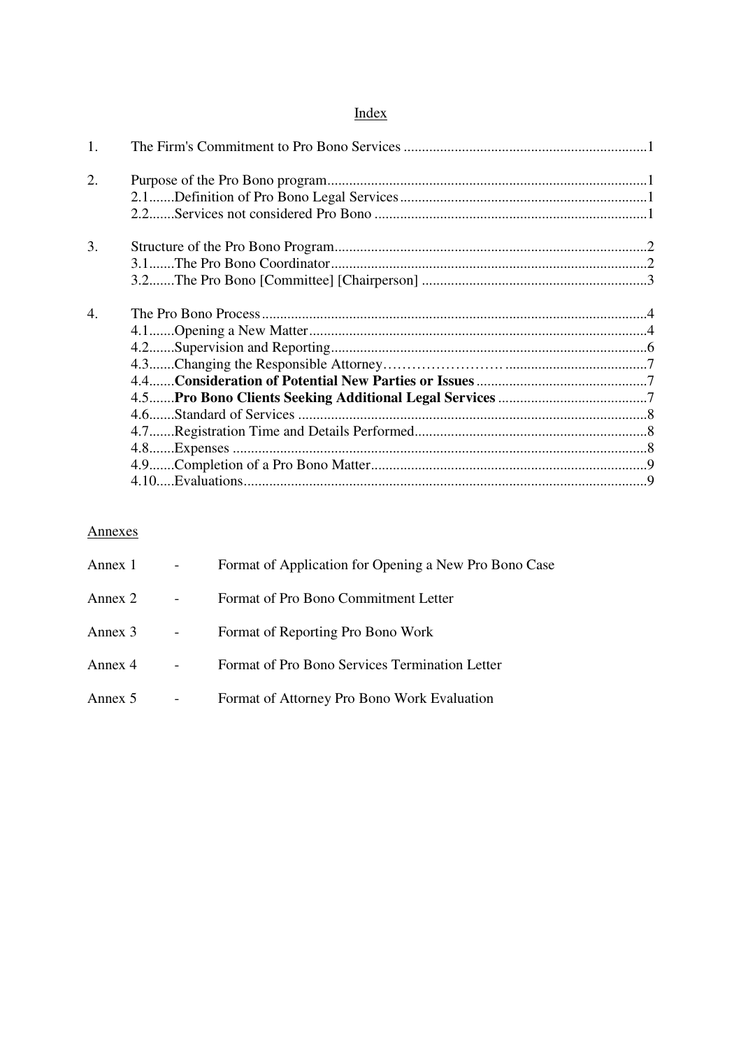## Index

| | | |
|---|---|---|
| 1. | The Firm's Commitment to Pro Bono Services | 1 |
| 2. | Purpose of the Pro Bono program | 1 |
| | 2.1 Definition of Pro Bono Legal Services | 1 |
| | 2.2 Services not considered Pro Bono | 1 |
| 3. | Structure of the Pro Bono Program | 2 |
| | 3.1 The Pro Bono Coordinator | 2 |
| | 3.2 The Pro Bono [Committee] [Chairperson] | 3 |
| 4. | The Pro Bono Process | 4 |
| | 4.1 Opening a New Matter | 4 |
| | 4.2 Supervision and Reporting | 6 |
| | 4.3 Changing the Responsible Attorney | 7 |
| | 4.4 **Consideration of Potential New Parties or Issues** | 7 |
| | 4.5 **Pro Bono Clients Seeking Additional Legal Services** | 7 |
| | 4.6 Standard of Services | 8 |
| | 4.7 Registration Time and Details Performed | 8 |
| | 4.8 Expenses | 8 |
| | 4.9 Completion of a Pro Bono Matter | 9 |
| | 4.10 Evaluations | 9 |

### Annexes

Annex 1 - Format of Application for Opening a New Pro Bono Case

Annex 2 - Format of Pro Bono Commitment Letter

Annex 3 - Format of Reporting Pro Bono Work

Annex 4 - Format of Pro Bono Services Termination Letter

Annex 5 - Format of Attorney Pro Bono Work Evaluation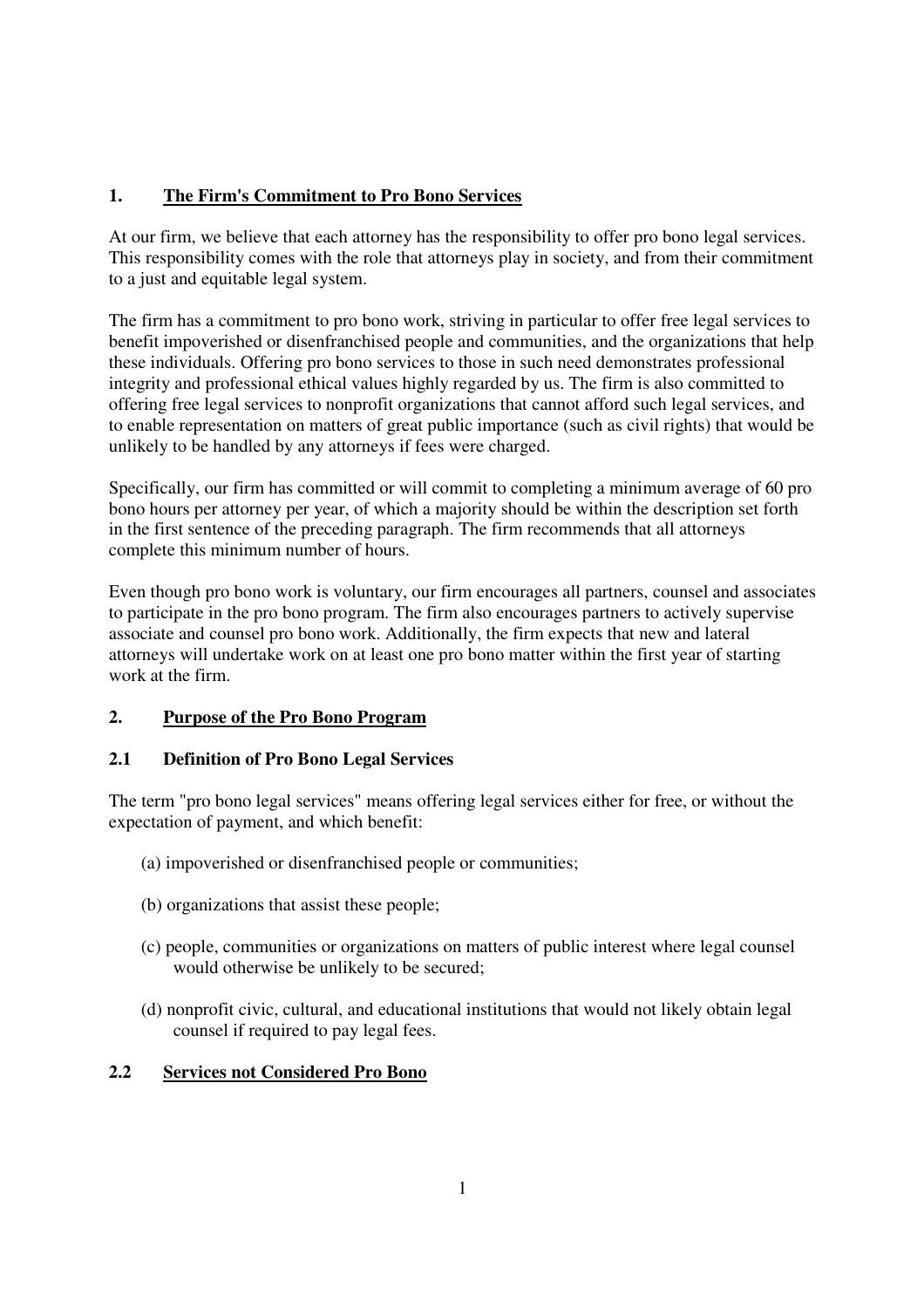## 1. The Firm's Commitment to Pro Bono Services

At our firm, we believe that each attorney has the responsibility to offer pro bono legal services. This responsibility comes with the role that attorneys play in society, and from their commitment to a just and equitable legal system.

The firm has a commitment to pro bono work, striving in particular to offer free legal services to benefit impoverished or disenfranchised people and communities, and the organizations that help these individuals. Offering pro bono services to those in such need demonstrates professional integrity and professional ethical values highly regarded by us. The firm is also committed to offering free legal services to nonprofit organizations that cannot afford such legal services, and to enable representation on matters of great public importance (such as civil rights) that would be unlikely to be handled by any attorneys if fees were charged.

Specifically, our firm has committed or will commit to completing a minimum average of 60 pro bono hours per attorney per year, of which a majority should be within the description set forth in the first sentence of the preceding paragraph. The firm recommends that all attorneys complete this minimum number of hours.

Even though pro bono work is voluntary, our firm encourages all partners, counsel and associates to participate in the pro bono program. The firm also encourages partners to actively supervise associate and counsel pro bono work. Additionally, the firm expects that new and lateral attorneys will undertake work on at least one pro bono matter within the first year of starting work at the firm.

## 2. Purpose of the Pro Bono Program

### 2.1 Definition of Pro Bono Legal Services

The term "pro bono legal services" means offering legal services either for free, or without the expectation of payment, and which benefit:

(a) impoverished or disenfranchised people or communities;

(b) organizations that assist these people;

(c) people, communities or organizations on matters of public interest where legal counsel would otherwise be unlikely to be secured;

(d) nonprofit civic, cultural, and educational institutions that would not likely obtain legal counsel if required to pay legal fees.

### 2.2 Services not Considered Pro Bono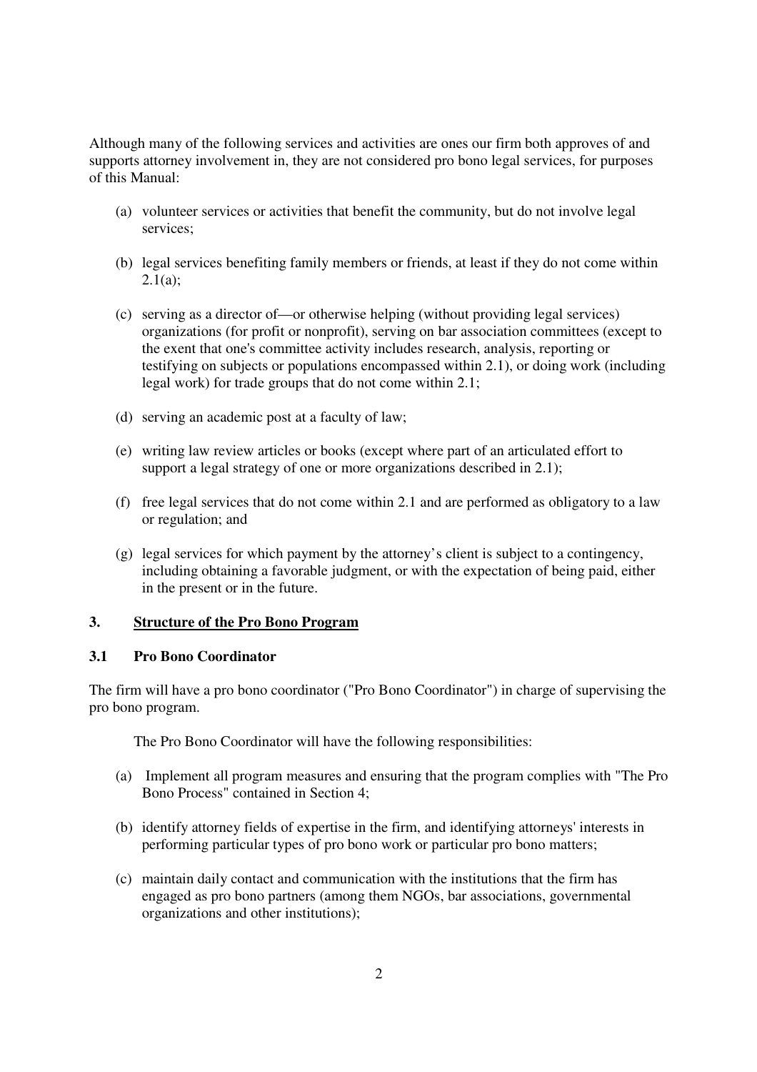Although many of the following services and activities are ones our firm both approves of and supports attorney involvement in, they are not considered pro bono legal services, for purposes of this Manual:

(a) volunteer services or activities that benefit the community, but do not involve legal services;

(b) legal services benefiting family members or friends, at least if they do not come within 2.1(a);

(c) serving as a director of—or otherwise helping (without providing legal services) organizations (for profit or nonprofit), serving on bar association committees (except to the exent that one's committee activity includes research, analysis, reporting or testifying on subjects or populations encompassed within 2.1), or doing work (including legal work) for trade groups that do not come within 2.1;

(d) serving an academic post at a faculty of law;

(e) writing law review articles or books (except where part of an articulated effort to support a legal strategy of one or more organizations described in 2.1);

(f) free legal services that do not come within 2.1 and are performed as obligatory to a law or regulation; and

(g) legal services for which payment by the attorney's client is subject to a contingency, including obtaining a favorable judgment, or with the expectation of being paid, either in the present or in the future.

## 3. Structure of the Pro Bono Program

### 3.1 Pro Bono Coordinator

The firm will have a pro bono coordinator ("Pro Bono Coordinator") in charge of supervising the pro bono program.

The Pro Bono Coordinator will have the following responsibilities:

(a) Implement all program measures and ensuring that the program complies with "The Pro Bono Process" contained in Section 4;

(b) identify attorney fields of expertise in the firm, and identifying attorneys' interests in performing particular types of pro bono work or particular pro bono matters;

(c) maintain daily contact and communication with the institutions that the firm has engaged as pro bono partners (among them NGOs, bar associations, governmental organizations and other institutions);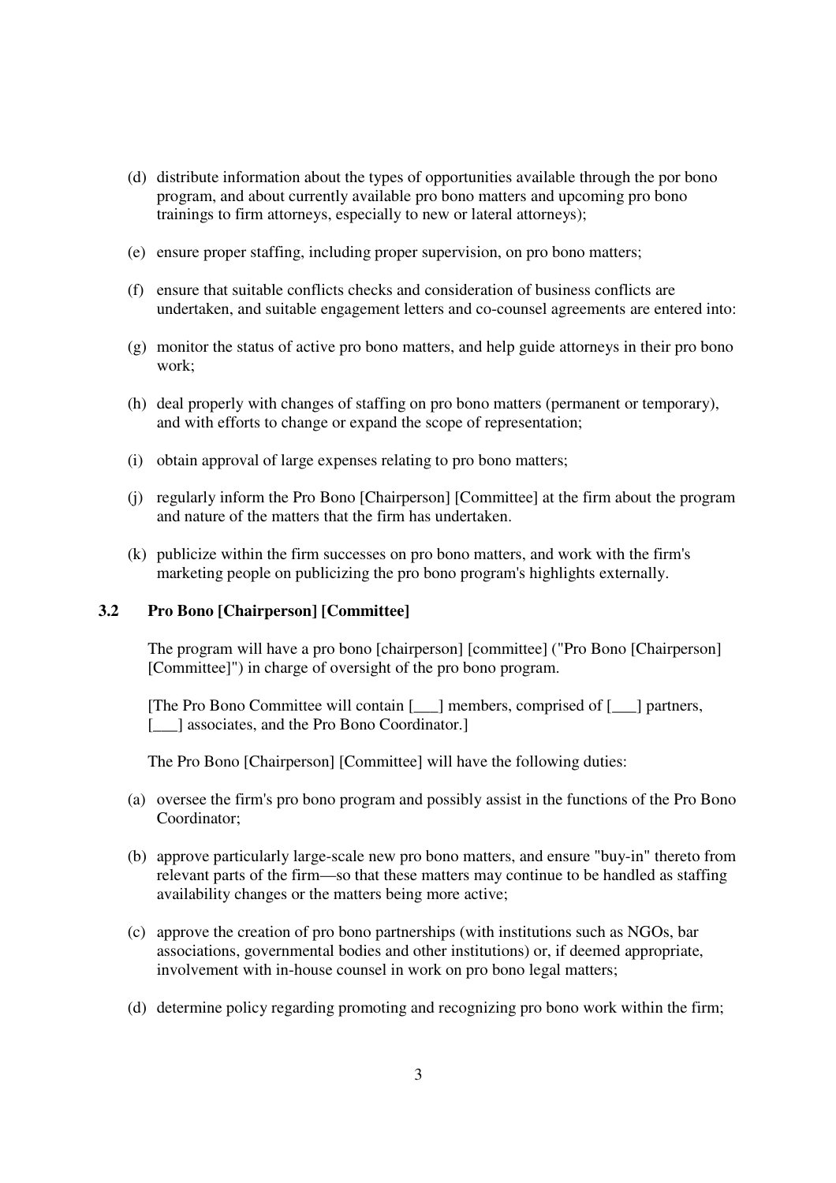(d) distribute information about the types of opportunities available through the por bono program, and about currently available pro bono matters and upcoming pro bono trainings to firm attorneys, especially to new or lateral attorneys);

(e) ensure proper staffing, including proper supervision, on pro bono matters;

(f) ensure that suitable conflicts checks and consideration of business conflicts are undertaken, and suitable engagement letters and co-counsel agreements are entered into:

(g) monitor the status of active pro bono matters, and help guide attorneys in their pro bono work;

(h) deal properly with changes of staffing on pro bono matters (permanent or temporary), and with efforts to change or expand the scope of representation;

(i) obtain approval of large expenses relating to pro bono matters;

(j) regularly inform the Pro Bono [Chairperson] [Committee] at the firm about the program and nature of the matters that the firm has undertaken.

(k) publicize within the firm successes on pro bono matters, and work with the firm's marketing people on publicizing the pro bono program's highlights externally.

### 3.2 Pro Bono [Chairperson] [Committee]

The program will have a pro bono [chairperson] [committee] ("Pro Bono [Chairperson] [Committee]") in charge of oversight of the pro bono program.

[The Pro Bono Committee will contain [___] members, comprised of [___] partners, [___] associates, and the Pro Bono Coordinator.]

The Pro Bono [Chairperson] [Committee] will have the following duties:

(a) oversee the firm's pro bono program and possibly assist in the functions of the Pro Bono Coordinator;

(b) approve particularly large-scale new pro bono matters, and ensure "buy-in" thereto from relevant parts of the firm—so that these matters may continue to be handled as staffing availability changes or the matters being more active;

(c) approve the creation of pro bono partnerships (with institutions such as NGOs, bar associations, governmental bodies and other institutions) or, if deemed appropriate, involvement with in-house counsel in work on pro bono legal matters;

(d) determine policy regarding promoting and recognizing pro bono work within the firm;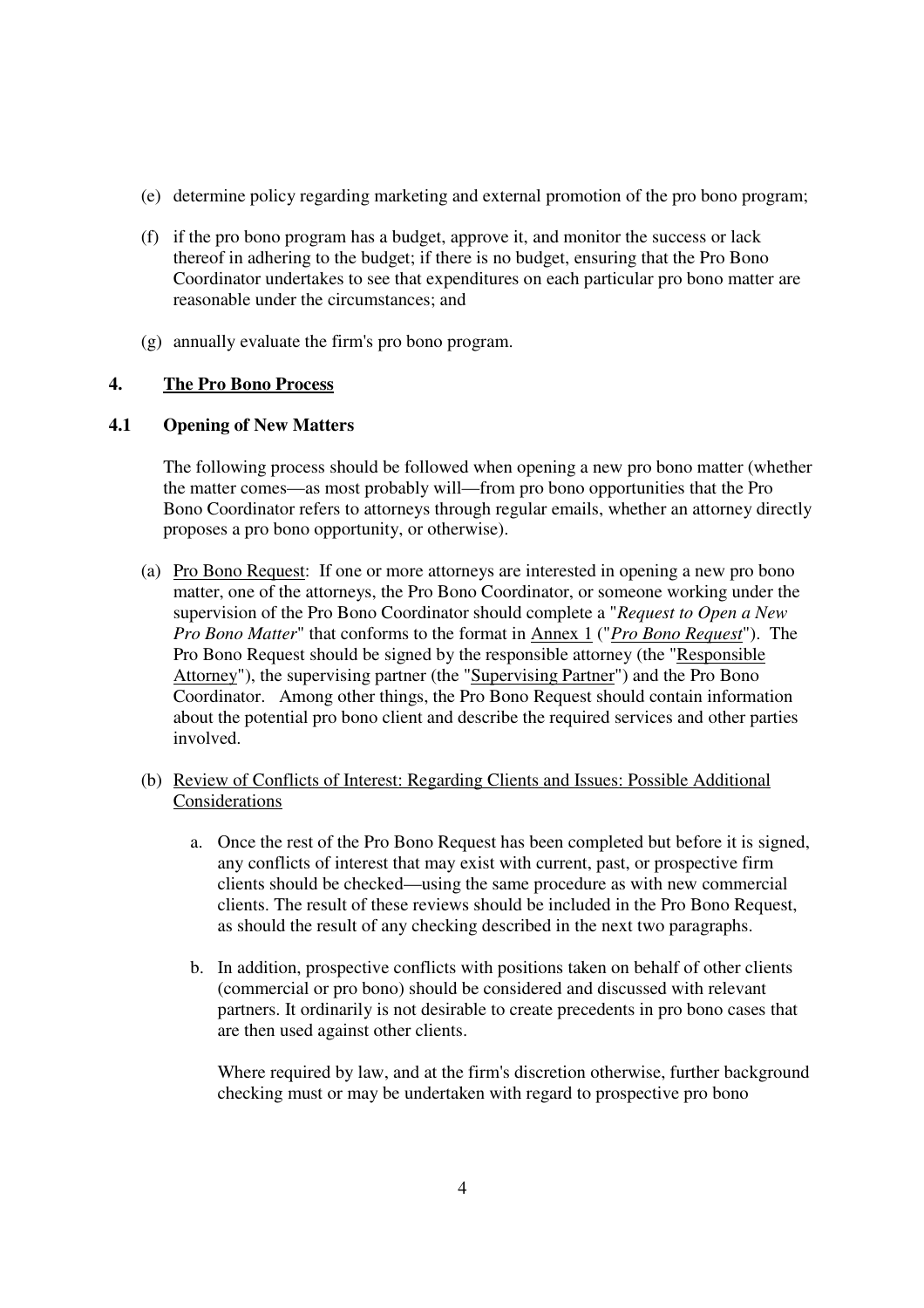(e) determine policy regarding marketing and external promotion of the pro bono program;

(f) if the pro bono program has a budget, approve it, and monitor the success or lack thereof in adhering to the budget; if there is no budget, ensuring that the Pro Bono Coordinator undertakes to see that expenditures on each particular pro bono matter are reasonable under the circumstances; and

(g) annually evaluate the firm's pro bono program.

## 4. The Pro Bono Process

### 4.1 Opening of New Matters

The following process should be followed when opening a new pro bono matter (whether the matter comes—as most probably will—from pro bono opportunities that the Pro Bono Coordinator refers to attorneys through regular emails, whether an attorney directly proposes a pro bono opportunity, or otherwise).

(a) Pro Bono Request: If one or more attorneys are interested in opening a new pro bono matter, one of the attorneys, the Pro Bono Coordinator, or someone working under the supervision of the Pro Bono Coordinator should complete a "*Request to Open a New Pro Bono Matter*" that conforms to the format in Annex 1 ("*Pro Bono Request*"). The Pro Bono Request should be signed by the responsible attorney (the "Responsible Attorney"), the supervising partner (the "Supervising Partner") and the Pro Bono Coordinator. Among other things, the Pro Bono Request should contain information about the potential pro bono client and describe the required services and other parties involved.

(b) Review of Conflicts of Interest: Regarding Clients and Issues: Possible Additional Considerations

a. Once the rest of the Pro Bono Request has been completed but before it is signed, any conflicts of interest that may exist with current, past, or prospective firm clients should be checked—using the same procedure as with new commercial clients. The result of these reviews should be included in the Pro Bono Request, as should the result of any checking described in the next two paragraphs.

b. In addition, prospective conflicts with positions taken on behalf of other clients (commercial or pro bono) should be considered and discussed with relevant partners. It ordinarily is not desirable to create precedents in pro bono cases that are then used against other clients.

Where required by law, and at the firm's discretion otherwise, further background checking must or may be undertaken with regard to prospective pro bono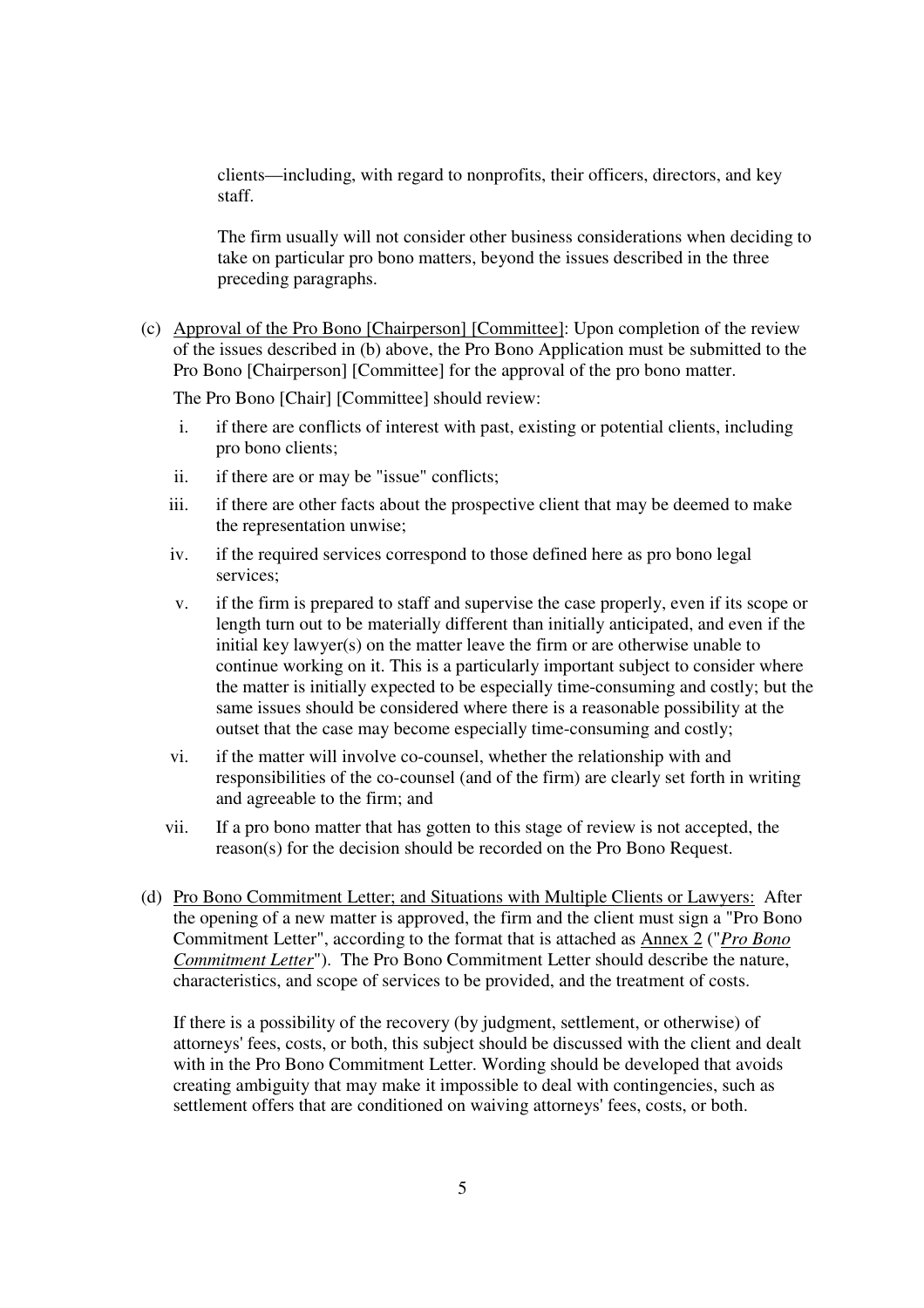clients—including, with regard to nonprofits, their officers, directors, and key staff.

The firm usually will not consider other business considerations when deciding to take on particular pro bono matters, beyond the issues described in the three preceding paragraphs.

(c) Approval of the Pro Bono [Chairperson] [Committee]: Upon completion of the review of the issues described in (b) above, the Pro Bono Application must be submitted to the Pro Bono [Chairperson] [Committee] for the approval of the pro bono matter.

The Pro Bono [Chair] [Committee] should review:

i. if there are conflicts of interest with past, existing or potential clients, including pro bono clients;

ii. if there are or may be "issue" conflicts;

iii. if there are other facts about the prospective client that may be deemed to make the representation unwise;

iv. if the required services correspond to those defined here as pro bono legal services;

v. if the firm is prepared to staff and supervise the case properly, even if its scope or length turn out to be materially different than initially anticipated, and even if the initial key lawyer(s) on the matter leave the firm or are otherwise unable to continue working on it. This is a particularly important subject to consider where the matter is initially expected to be especially time-consuming and costly; but the same issues should be considered where there is a reasonable possibility at the outset that the case may become especially time-consuming and costly;

vi. if the matter will involve co-counsel, whether the relationship with and responsibilities of the co-counsel (and of the firm) are clearly set forth in writing and agreeable to the firm; and

vii. If a pro bono matter that has gotten to this stage of review is not accepted, the reason(s) for the decision should be recorded on the Pro Bono Request.

(d) Pro Bono Commitment Letter; and Situations with Multiple Clients or Lawyers: After the opening of a new matter is approved, the firm and the client must sign a "Pro Bono Commitment Letter", according to the format that is attached as Annex 2 ("*Pro Bono Commitment Letter*"). The Pro Bono Commitment Letter should describe the nature, characteristics, and scope of services to be provided, and the treatment of costs.

If there is a possibility of the recovery (by judgment, settlement, or otherwise) of attorneys' fees, costs, or both, this subject should be discussed with the client and dealt with in the Pro Bono Commitment Letter. Wording should be developed that avoids creating ambiguity that may make it impossible to deal with contingencies, such as settlement offers that are conditioned on waiving attorneys' fees, costs, or both.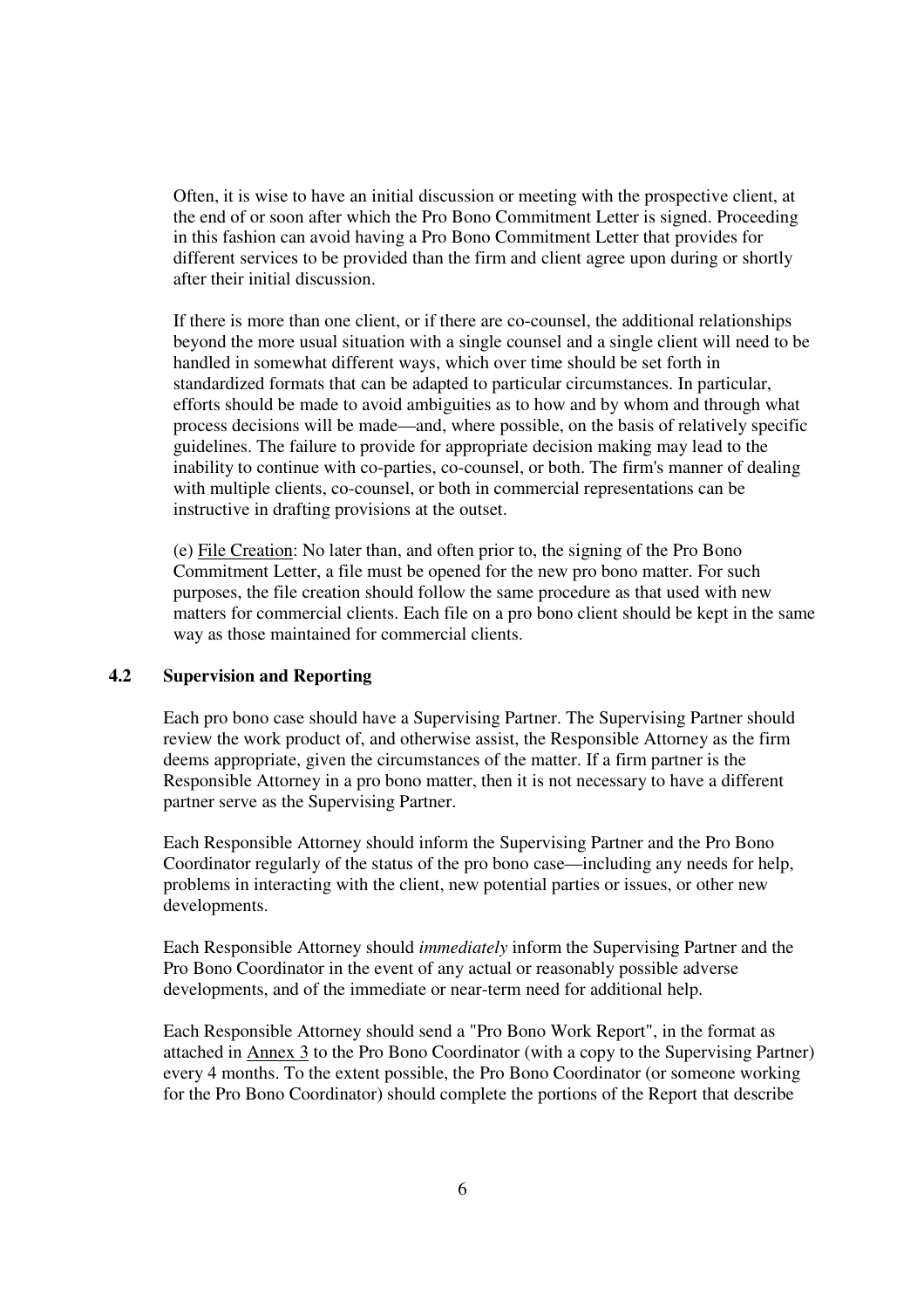Often, it is wise to have an initial discussion or meeting with the prospective client, at the end of or soon after which the Pro Bono Commitment Letter is signed. Proceeding in this fashion can avoid having a Pro Bono Commitment Letter that provides for different services to be provided than the firm and client agree upon during or shortly after their initial discussion.

If there is more than one client, or if there are co-counsel, the additional relationships beyond the more usual situation with a single counsel and a single client will need to be handled in somewhat different ways, which over time should be set forth in standardized formats that can be adapted to particular circumstances. In particular, efforts should be made to avoid ambiguities as to how and by whom and through what process decisions will be made—and, where possible, on the basis of relatively specific guidelines. The failure to provide for appropriate decision making may lead to the inability to continue with co-parties, co-counsel, or both. The firm's manner of dealing with multiple clients, co-counsel, or both in commercial representations can be instructive in drafting provisions at the outset.

(e) File Creation: No later than, and often prior to, the signing of the Pro Bono Commitment Letter, a file must be opened for the new pro bono matter. For such purposes, the file creation should follow the same procedure as that used with new matters for commercial clients. Each file on a pro bono client should be kept in the same way as those maintained for commercial clients.

### 4.2 Supervision and Reporting

Each pro bono case should have a Supervising Partner. The Supervising Partner should review the work product of, and otherwise assist, the Responsible Attorney as the firm deems appropriate, given the circumstances of the matter. If a firm partner is the Responsible Attorney in a pro bono matter, then it is not necessary to have a different partner serve as the Supervising Partner.

Each Responsible Attorney should inform the Supervising Partner and the Pro Bono Coordinator regularly of the status of the pro bono case—including any needs for help, problems in interacting with the client, new potential parties or issues, or other new developments.

Each Responsible Attorney should *immediately* inform the Supervising Partner and the Pro Bono Coordinator in the event of any actual or reasonably possible adverse developments, and of the immediate or near-term need for additional help.

Each Responsible Attorney should send a "Pro Bono Work Report", in the format as attached in Annex 3 to the Pro Bono Coordinator (with a copy to the Supervising Partner) every 4 months. To the extent possible, the Pro Bono Coordinator (or someone working for the Pro Bono Coordinator) should complete the portions of the Report that describe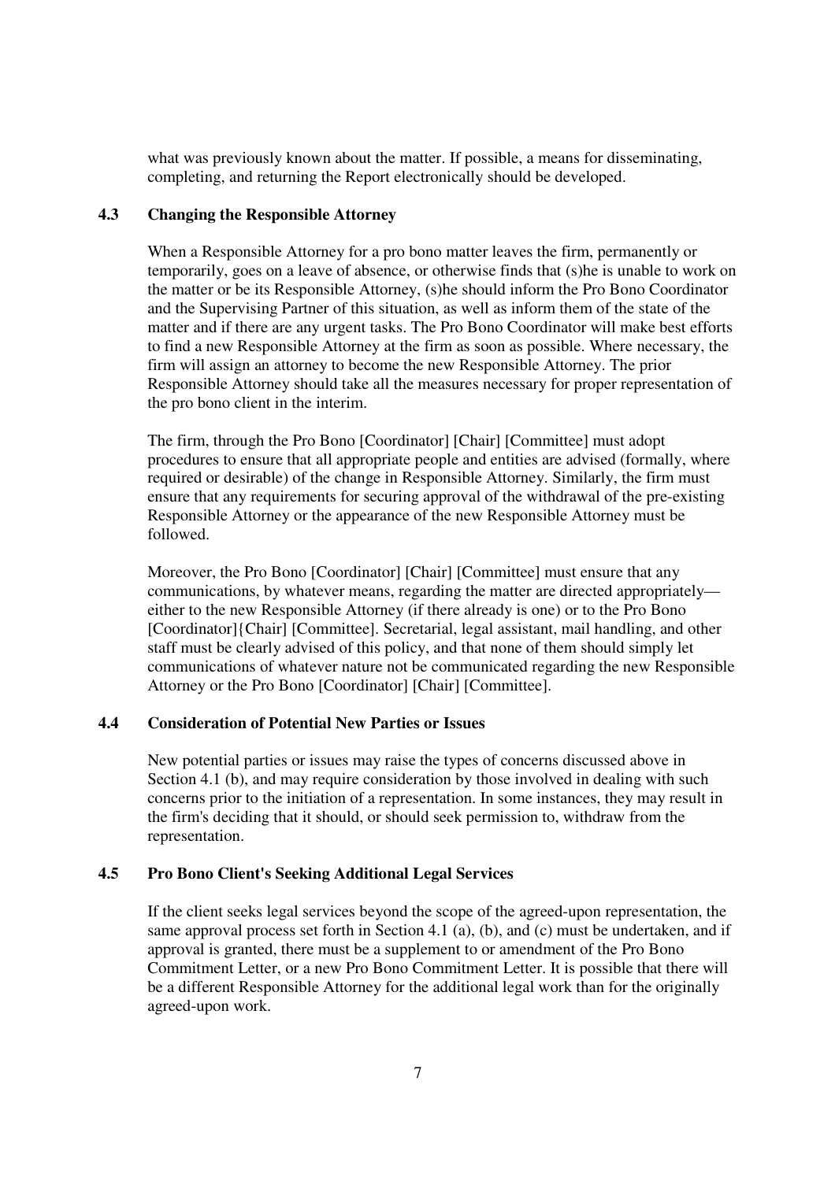what was previously known about the matter. If possible, a means for disseminating, completing, and returning the Report electronically should be developed.

### 4.3 Changing the Responsible Attorney

When a Responsible Attorney for a pro bono matter leaves the firm, permanently or temporarily, goes on a leave of absence, or otherwise finds that (s)he is unable to work on the matter or be its Responsible Attorney, (s)he should inform the Pro Bono Coordinator and the Supervising Partner of this situation, as well as inform them of the state of the matter and if there are any urgent tasks. The Pro Bono Coordinator will make best efforts to find a new Responsible Attorney at the firm as soon as possible. Where necessary, the firm will assign an attorney to become the new Responsible Attorney. The prior Responsible Attorney should take all the measures necessary for proper representation of the pro bono client in the interim.

The firm, through the Pro Bono [Coordinator] [Chair] [Committee] must adopt procedures to ensure that all appropriate people and entities are advised (formally, where required or desirable) of the change in Responsible Attorney. Similarly, the firm must ensure that any requirements for securing approval of the withdrawal of the pre-existing Responsible Attorney or the appearance of the new Responsible Attorney must be followed.

Moreover, the Pro Bono [Coordinator] [Chair] [Committee] must ensure that any communications, by whatever means, regarding the matter are directed appropriately—either to the new Responsible Attorney (if there already is one) or to the Pro Bono [Coordinator]{Chair] [Committee]. Secretarial, legal assistant, mail handling, and other staff must be clearly advised of this policy, and that none of them should simply let communications of whatever nature not be communicated regarding the new Responsible Attorney or the Pro Bono [Coordinator] [Chair] [Committee].

### 4.4 Consideration of Potential New Parties or Issues

New potential parties or issues may raise the types of concerns discussed above in Section 4.1 (b), and may require consideration by those involved in dealing with such concerns prior to the initiation of a representation. In some instances, they may result in the firm's deciding that it should, or should seek permission to, withdraw from the representation.

### 4.5 Pro Bono Client's Seeking Additional Legal Services

If the client seeks legal services beyond the scope of the agreed-upon representation, the same approval process set forth in Section 4.1 (a), (b), and (c) must be undertaken, and if approval is granted, there must be a supplement to or amendment of the Pro Bono Commitment Letter, or a new Pro Bono Commitment Letter. It is possible that there will be a different Responsible Attorney for the additional legal work than for the originally agreed-upon work.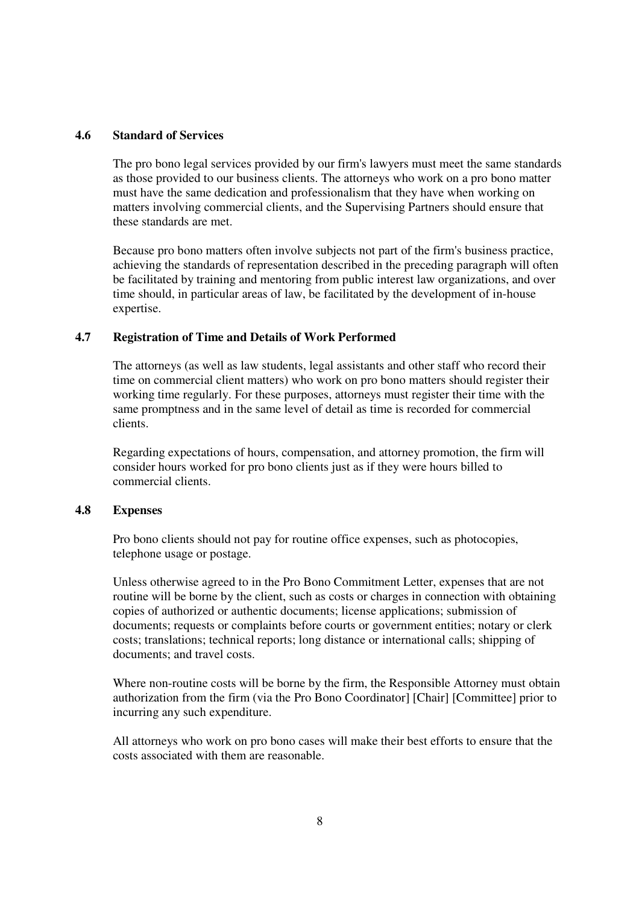### 4.6 Standard of Services

The pro bono legal services provided by our firm's lawyers must meet the same standards as those provided to our business clients. The attorneys who work on a pro bono matter must have the same dedication and professionalism that they have when working on matters involving commercial clients, and the Supervising Partners should ensure that these standards are met.

Because pro bono matters often involve subjects not part of the firm's business practice, achieving the standards of representation described in the preceding paragraph will often be facilitated by training and mentoring from public interest law organizations, and over time should, in particular areas of law, be facilitated by the development of in-house expertise.

### 4.7 Registration of Time and Details of Work Performed

The attorneys (as well as law students, legal assistants and other staff who record their time on commercial client matters) who work on pro bono matters should register their working time regularly. For these purposes, attorneys must register their time with the same promptness and in the same level of detail as time is recorded for commercial clients.

Regarding expectations of hours, compensation, and attorney promotion, the firm will consider hours worked for pro bono clients just as if they were hours billed to commercial clients.

### 4.8 Expenses

Pro bono clients should not pay for routine office expenses, such as photocopies, telephone usage or postage.

Unless otherwise agreed to in the Pro Bono Commitment Letter, expenses that are not routine will be borne by the client, such as costs or charges in connection with obtaining copies of authorized or authentic documents; license applications; submission of documents; requests or complaints before courts or government entities; notary or clerk costs; translations; technical reports; long distance or international calls; shipping of documents; and travel costs.

Where non-routine costs will be borne by the firm, the Responsible Attorney must obtain authorization from the firm (via the Pro Bono Coordinator] [Chair] [Committee] prior to incurring any such expenditure.

All attorneys who work on pro bono cases will make their best efforts to ensure that the costs associated with them are reasonable.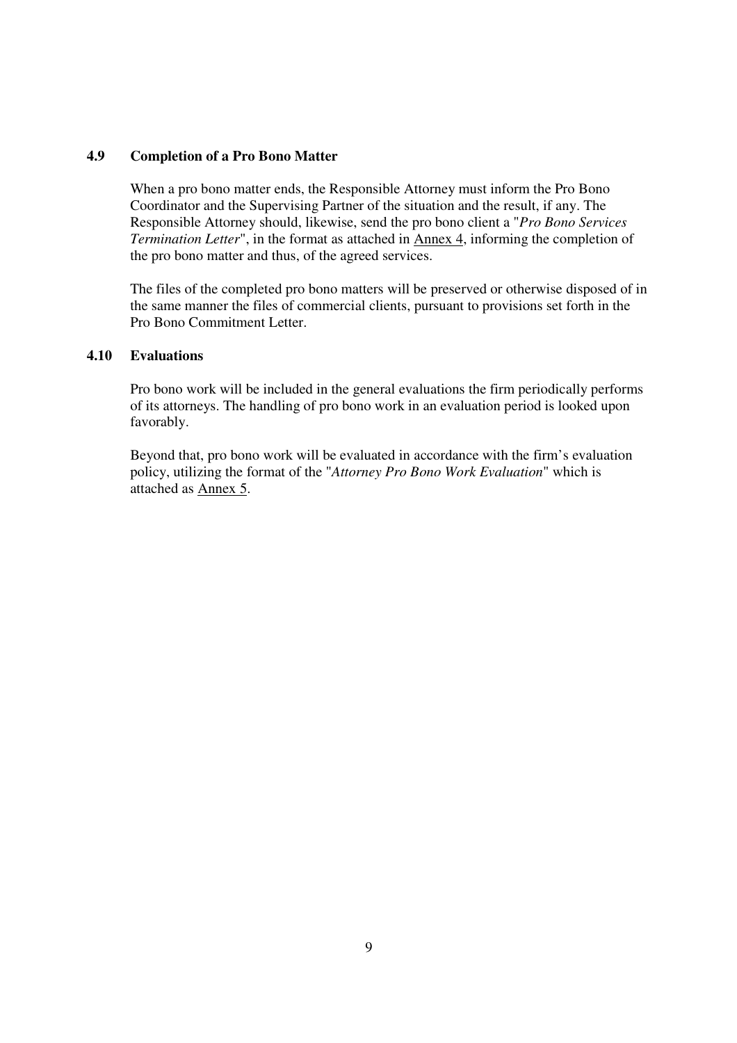### 4.9 Completion of a Pro Bono Matter

When a pro bono matter ends, the Responsible Attorney must inform the Pro Bono Coordinator and the Supervising Partner of the situation and the result, if any. The Responsible Attorney should, likewise, send the pro bono client a "*Pro Bono Services Termination Letter*", in the format as attached in Annex 4, informing the completion of the pro bono matter and thus, of the agreed services.

The files of the completed pro bono matters will be preserved or otherwise disposed of in the same manner the files of commercial clients, pursuant to provisions set forth in the Pro Bono Commitment Letter.

### 4.10 Evaluations

Pro bono work will be included in the general evaluations the firm periodically performs of its attorneys. The handling of pro bono work in an evaluation period is looked upon favorably.

Beyond that, pro bono work will be evaluated in accordance with the firm's evaluation policy, utilizing the format of the "*Attorney Pro Bono Work Evaluation*" which is attached as Annex 5.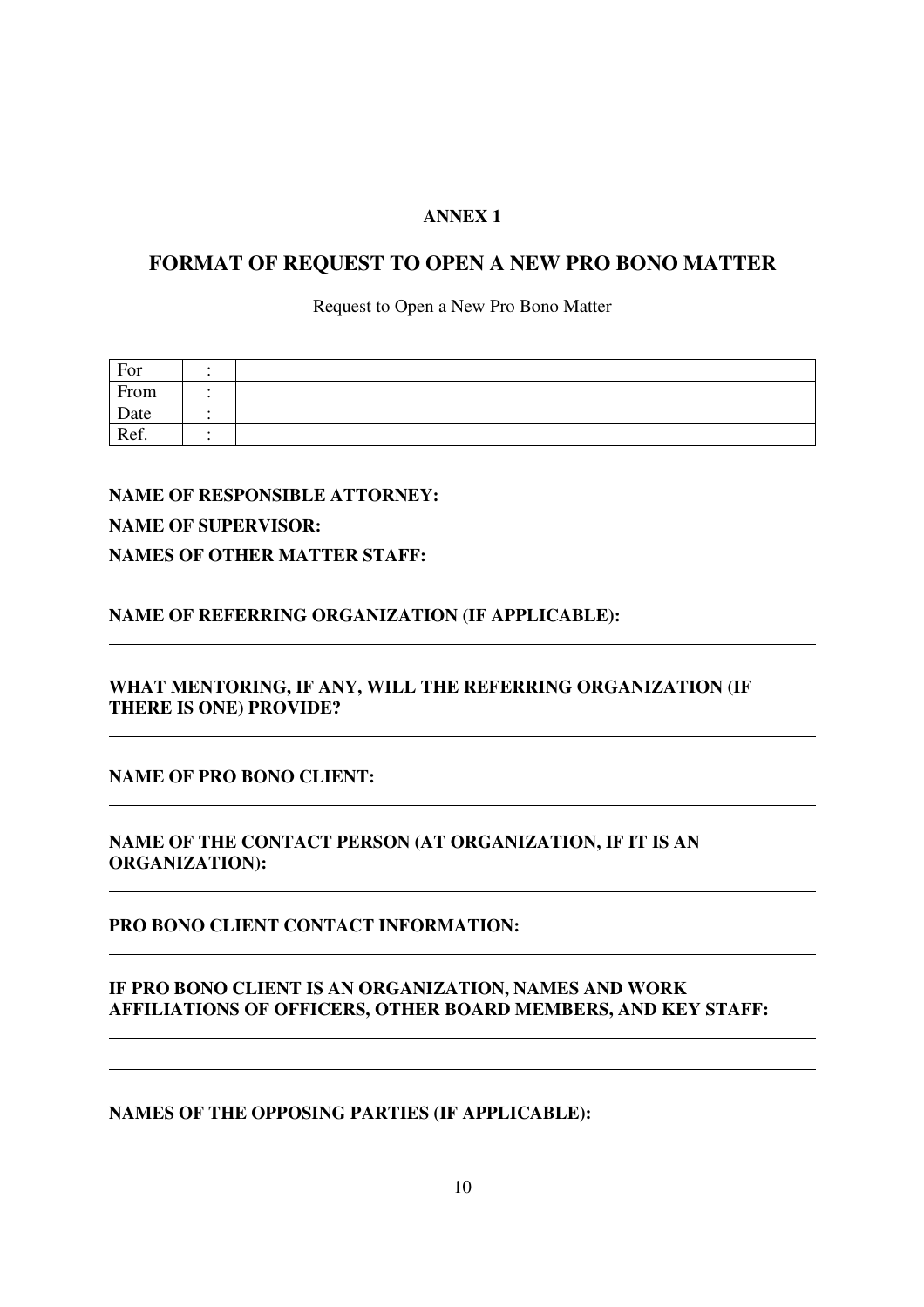**ANNEX 1**

## FORMAT OF REQUEST TO OPEN A NEW PRO BONO MATTER

Request to Open a New Pro Bono Matter

| For | : | |
|---|---|---|
| From | : | |
| Date | : | |
| Ref. | : | |

**NAME OF RESPONSIBLE ATTORNEY:**

**NAME OF SUPERVISOR:**

**NAMES OF OTHER MATTER STAFF:**

**NAME OF REFERRING ORGANIZATION (IF APPLICABLE):**

---

**WHAT MENTORING, IF ANY, WILL THE REFERRING ORGANIZATION (IF THERE IS ONE) PROVIDE?**

---

**NAME OF PRO BONO CLIENT:**

---

**NAME OF THE CONTACT PERSON (AT ORGANIZATION, IF IT IS AN ORGANIZATION):**

---

**PRO BONO CLIENT CONTACT INFORMATION:**

---

**IF PRO BONO CLIENT IS AN ORGANIZATION, NAMES AND WORK AFFILIATIONS OF OFFICERS, OTHER BOARD MEMBERS, AND KEY STAFF:**

---

---

**NAMES OF THE OPPOSING PARTIES (IF APPLICABLE):**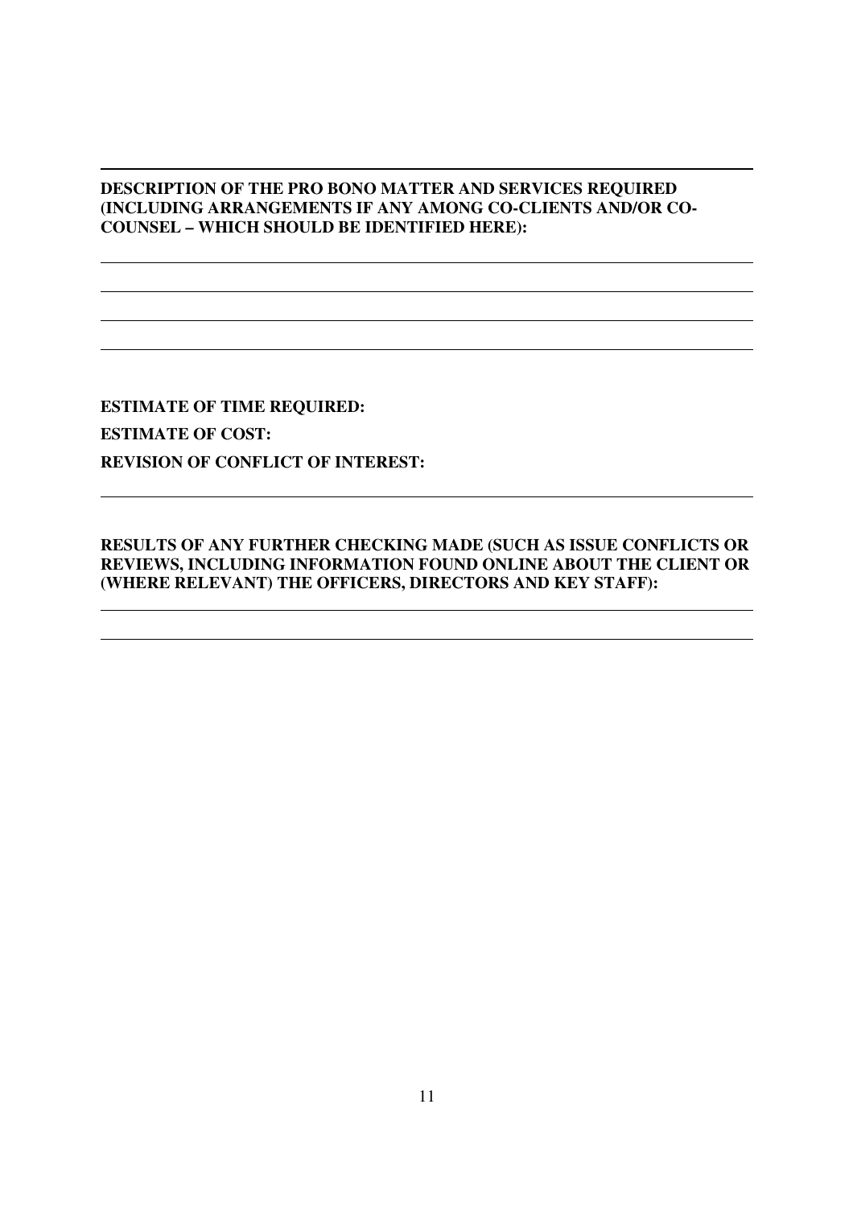---

**DESCRIPTION OF THE PRO BONO MATTER AND SERVICES REQUIRED (INCLUDING ARRANGEMENTS IF ANY AMONG CO-CLIENTS AND/OR CO-COUNSEL – WHICH SHOULD BE IDENTIFIED HERE):**

---

---

---

---

**ESTIMATE OF TIME REQUIRED:**

**ESTIMATE OF COST:**

**REVISION OF CONFLICT OF INTEREST:**

---

**RESULTS OF ANY FURTHER CHECKING MADE (SUCH AS ISSUE CONFLICTS OR REVIEWS, INCLUDING INFORMATION FOUND ONLINE ABOUT THE CLIENT OR (WHERE RELEVANT) THE OFFICERS, DIRECTORS AND KEY STAFF):**

---

---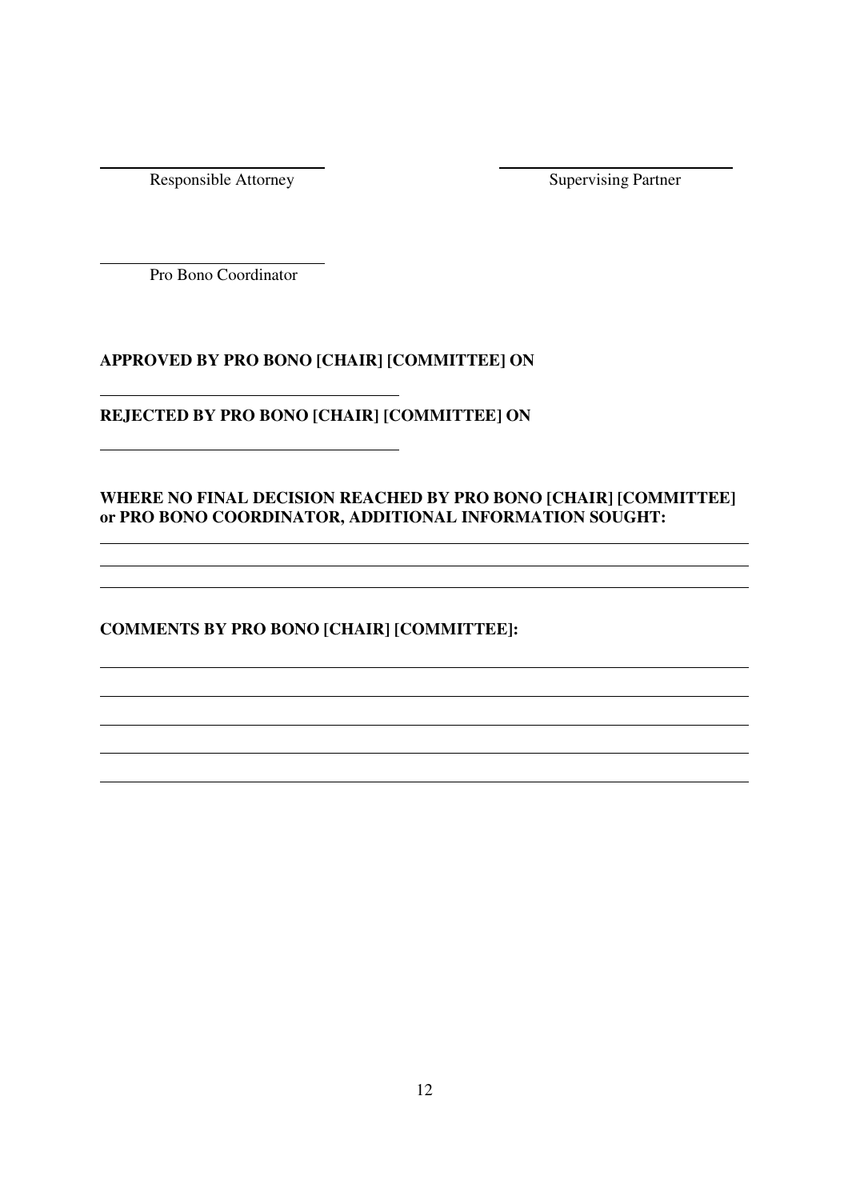\_\_\_\_\_\_\_\_\_\_\_\_\_\_\_\_\_\_\_\_\_\_\_\_\_\_\_\_\_\_
Responsible Attorney

\_\_\_\_\_\_\_\_\_\_\_\_\_\_\_\_\_\_\_\_\_\_\_\_\_\_\_\_\_\_
Supervising Partner

\_\_\_\_\_\_\_\_\_\_\_\_\_\_\_\_\_\_\_\_\_\_\_\_\_\_\_\_\_\_
Pro Bono Coordinator

**APPROVED BY PRO BONO [CHAIR] [COMMITTEE] ON**

\_\_\_\_\_\_\_\_\_\_\_\_\_\_\_\_\_\_\_\_\_\_\_\_\_\_\_\_\_\_\_\_\_\_\_\_\_\_\_\_

**REJECTED BY PRO BONO [CHAIR] [COMMITTEE] ON**

\_\_\_\_\_\_\_\_\_\_\_\_\_\_\_\_\_\_\_\_\_\_\_\_\_\_\_\_\_\_\_\_\_\_\_\_\_\_\_\_

**WHERE NO FINAL DECISION REACHED BY PRO BONO [CHAIR] [COMMITTEE] or PRO BONO COORDINATOR, ADDITIONAL INFORMATION SOUGHT:**

\_\_\_\_\_\_\_\_\_\_\_\_\_\_\_\_\_\_\_\_\_\_\_\_\_\_\_\_\_\_\_\_\_\_\_\_\_\_\_\_\_\_\_\_\_\_\_\_\_\_\_\_\_\_\_\_\_\_\_\_\_\_\_\_\_\_\_\_\_\_\_\_\_\_\_\_\_\_\_\_

\_\_\_\_\_\_\_\_\_\_\_\_\_\_\_\_\_\_\_\_\_\_\_\_\_\_\_\_\_\_\_\_\_\_\_\_\_\_\_\_\_\_\_\_\_\_\_\_\_\_\_\_\_\_\_\_\_\_\_\_\_\_\_\_\_\_\_\_\_\_\_\_\_\_\_\_\_\_\_\_

\_\_\_\_\_\_\_\_\_\_\_\_\_\_\_\_\_\_\_\_\_\_\_\_\_\_\_\_\_\_\_\_\_\_\_\_\_\_\_\_\_\_\_\_\_\_\_\_\_\_\_\_\_\_\_\_\_\_\_\_\_\_\_\_\_\_\_\_\_\_\_\_\_\_\_\_\_\_\_\_

**COMMENTS BY PRO BONO [CHAIR] [COMMITTEE]:**

\_\_\_\_\_\_\_\_\_\_\_\_\_\_\_\_\_\_\_\_\_\_\_\_\_\_\_\_\_\_\_\_\_\_\_\_\_\_\_\_\_\_\_\_\_\_\_\_\_\_\_\_\_\_\_\_\_\_\_\_\_\_\_\_\_\_\_\_\_\_\_\_\_\_\_\_\_\_\_\_

\_\_\_\_\_\_\_\_\_\_\_\_\_\_\_\_\_\_\_\_\_\_\_\_\_\_\_\_\_\_\_\_\_\_\_\_\_\_\_\_\_\_\_\_\_\_\_\_\_\_\_\_\_\_\_\_\_\_\_\_\_\_\_\_\_\_\_\_\_\_\_\_\_\_\_\_\_\_\_\_

\_\_\_\_\_\_\_\_\_\_\_\_\_\_\_\_\_\_\_\_\_\_\_\_\_\_\_\_\_\_\_\_\_\_\_\_\_\_\_\_\_\_\_\_\_\_\_\_\_\_\_\_\_\_\_\_\_\_\_\_\_\_\_\_\_\_\_\_\_\_\_\_\_\_\_\_\_\_\_\_

\_\_\_\_\_\_\_\_\_\_\_\_\_\_\_\_\_\_\_\_\_\_\_\_\_\_\_\_\_\_\_\_\_\_\_\_\_\_\_\_\_\_\_\_\_\_\_\_\_\_\_\_\_\_\_\_\_\_\_\_\_\_\_\_\_\_\_\_\_\_\_\_\_\_\_\_\_\_\_\_

\_\_\_\_\_\_\_\_\_\_\_\_\_\_\_\_\_\_\_\_\_\_\_\_\_\_\_\_\_\_\_\_\_\_\_\_\_\_\_\_\_\_\_\_\_\_\_\_\_\_\_\_\_\_\_\_\_\_\_\_\_\_\_\_\_\_\_\_\_\_\_\_\_\_\_\_\_\_\_\_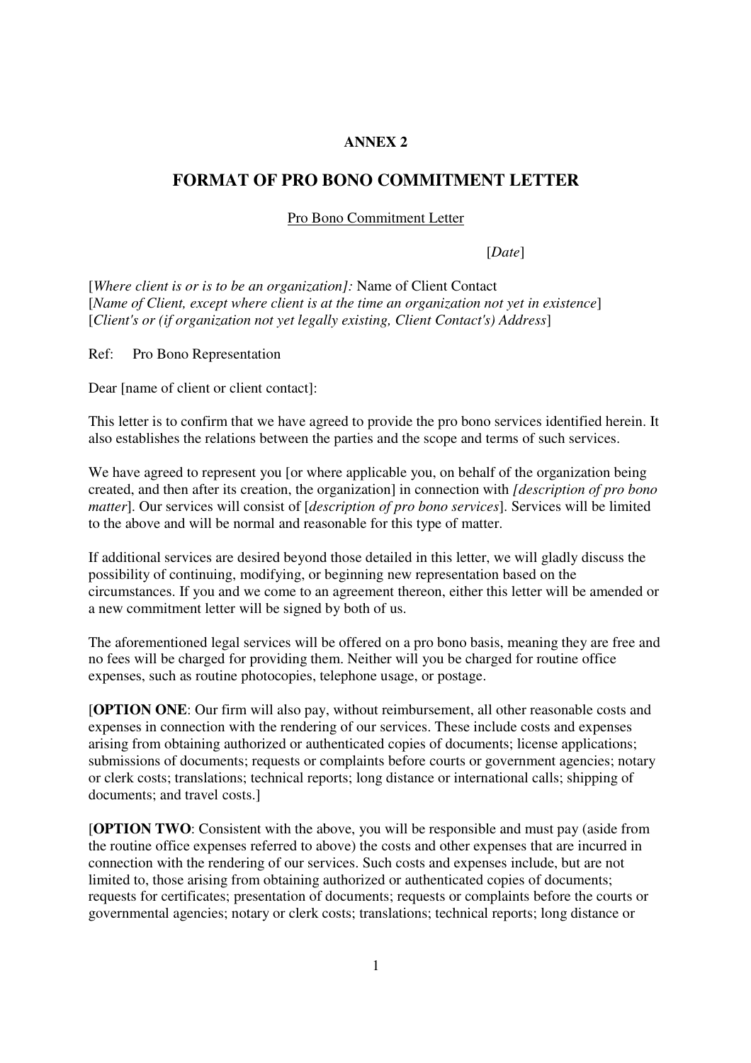**ANNEX 2**

# FORMAT OF PRO BONO COMMITMENT LETTER

Pro Bono Commitment Letter

[*Date*]

[*Where client is or is to be an organization]:* Name of Client Contact
[*Name of Client, except where client is at the time an organization not yet in existence*]
[*Client's or (if organization not yet legally existing, Client Contact's) Address*]

Ref: Pro Bono Representation

Dear [name of client or client contact]:

This letter is to confirm that we have agreed to provide the pro bono services identified herein. It also establishes the relations between the parties and the scope and terms of such services.

We have agreed to represent you [or where applicable you, on behalf of the organization being created, and then after its creation, the organization] in connection with *[description of pro bono matter*]. Our services will consist of [*description of pro bono services*]. Services will be limited to the above and will be normal and reasonable for this type of matter.

If additional services are desired beyond those detailed in this letter, we will gladly discuss the possibility of continuing, modifying, or beginning new representation based on the circumstances. If you and we come to an agreement thereon, either this letter will be amended or a new commitment letter will be signed by both of us.

The aforementioned legal services will be offered on a pro bono basis, meaning they are free and no fees will be charged for providing them. Neither will you be charged for routine office expenses, such as routine photocopies, telephone usage, or postage.

[**OPTION ONE**: Our firm will also pay, without reimbursement, all other reasonable costs and expenses in connection with the rendering of our services. These include costs and expenses arising from obtaining authorized or authenticated copies of documents; license applications; submissions of documents; requests or complaints before courts or government agencies; notary or clerk costs; translations; technical reports; long distance or international calls; shipping of documents; and travel costs.]

[**OPTION TWO**: Consistent with the above, you will be responsible and must pay (aside from the routine office expenses referred to above) the costs and other expenses that are incurred in connection with the rendering of our services. Such costs and expenses include, but are not limited to, those arising from obtaining authorized or authenticated copies of documents; requests for certificates; presentation of documents; requests or complaints before the courts or governmental agencies; notary or clerk costs; translations; technical reports; long distance or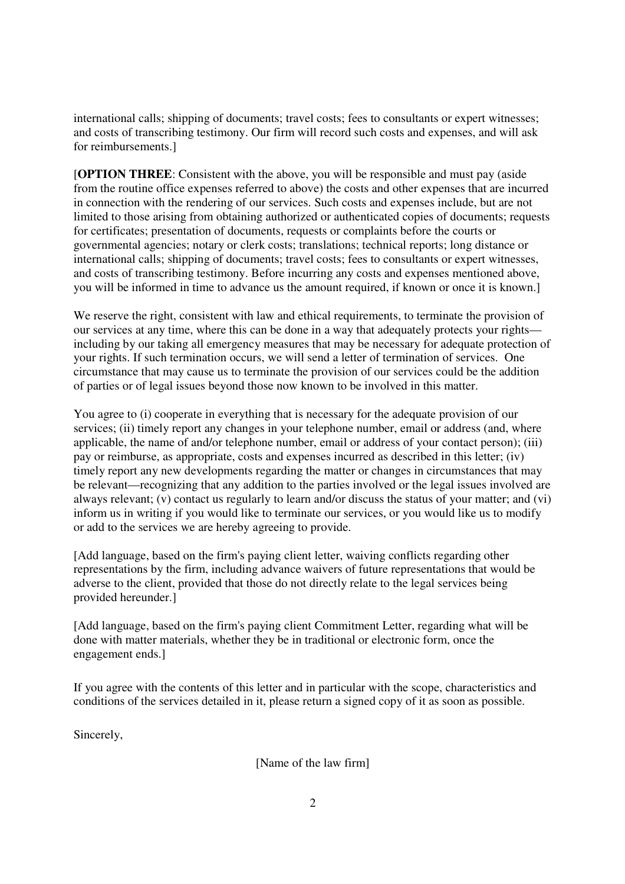international calls; shipping of documents; travel costs; fees to consultants or expert witnesses; and costs of transcribing testimony. Our firm will record such costs and expenses, and will ask for reimbursements.]

[**OPTION THREE**: Consistent with the above, you will be responsible and must pay (aside from the routine office expenses referred to above) the costs and other expenses that are incurred in connection with the rendering of our services. Such costs and expenses include, but are not limited to those arising from obtaining authorized or authenticated copies of documents; requests for certificates; presentation of documents, requests or complaints before the courts or governmental agencies; notary or clerk costs; translations; technical reports; long distance or international calls; shipping of documents; travel costs; fees to consultants or expert witnesses, and costs of transcribing testimony. Before incurring any costs and expenses mentioned above, you will be informed in time to advance us the amount required, if known or once it is known.]

We reserve the right, consistent with law and ethical requirements, to terminate the provision of our services at any time, where this can be done in a way that adequately protects your rights—including by our taking all emergency measures that may be necessary for adequate protection of your rights. If such termination occurs, we will send a letter of termination of services. One circumstance that may cause us to terminate the provision of our services could be the addition of parties or of legal issues beyond those now known to be involved in this matter.

You agree to (i) cooperate in everything that is necessary for the adequate provision of our services; (ii) timely report any changes in your telephone number, email or address (and, where applicable, the name of and/or telephone number, email or address of your contact person); (iii) pay or reimburse, as appropriate, costs and expenses incurred as described in this letter; (iv) timely report any new developments regarding the matter or changes in circumstances that may be relevant—recognizing that any addition to the parties involved or the legal issues involved are always relevant; (v) contact us regularly to learn and/or discuss the status of your matter; and (vi) inform us in writing if you would like to terminate our services, or you would like us to modify or add to the services we are hereby agreeing to provide.

[Add language, based on the firm's paying client letter, waiving conflicts regarding other representations by the firm, including advance waivers of future representations that would be adverse to the client, provided that those do not directly relate to the legal services being provided hereunder.]

[Add language, based on the firm's paying client Commitment Letter, regarding what will be done with matter materials, whether they be in traditional or electronic form, once the engagement ends.]

If you agree with the contents of this letter and in particular with the scope, characteristics and conditions of the services detailed in it, please return a signed copy of it as soon as possible.

Sincerely,

[Name of the law firm]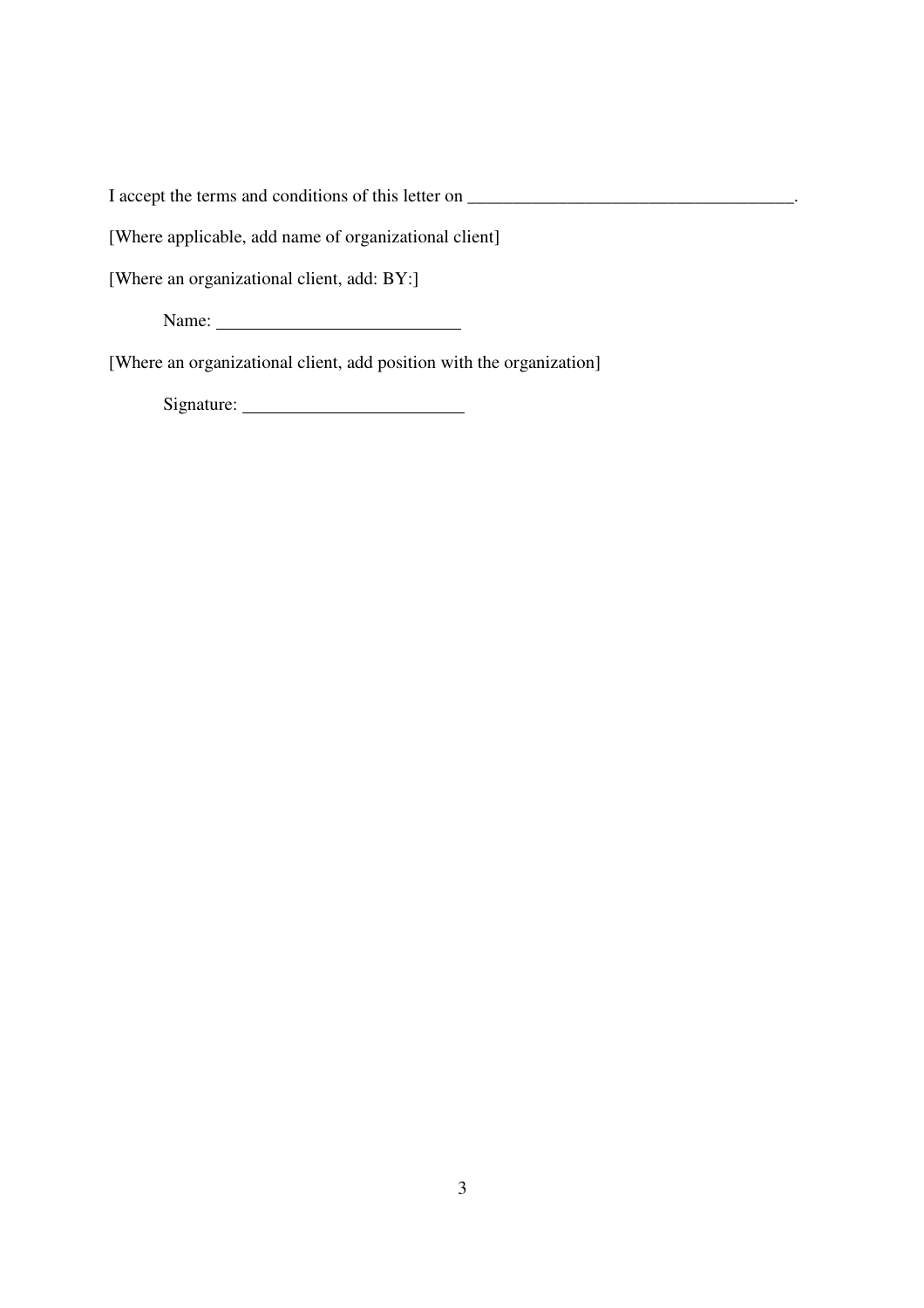I accept the terms and conditions of this letter on ____________________________________.

[Where applicable, add name of organizational client]

[Where an organizational client, add: BY:]

Name: ___________________________

[Where an organizational client, add position with the organization]

Signature: ________________________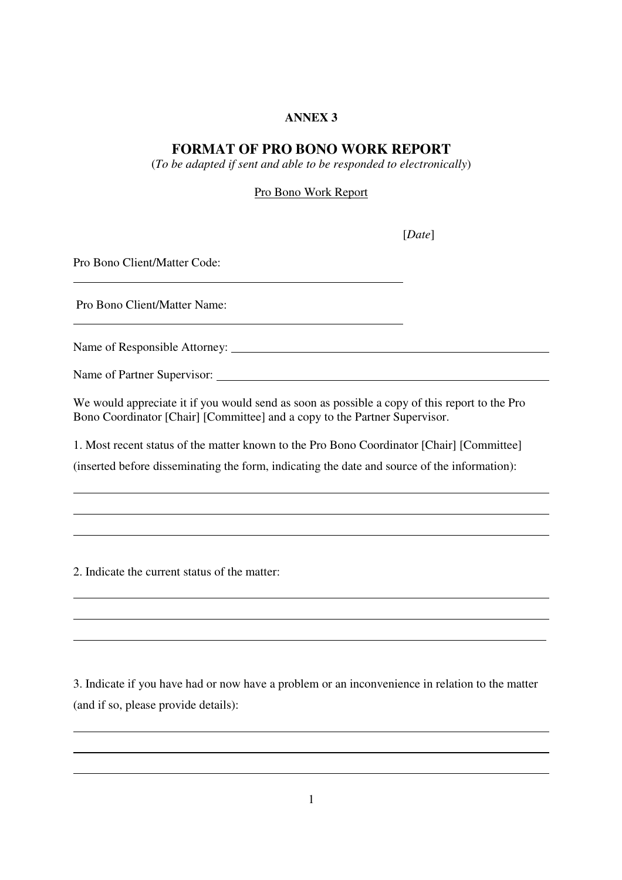**ANNEX 3**

## FORMAT OF PRO BONO WORK REPORT

(*To be adapted if sent and able to be responded to electronically*)

Pro Bono Work Report

[*Date*]

Pro Bono Client/Matter Code: ______________________________

Pro Bono Client/Matter Name: ______________________________

Name of Responsible Attorney: ______________________________

Name of Partner Supervisor: ______________________________

We would appreciate it if you would send as soon as possible a copy of this report to the Pro Bono Coordinator [Chair] [Committee] and a copy to the Partner Supervisor.

1. Most recent status of the matter known to the Pro Bono Coordinator [Chair] [Committee] (inserted before disseminating the form, indicating the date and source of the information):

______________________________

______________________________

______________________________

2. Indicate the current status of the matter:

______________________________

______________________________

______________________________

3. Indicate if you have had or now have a problem or an inconvenience in relation to the matter (and if so, please provide details):

______________________________

______________________________

______________________________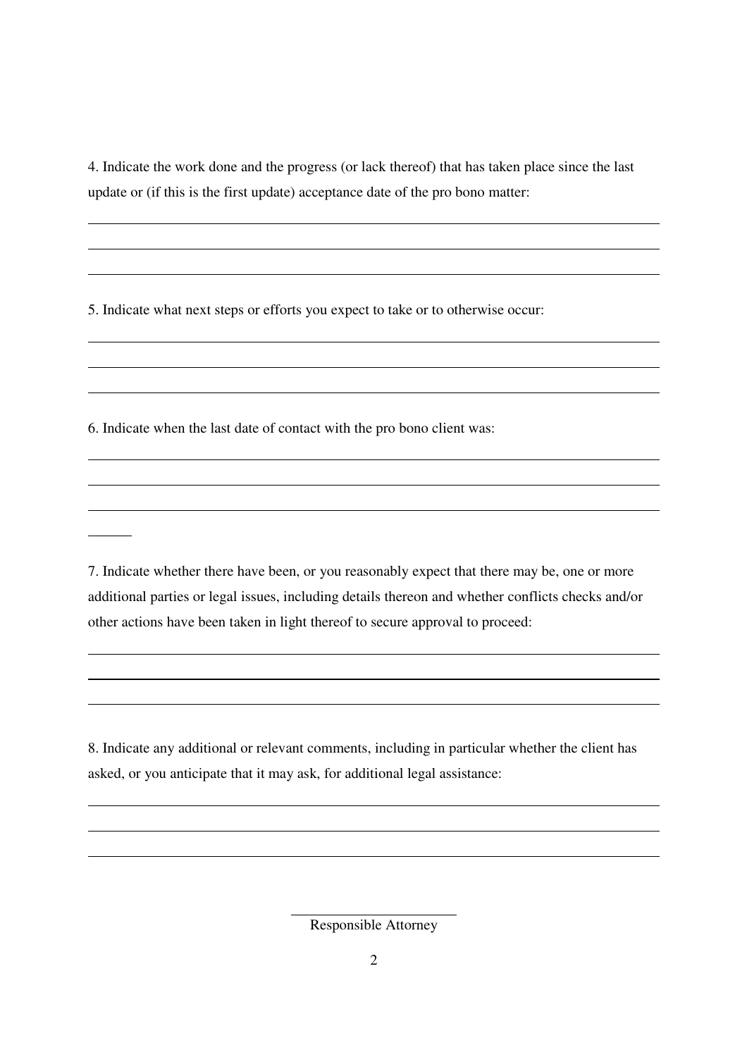4. Indicate the work done and the progress (or lack thereof) that has taken place since the last update or (if this is the first update) acceptance date of the pro bono matter:

\_\_\_\_\_\_\_\_\_\_\_\_\_\_\_\_\_\_\_\_\_\_\_\_\_\_\_\_\_\_\_\_\_\_\_\_\_\_\_\_\_\_\_\_\_\_\_\_\_\_\_\_\_\_\_\_\_\_\_\_\_\_\_\_\_\_\_\_\_\_\_\_

\_\_\_\_\_\_\_\_\_\_\_\_\_\_\_\_\_\_\_\_\_\_\_\_\_\_\_\_\_\_\_\_\_\_\_\_\_\_\_\_\_\_\_\_\_\_\_\_\_\_\_\_\_\_\_\_\_\_\_\_\_\_\_\_\_\_\_\_\_\_\_\_

\_\_\_\_\_\_\_\_\_\_\_\_\_\_\_\_\_\_\_\_\_\_\_\_\_\_\_\_\_\_\_\_\_\_\_\_\_\_\_\_\_\_\_\_\_\_\_\_\_\_\_\_\_\_\_\_\_\_\_\_\_\_\_\_\_\_\_\_\_\_\_\_

5. Indicate what next steps or efforts you expect to take or to otherwise occur:

\_\_\_\_\_\_\_\_\_\_\_\_\_\_\_\_\_\_\_\_\_\_\_\_\_\_\_\_\_\_\_\_\_\_\_\_\_\_\_\_\_\_\_\_\_\_\_\_\_\_\_\_\_\_\_\_\_\_\_\_\_\_\_\_\_\_\_\_\_\_\_\_

\_\_\_\_\_\_\_\_\_\_\_\_\_\_\_\_\_\_\_\_\_\_\_\_\_\_\_\_\_\_\_\_\_\_\_\_\_\_\_\_\_\_\_\_\_\_\_\_\_\_\_\_\_\_\_\_\_\_\_\_\_\_\_\_\_\_\_\_\_\_\_\_

\_\_\_\_\_\_\_\_\_\_\_\_\_\_\_\_\_\_\_\_\_\_\_\_\_\_\_\_\_\_\_\_\_\_\_\_\_\_\_\_\_\_\_\_\_\_\_\_\_\_\_\_\_\_\_\_\_\_\_\_\_\_\_\_\_\_\_\_\_\_\_\_

6. Indicate when the last date of contact with the pro bono client was:

\_\_\_\_\_\_\_\_\_\_\_\_\_\_\_\_\_\_\_\_\_\_\_\_\_\_\_\_\_\_\_\_\_\_\_\_\_\_\_\_\_\_\_\_\_\_\_\_\_\_\_\_\_\_\_\_\_\_\_\_\_\_\_\_\_\_\_\_\_\_\_\_

\_\_\_\_\_\_\_\_\_\_\_\_\_\_\_\_\_\_\_\_\_\_\_\_\_\_\_\_\_\_\_\_\_\_\_\_\_\_\_\_\_\_\_\_\_\_\_\_\_\_\_\_\_\_\_\_\_\_\_\_\_\_\_\_\_\_\_\_\_\_\_\_

\_\_\_\_\_\_\_\_\_\_\_\_\_\_\_\_\_\_\_\_\_\_\_\_\_\_\_\_\_\_\_\_\_\_\_\_\_\_\_\_\_\_\_\_\_\_\_\_\_\_\_\_\_\_\_\_\_\_\_\_\_\_\_\_\_\_\_\_\_\_\_\_

\_\_\_\_\_\_

7. Indicate whether there have been, or you reasonably expect that there may be, one or more additional parties or legal issues, including details thereon and whether conflicts checks and/or other actions have been taken in light thereof to secure approval to proceed:

\_\_\_\_\_\_\_\_\_\_\_\_\_\_\_\_\_\_\_\_\_\_\_\_\_\_\_\_\_\_\_\_\_\_\_\_\_\_\_\_\_\_\_\_\_\_\_\_\_\_\_\_\_\_\_\_\_\_\_\_\_\_\_\_\_\_\_\_\_\_\_\_

\_\_\_\_\_\_\_\_\_\_\_\_\_\_\_\_\_\_\_\_\_\_\_\_\_\_\_\_\_\_\_\_\_\_\_\_\_\_\_\_\_\_\_\_\_\_\_\_\_\_\_\_\_\_\_\_\_\_\_\_\_\_\_\_\_\_\_\_\_\_\_\_

\_\_\_\_\_\_\_\_\_\_\_\_\_\_\_\_\_\_\_\_\_\_\_\_\_\_\_\_\_\_\_\_\_\_\_\_\_\_\_\_\_\_\_\_\_\_\_\_\_\_\_\_\_\_\_\_\_\_\_\_\_\_\_\_\_\_\_\_\_\_\_\_

8. Indicate any additional or relevant comments, including in particular whether the client has asked, or you anticipate that it may ask, for additional legal assistance:

\_\_\_\_\_\_\_\_\_\_\_\_\_\_\_\_\_\_\_\_\_\_\_\_\_\_\_\_\_\_\_\_\_\_\_\_\_\_\_\_\_\_\_\_\_\_\_\_\_\_\_\_\_\_\_\_\_\_\_\_\_\_\_\_\_\_\_\_\_\_\_\_

\_\_\_\_\_\_\_\_\_\_\_\_\_\_\_\_\_\_\_\_\_\_\_\_\_\_\_\_\_\_\_\_\_\_\_\_\_\_\_\_\_\_\_\_\_\_\_\_\_\_\_\_\_\_\_\_\_\_\_\_\_\_\_\_\_\_\_\_\_\_\_\_

\_\_\_\_\_\_\_\_\_\_\_\_\_\_\_\_\_\_\_\_\_\_\_\_\_\_\_\_\_\_\_\_\_\_\_\_\_\_\_\_\_\_\_\_\_\_\_\_\_\_\_\_\_\_\_\_\_\_\_\_\_\_\_\_\_\_\_\_\_\_\_\_

\_\_\_\_\_\_\_\_\_\_\_\_\_\_\_\_\_\_\_\_\_\_\_\_

Responsible Attorney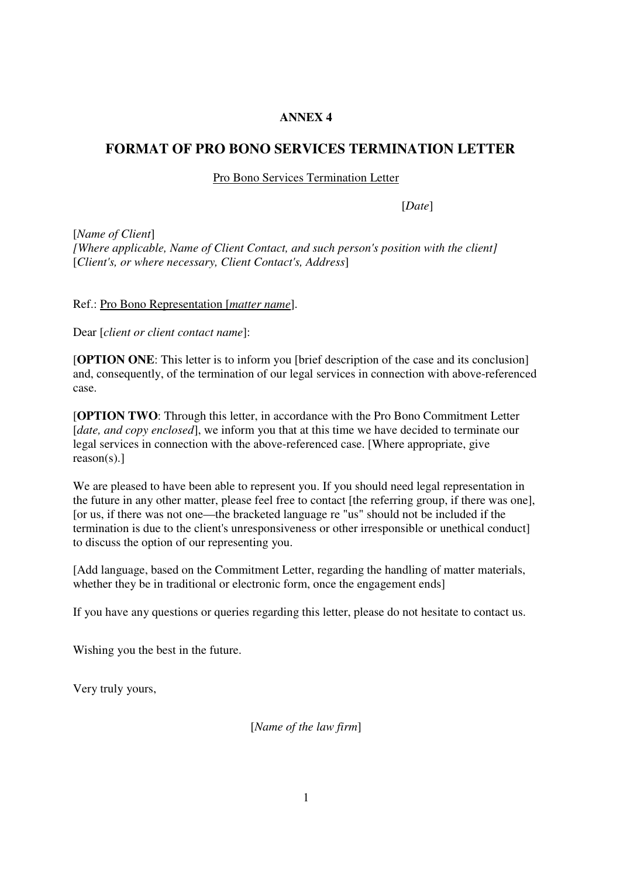**ANNEX 4**

# FORMAT OF PRO BONO SERVICES TERMINATION LETTER

Pro Bono Services Termination Letter

[*Date*]

[*Name of Client*]
*[Where applicable, Name of Client Contact, and such person's position with the client]*
[*Client's, or where necessary, Client Contact's, Address*]

Ref.: Pro Bono Representation [*matter name*].

Dear [*client or client contact name*]:

[**OPTION ONE**: This letter is to inform you [brief description of the case and its conclusion] and, consequently, of the termination of our legal services in connection with above-referenced case.

[**OPTION TWO**: Through this letter, in accordance with the Pro Bono Commitment Letter [*date, and copy enclosed*], we inform you that at this time we have decided to terminate our legal services in connection with the above-referenced case. [Where appropriate, give reason(s).]

We are pleased to have been able to represent you. If you should need legal representation in the future in any other matter, please feel free to contact [the referring group, if there was one], [or us, if there was not one—the bracketed language re "us" should not be included if the termination is due to the client's unresponsiveness or other irresponsible or unethical conduct] to discuss the option of our representing you.

[Add language, based on the Commitment Letter, regarding the handling of matter materials, whether they be in traditional or electronic form, once the engagement ends]

If you have any questions or queries regarding this letter, please do not hesitate to contact us.

Wishing you the best in the future.

Very truly yours,

[*Name of the law firm*]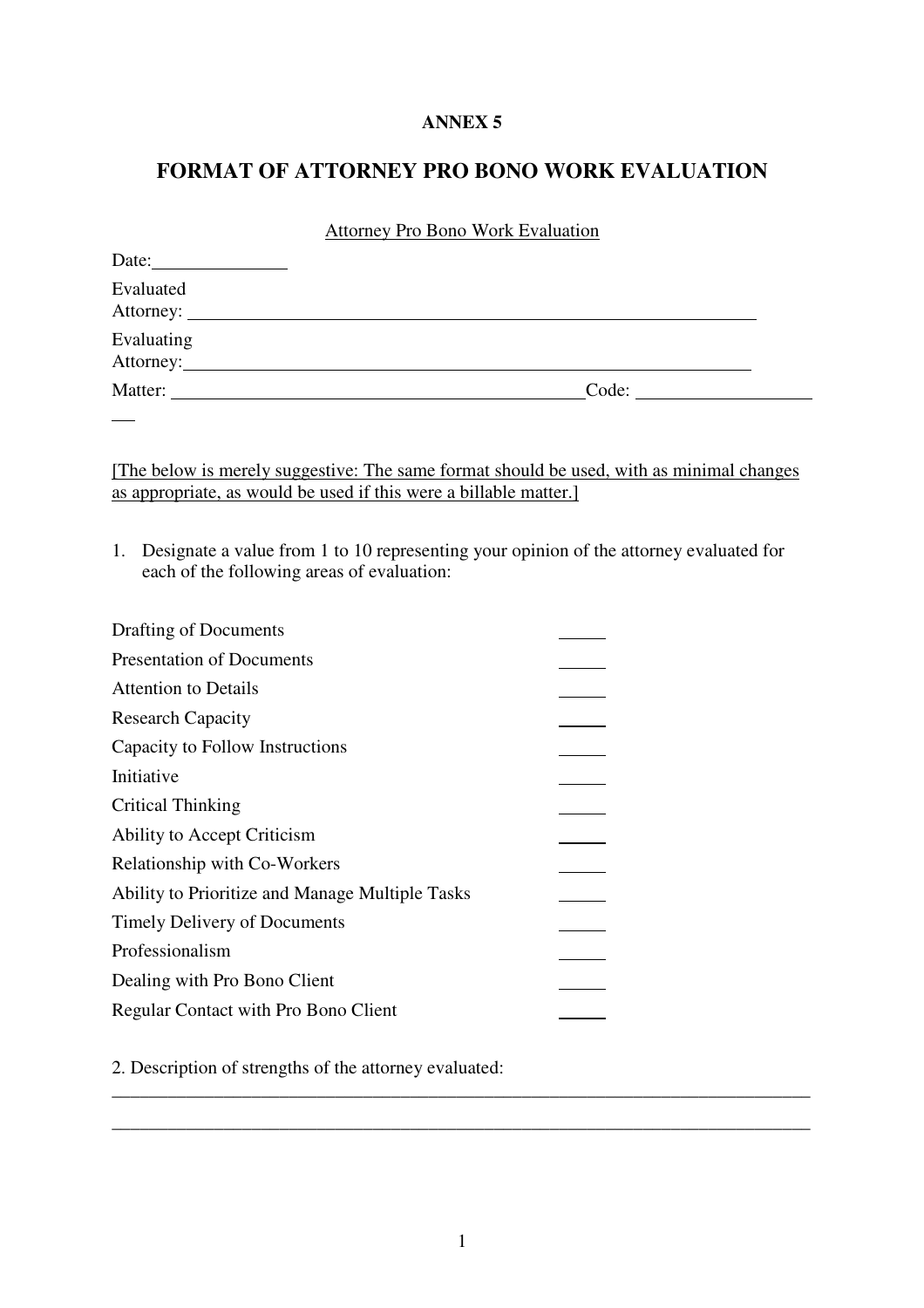**ANNEX 5**

# FORMAT OF ATTORNEY PRO BONO WORK EVALUATION

Attorney Pro Bono Work Evaluation

Date: ______________

Evaluated Attorney: ____________________________________________________________

Evaluating Attorney: ____________________________________________________________

Matter: ____________________________________________ Code: __________________

[The below is merely suggestive: The same format should be used, with as minimal changes as appropriate, as would be used if this were a billable matter.]

1. Designate a value from 1 to 10 representing your opinion of the attorney evaluated for each of the following areas of evaluation:

| | |
|---|---|
| Drafting of Documents | _____ |
| Presentation of Documents | _____ |
| Attention to Details | _____ |
| Research Capacity | _____ |
| Capacity to Follow Instructions | _____ |
| Initiative | _____ |
| Critical Thinking | _____ |
| Ability to Accept Criticism | _____ |
| Relationship with Co-Workers | _____ |
| Ability to Prioritize and Manage Multiple Tasks | _____ |
| Timely Delivery of Documents | _____ |
| Professionalism | _____ |
| Dealing with Pro Bono Client | _____ |
| Regular Contact with Pro Bono Client | _____ |

2. Description of strengths of the attorney evaluated:

______________________________________________________________________________

______________________________________________________________________________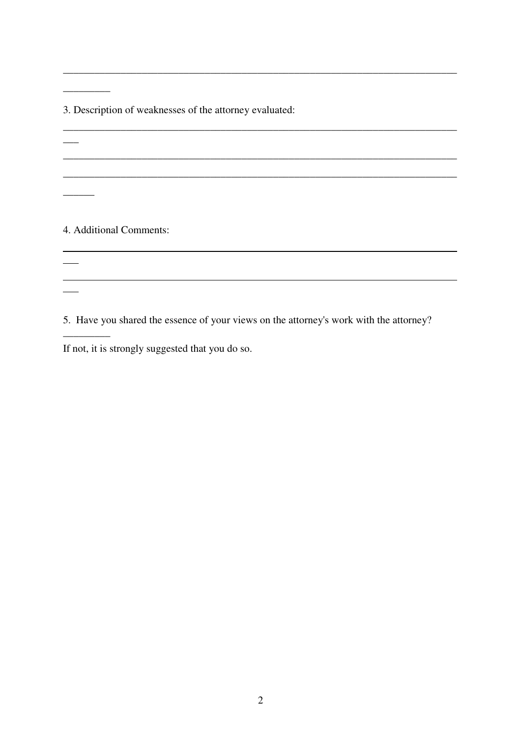______________________________________________________________________________

_________

3. Description of weaknesses of the attorney evaluated:

______________________________________________________________________________

___

______________________________________________________________________________

______________________________________________________________________________

______

4. Additional Comments:

______________________________________________________________________________

___

______________________________________________________________________________

___

5. Have you shared the essence of your views on the attorney's work with the attorney? _________

If not, it is strongly suggested that you do so.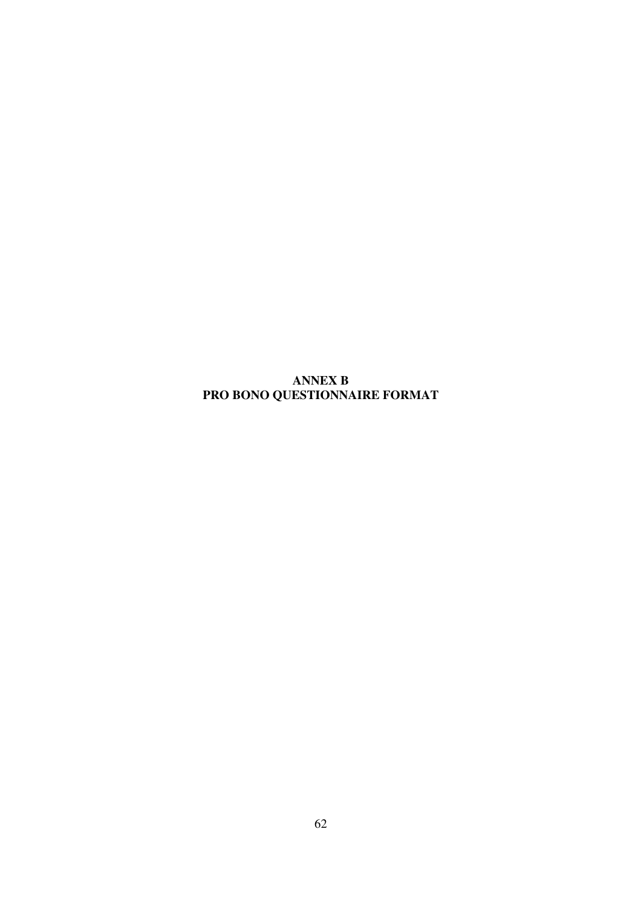# ANNEX B
# PRO BONO QUESTIONNAIRE FORMAT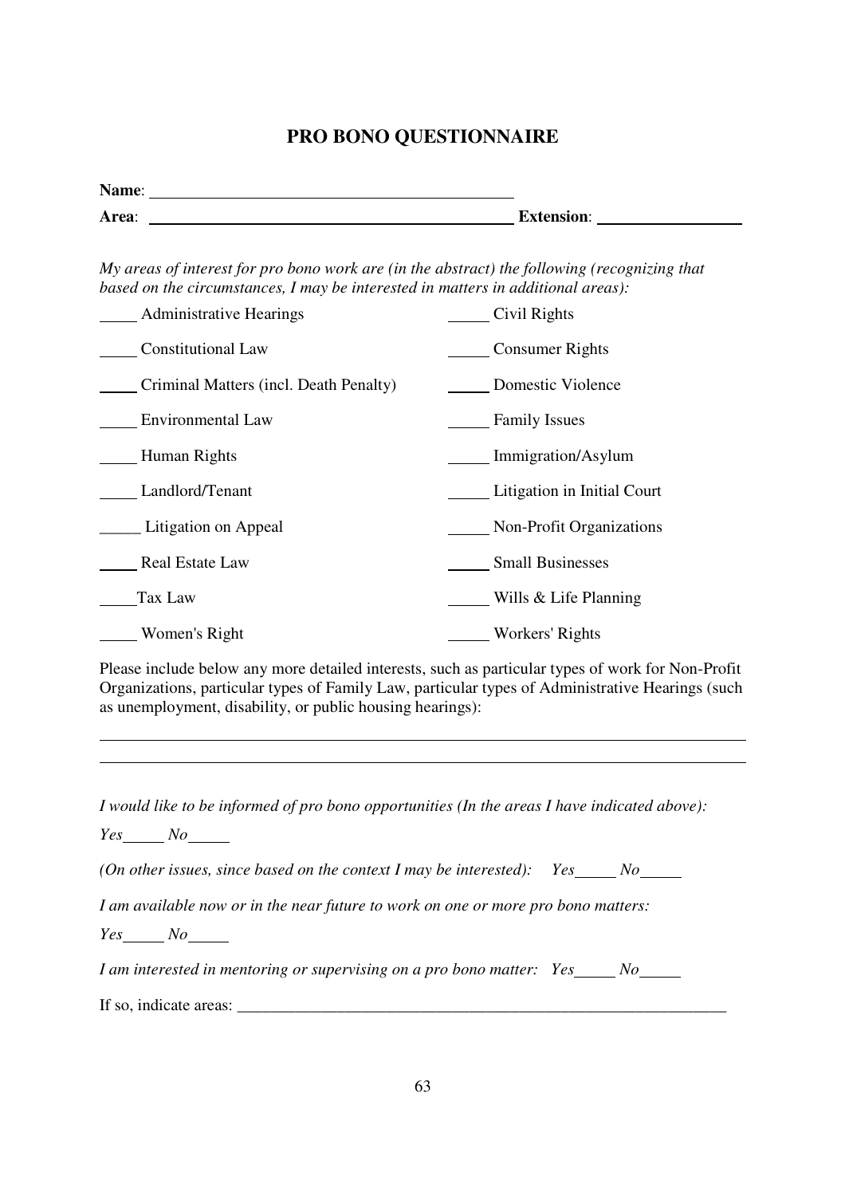# PRO BONO QUESTIONNAIRE

**Name**: ____________________________________________

**Area**: ____________________________________________ **Extension**: _________________

*My areas of interest for pro bono work are (in the abstract) the following (recognizing that based on the circumstances, I may be interested in matters in additional areas):*

_____ Administrative Hearings

_____ Civil Rights

_____ Constitutional Law

_____ Consumer Rights

_____ Criminal Matters (incl. Death Penalty)

_____ Domestic Violence

_____ Environmental Law

_____ Family Issues

_____ Human Rights

_____ Immigration/Asylum

_____ Landlord/Tenant

_____ Litigation in Initial Court

_____ Litigation on Appeal

_____ Non-Profit Organizations

_____ Real Estate Law

_____ Small Businesses

_____ Tax Law

_____ Wills & Life Planning

_____ Women's Right

_____ Workers' Rights

Please include below any more detailed interests, such as particular types of work for Non-Profit Organizations, particular types of Family Law, particular types of Administrative Hearings (such as unemployment, disability, or public housing hearings):

______________________________________________________________________________

______________________________________________________________________________

*I would like to be informed of pro bono opportunities (In the areas I have indicated above):*

*Yes_____ No_____*

*(On other issues, since based on the context I may be interested): Yes_____ No_____*

*I am available now or in the near future to work on one or more pro bono matters:*

*Yes_____ No_____*

*I am interested in mentoring or supervising on a pro bono matter: Yes_____ No_____*

If so, indicate areas: ______________________________________________________________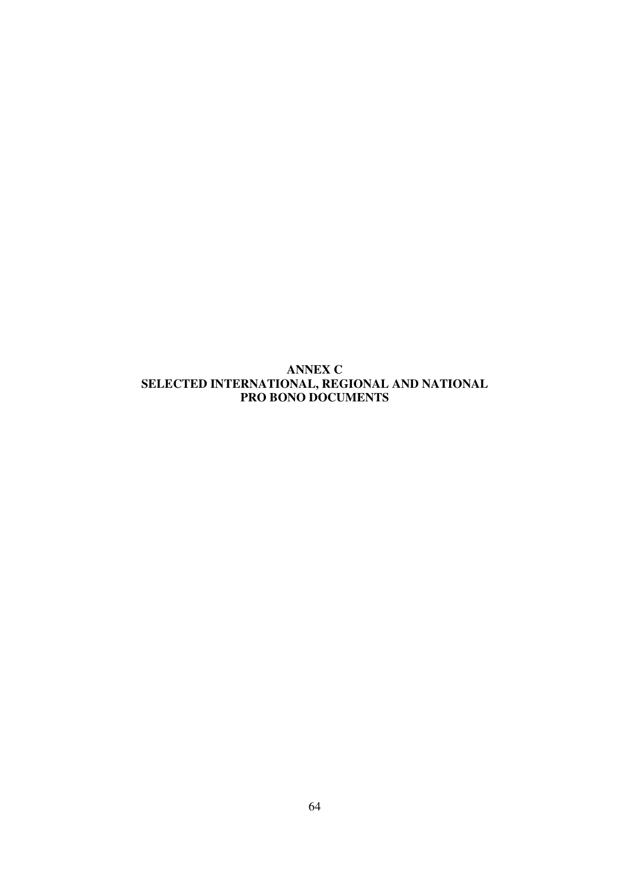# ANNEX C
# SELECTED INTERNATIONAL, REGIONAL AND NATIONAL PRO BONO DOCUMENTS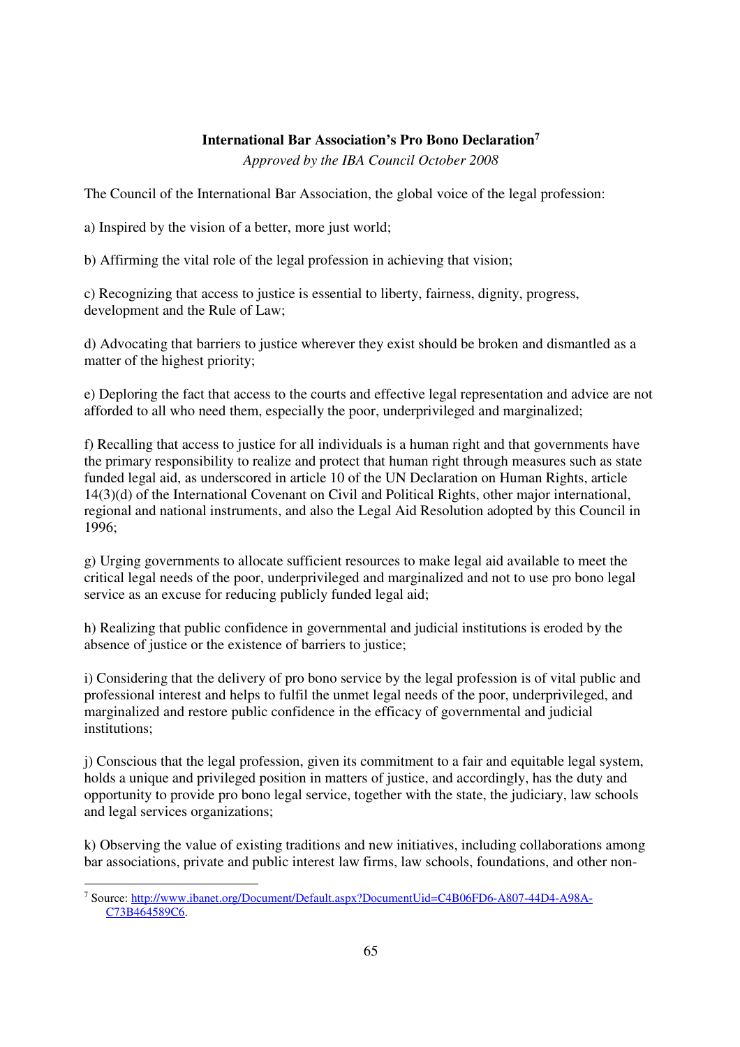**International Bar Association's Pro Bono Declaration**[7]

*Approved by the IBA Council October 2008*

The Council of the International Bar Association, the global voice of the legal profession:

a) Inspired by the vision of a better, more just world;

b) Affirming the vital role of the legal profession in achieving that vision;

c) Recognizing that access to justice is essential to liberty, fairness, dignity, progress, development and the Rule of Law;

d) Advocating that barriers to justice wherever they exist should be broken and dismantled as a matter of the highest priority;

e) Deploring the fact that access to the courts and effective legal representation and advice are not afforded to all who need them, especially the poor, underprivileged and marginalized;

f) Recalling that access to justice for all individuals is a human right and that governments have the primary responsibility to realize and protect that human right through measures such as state funded legal aid, as underscored in article 10 of the UN Declaration on Human Rights, article 14(3)(d) of the International Covenant on Civil and Political Rights, other major international, regional and national instruments, and also the Legal Aid Resolution adopted by this Council in 1996;

g) Urging governments to allocate sufficient resources to make legal aid available to meet the critical legal needs of the poor, underprivileged and marginalized and not to use pro bono legal service as an excuse for reducing publicly funded legal aid;

h) Realizing that public confidence in governmental and judicial institutions is eroded by the absence of justice or the existence of barriers to justice;

i) Considering that the delivery of pro bono service by the legal profession is of vital public and professional interest and helps to fulfil the unmet legal needs of the poor, underprivileged, and marginalized and restore public confidence in the efficacy of governmental and judicial institutions;

j) Conscious that the legal profession, given its commitment to a fair and equitable legal system, holds a unique and privileged position in matters of justice, and accordingly, has the duty and opportunity to provide pro bono legal service, together with the state, the judiciary, law schools and legal services organizations;

k) Observing the value of existing traditions and new initiatives, including collaborations among bar associations, private and public interest law firms, law schools, foundations, and other non-

---

[7] Source: http://www.ibanet.org/Document/Default.aspx?DocumentUid=C4B06FD6-A807-44D4-A98A-C73B464589C6.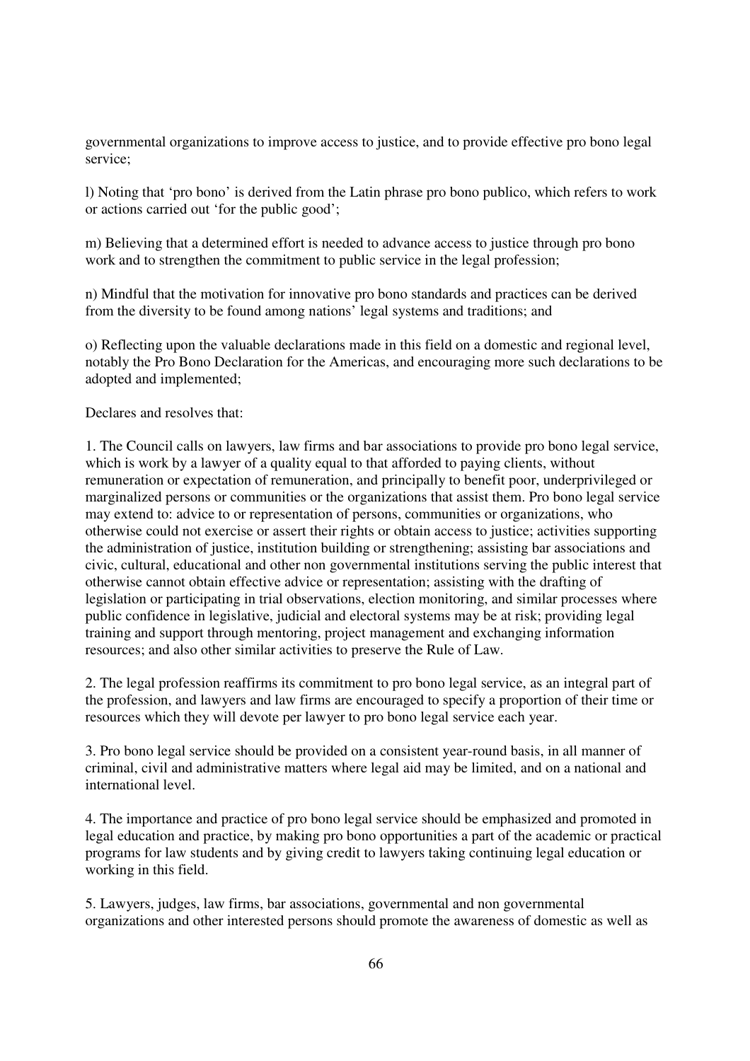governmental organizations to improve access to justice, and to provide effective pro bono legal service;

l) Noting that 'pro bono' is derived from the Latin phrase pro bono publico, which refers to work or actions carried out 'for the public good';

m) Believing that a determined effort is needed to advance access to justice through pro bono work and to strengthen the commitment to public service in the legal profession;

n) Mindful that the motivation for innovative pro bono standards and practices can be derived from the diversity to be found among nations' legal systems and traditions; and

o) Reflecting upon the valuable declarations made in this field on a domestic and regional level, notably the Pro Bono Declaration for the Americas, and encouraging more such declarations to be adopted and implemented;

Declares and resolves that:

1. The Council calls on lawyers, law firms and bar associations to provide pro bono legal service, which is work by a lawyer of a quality equal to that afforded to paying clients, without remuneration or expectation of remuneration, and principally to benefit poor, underprivileged or marginalized persons or communities or the organizations that assist them. Pro bono legal service may extend to: advice to or representation of persons, communities or organizations, who otherwise could not exercise or assert their rights or obtain access to justice; activities supporting the administration of justice, institution building or strengthening; assisting bar associations and civic, cultural, educational and other non governmental institutions serving the public interest that otherwise cannot obtain effective advice or representation; assisting with the drafting of legislation or participating in trial observations, election monitoring, and similar processes where public confidence in legislative, judicial and electoral systems may be at risk; providing legal training and support through mentoring, project management and exchanging information resources; and also other similar activities to preserve the Rule of Law.

2. The legal profession reaffirms its commitment to pro bono legal service, as an integral part of the profession, and lawyers and law firms are encouraged to specify a proportion of their time or resources which they will devote per lawyer to pro bono legal service each year.

3. Pro bono legal service should be provided on a consistent year-round basis, in all manner of criminal, civil and administrative matters where legal aid may be limited, and on a national and international level.

4. The importance and practice of pro bono legal service should be emphasized and promoted in legal education and practice, by making pro bono opportunities a part of the academic or practical programs for law students and by giving credit to lawyers taking continuing legal education or working in this field.

5. Lawyers, judges, law firms, bar associations, governmental and non governmental organizations and other interested persons should promote the awareness of domestic as well as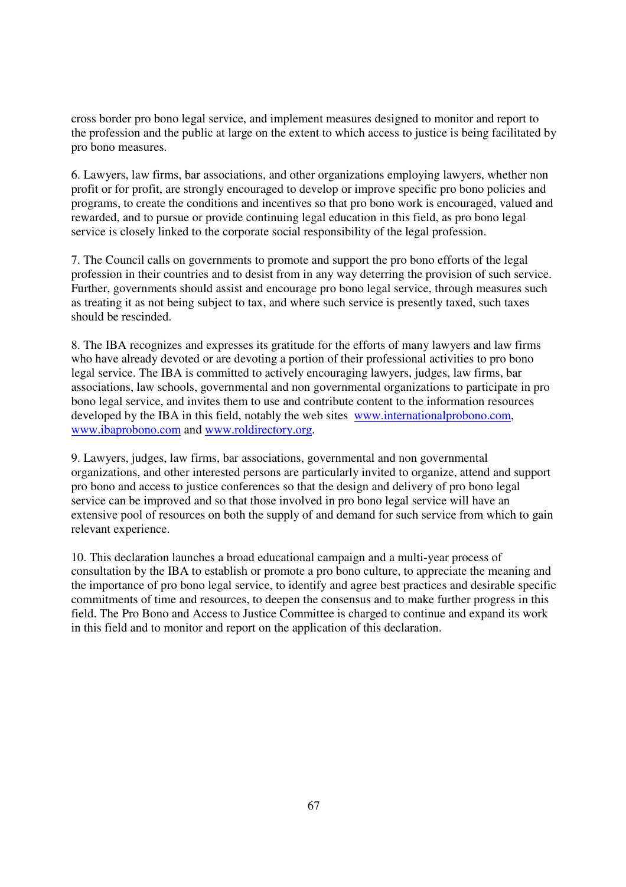cross border pro bono legal service, and implement measures designed to monitor and report to the profession and the public at large on the extent to which access to justice is being facilitated by pro bono measures.

6. Lawyers, law firms, bar associations, and other organizations employing lawyers, whether non profit or for profit, are strongly encouraged to develop or improve specific pro bono policies and programs, to create the conditions and incentives so that pro bono work is encouraged, valued and rewarded, and to pursue or provide continuing legal education in this field, as pro bono legal service is closely linked to the corporate social responsibility of the legal profession.

7. The Council calls on governments to promote and support the pro bono efforts of the legal profession in their countries and to desist from in any way deterring the provision of such service. Further, governments should assist and encourage pro bono legal service, through measures such as treating it as not being subject to tax, and where such service is presently taxed, such taxes should be rescinded.

8. The IBA recognizes and expresses its gratitude for the efforts of many lawyers and law firms who have already devoted or are devoting a portion of their professional activities to pro bono legal service. The IBA is committed to actively encouraging lawyers, judges, law firms, bar associations, law schools, governmental and non governmental organizations to participate in pro bono legal service, and invites them to use and contribute content to the information resources developed by the IBA in this field, notably the web sites [www.internationalprobono.com](http://www.internationalprobono.com), [www.ibaprobono.com](http://www.ibaprobono.com) and [www.roldirectory.org](http://www.roldirectory.org).

9. Lawyers, judges, law firms, bar associations, governmental and non governmental organizations, and other interested persons are particularly invited to organize, attend and support pro bono and access to justice conferences so that the design and delivery of pro bono legal service can be improved and so that those involved in pro bono legal service will have an extensive pool of resources on both the supply of and demand for such service from which to gain relevant experience.

10. This declaration launches a broad educational campaign and a multi-year process of consultation by the IBA to establish or promote a pro bono culture, to appreciate the meaning and the importance of pro bono legal service, to identify and agree best practices and desirable specific commitments of time and resources, to deepen the consensus and to make further progress in this field. The Pro Bono and Access to Justice Committee is charged to continue and expand its work in this field and to monitor and report on the application of this declaration.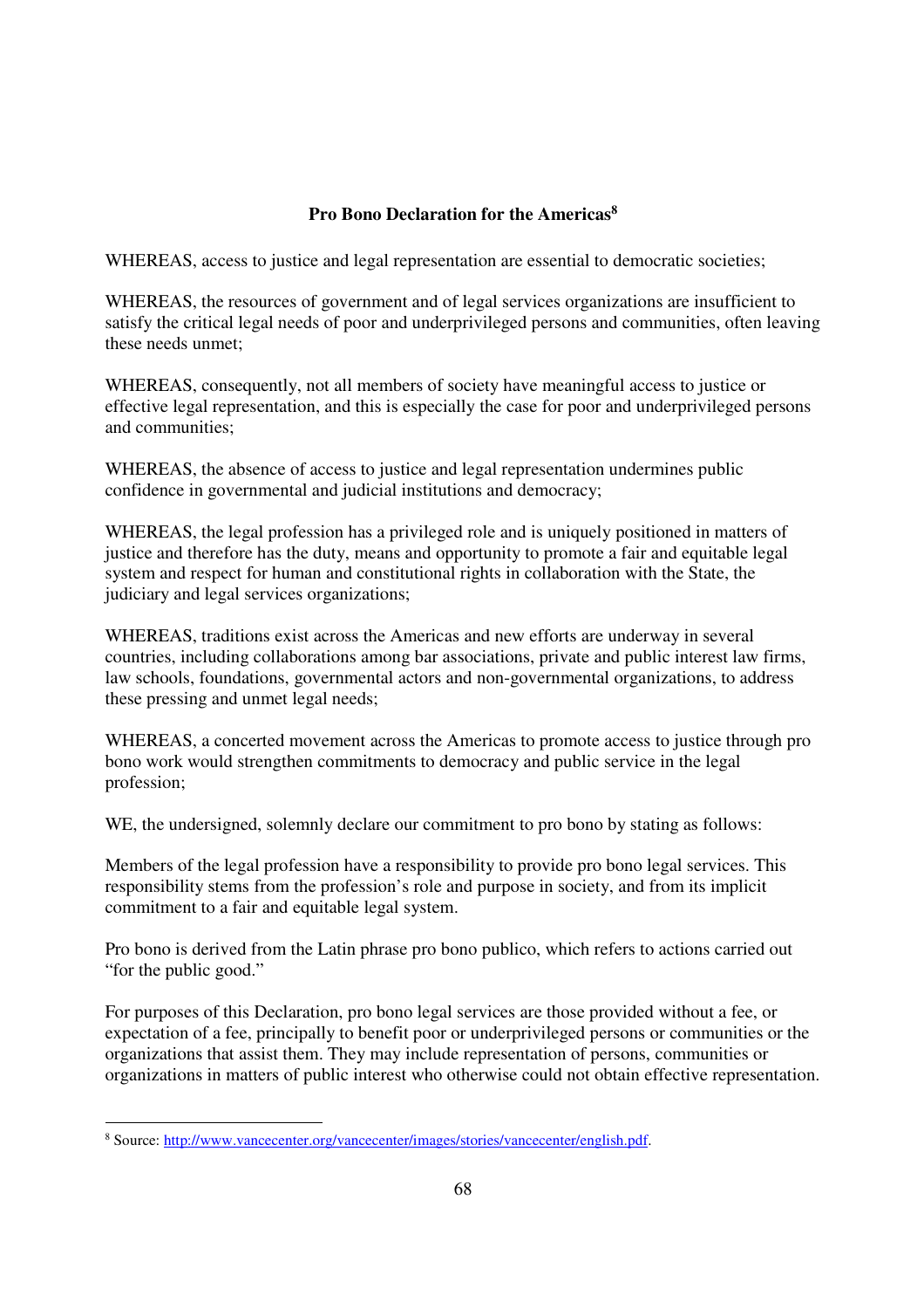## Pro Bono Declaration for the Americas[8]

WHEREAS, access to justice and legal representation are essential to democratic societies;

WHEREAS, the resources of government and of legal services organizations are insufficient to satisfy the critical legal needs of poor and underprivileged persons and communities, often leaving these needs unmet;

WHEREAS, consequently, not all members of society have meaningful access to justice or effective legal representation, and this is especially the case for poor and underprivileged persons and communities;

WHEREAS, the absence of access to justice and legal representation undermines public confidence in governmental and judicial institutions and democracy;

WHEREAS, the legal profession has a privileged role and is uniquely positioned in matters of justice and therefore has the duty, means and opportunity to promote a fair and equitable legal system and respect for human and constitutional rights in collaboration with the State, the judiciary and legal services organizations;

WHEREAS, traditions exist across the Americas and new efforts are underway in several countries, including collaborations among bar associations, private and public interest law firms, law schools, foundations, governmental actors and non-governmental organizations, to address these pressing and unmet legal needs;

WHEREAS, a concerted movement across the Americas to promote access to justice through pro bono work would strengthen commitments to democracy and public service in the legal profession;

WE, the undersigned, solemnly declare our commitment to pro bono by stating as follows:

Members of the legal profession have a responsibility to provide pro bono legal services. This responsibility stems from the profession's role and purpose in society, and from its implicit commitment to a fair and equitable legal system.

Pro bono is derived from the Latin phrase pro bono publico, which refers to actions carried out "for the public good."

For purposes of this Declaration, pro bono legal services are those provided without a fee, or expectation of a fee, principally to benefit poor or underprivileged persons or communities or the organizations that assist them. They may include representation of persons, communities or organizations in matters of public interest who otherwise could not obtain effective representation.

[8] Source: http://www.vancecenter.org/vancecenter/images/stories/vancecenter/english.pdf.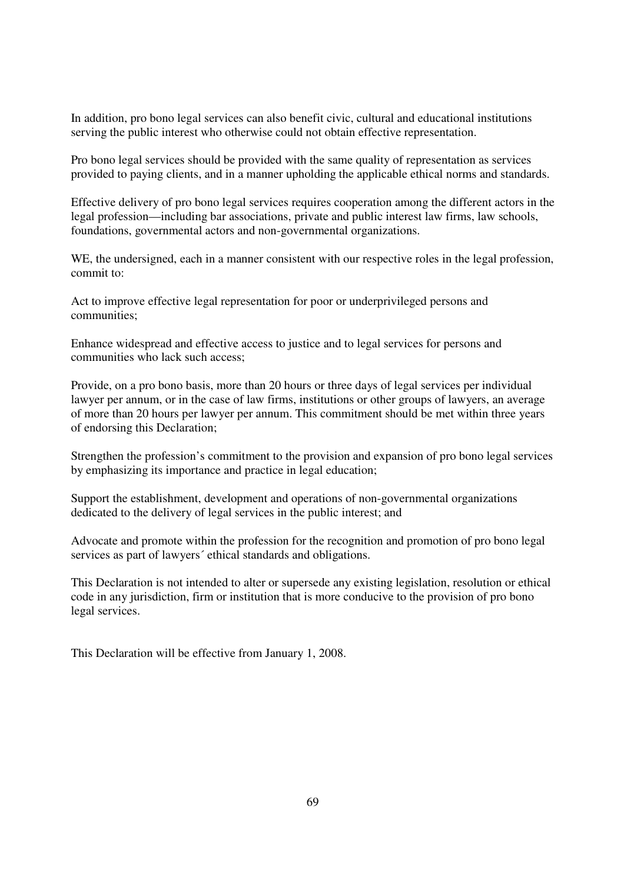In addition, pro bono legal services can also benefit civic, cultural and educational institutions serving the public interest who otherwise could not obtain effective representation.

Pro bono legal services should be provided with the same quality of representation as services provided to paying clients, and in a manner upholding the applicable ethical norms and standards.

Effective delivery of pro bono legal services requires cooperation among the different actors in the legal profession—including bar associations, private and public interest law firms, law schools, foundations, governmental actors and non-governmental organizations.

WE, the undersigned, each in a manner consistent with our respective roles in the legal profession, commit to:

Act to improve effective legal representation for poor or underprivileged persons and communities;

Enhance widespread and effective access to justice and to legal services for persons and communities who lack such access;

Provide, on a pro bono basis, more than 20 hours or three days of legal services per individual lawyer per annum, or in the case of law firms, institutions or other groups of lawyers, an average of more than 20 hours per lawyer per annum. This commitment should be met within three years of endorsing this Declaration;

Strengthen the profession's commitment to the provision and expansion of pro bono legal services by emphasizing its importance and practice in legal education;

Support the establishment, development and operations of non-governmental organizations dedicated to the delivery of legal services in the public interest; and

Advocate and promote within the profession for the recognition and promotion of pro bono legal services as part of lawyers´ ethical standards and obligations.

This Declaration is not intended to alter or supersede any existing legislation, resolution or ethical code in any jurisdiction, firm or institution that is more conducive to the provision of pro bono legal services.

This Declaration will be effective from January 1, 2008.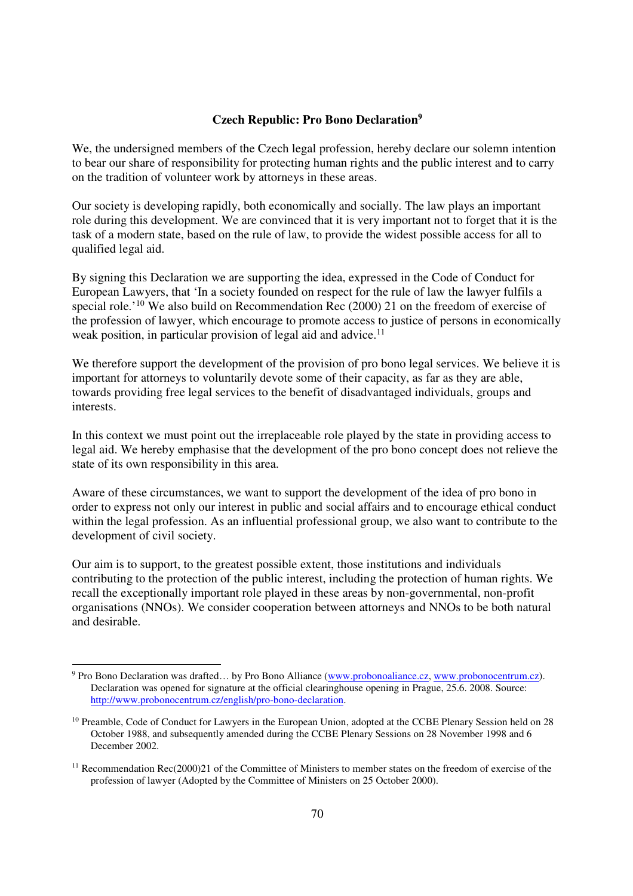### Czech Republic: Pro Bono Declaration[9]

We, the undersigned members of the Czech legal profession, hereby declare our solemn intention to bear our share of responsibility for protecting human rights and the public interest and to carry on the tradition of volunteer work by attorneys in these areas.

Our society is developing rapidly, both economically and socially. The law plays an important role during this development. We are convinced that it is very important not to forget that it is the task of a modern state, based on the rule of law, to provide the widest possible access for all to qualified legal aid.

By signing this Declaration we are supporting the idea, expressed in the Code of Conduct for European Lawyers, that 'In a society founded on respect for the rule of law the lawyer fulfils a special role.'[10] We also build on Recommendation Rec (2000) 21 on the freedom of exercise of the profession of lawyer, which encourage to promote access to justice of persons in economically weak position, in particular provision of legal aid and advice.[11]

We therefore support the development of the provision of pro bono legal services. We believe it is important for attorneys to voluntarily devote some of their capacity, as far as they are able, towards providing free legal services to the benefit of disadvantaged individuals, groups and interests.

In this context we must point out the irreplaceable role played by the state in providing access to legal aid. We hereby emphasise that the development of the pro bono concept does not relieve the state of its own responsibility in this area.

Aware of these circumstances, we want to support the development of the idea of pro bono in order to express not only our interest in public and social affairs and to encourage ethical conduct within the legal profession. As an influential professional group, we also want to contribute to the development of civil society.

Our aim is to support, to the greatest possible extent, those institutions and individuals contributing to the protection of the public interest, including the protection of human rights. We recall the exceptionally important role played in these areas by non-governmental, non-profit organisations (NNOs). We consider cooperation between attorneys and NNOs to be both natural and desirable.

---

[9] Pro Bono Declaration was drafted… by Pro Bono Alliance (www.probonoaliance.cz, www.probonocentrum.cz). Declaration was opened for signature at the official clearinghouse opening in Prague, 25.6. 2008. Source: http://www.probonocentrum.cz/english/pro-bono-declaration.

[10] Preamble, Code of Conduct for Lawyers in the European Union, adopted at the CCBE Plenary Session held on 28 October 1988, and subsequently amended during the CCBE Plenary Sessions on 28 November 1998 and 6 December 2002.

[11] Recommendation Rec(2000)21 of the Committee of Ministers to member states on the freedom of exercise of the profession of lawyer (Adopted by the Committee of Ministers on 25 October 2000).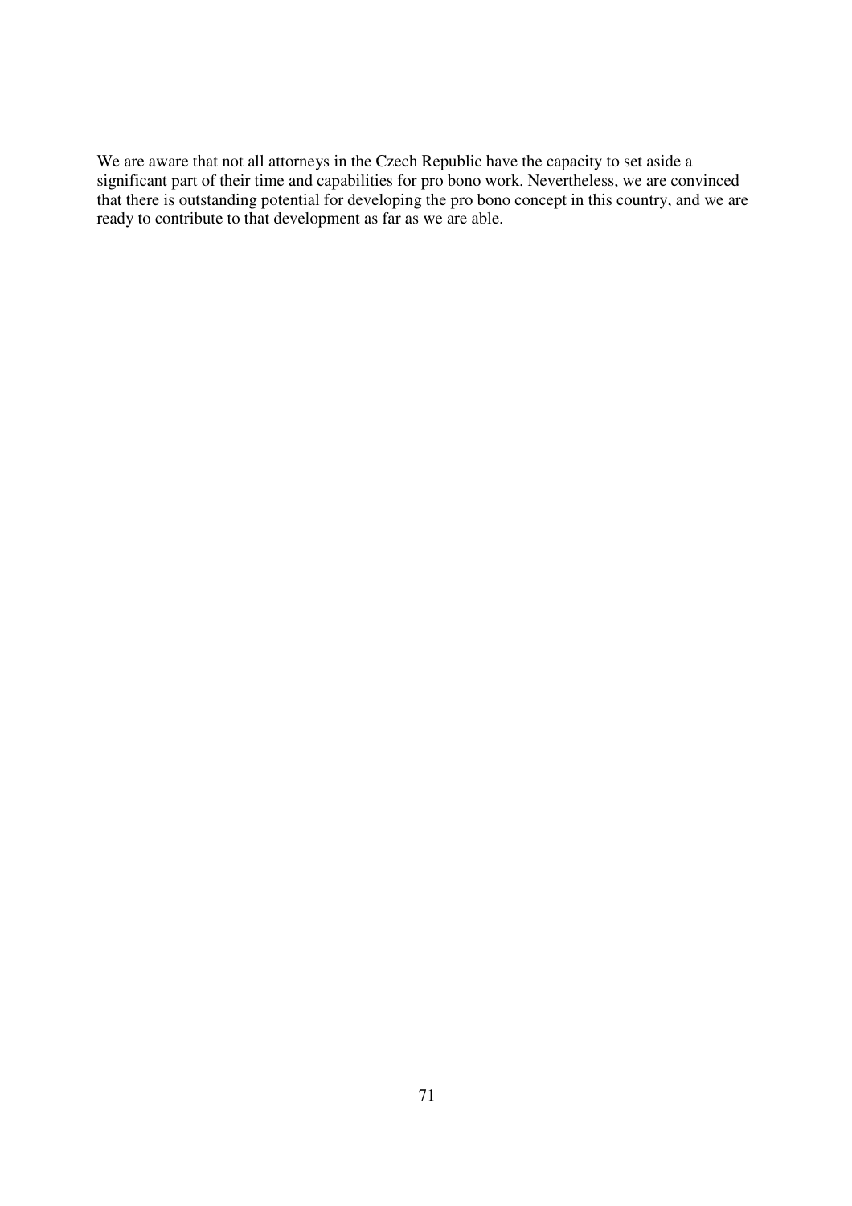We are aware that not all attorneys in the Czech Republic have the capacity to set aside a significant part of their time and capabilities for pro bono work. Nevertheless, we are convinced that there is outstanding potential for developing the pro bono concept in this country, and we are ready to contribute to that development as far as we are able.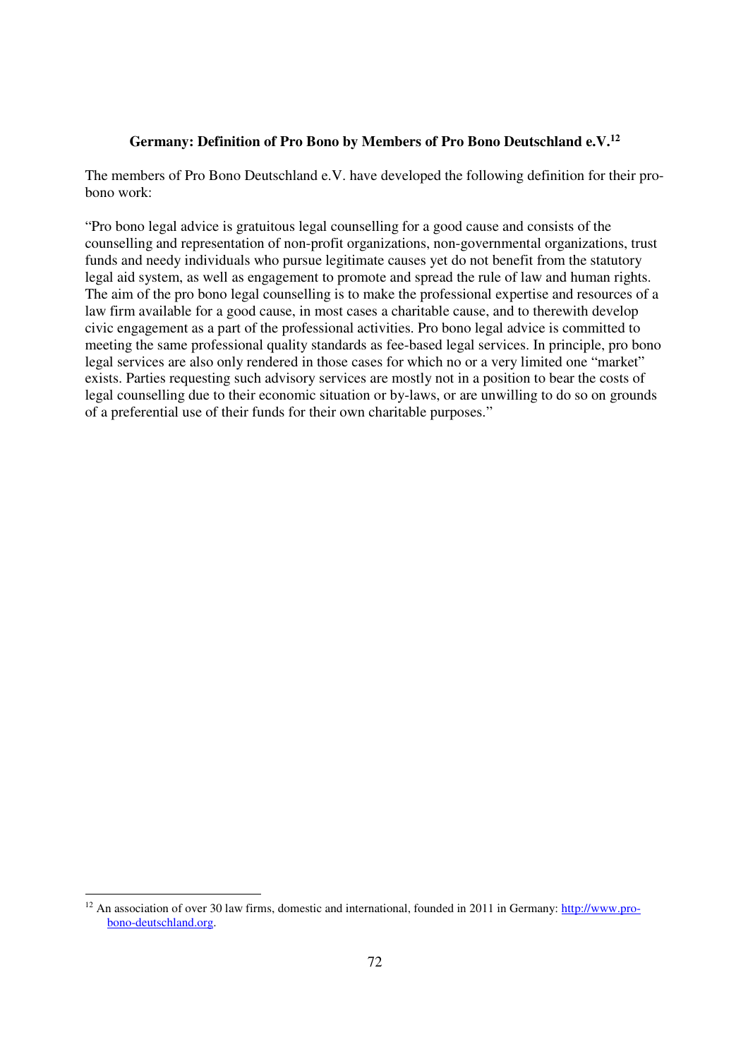### Germany: Definition of Pro Bono by Members of Pro Bono Deutschland e.V.[12]

The members of Pro Bono Deutschland e.V. have developed the following definition for their pro-bono work:

"Pro bono legal advice is gratuitous legal counselling for a good cause and consists of the counselling and representation of non-profit organizations, non-governmental organizations, trust funds and needy individuals who pursue legitimate causes yet do not benefit from the statutory legal aid system, as well as engagement to promote and spread the rule of law and human rights. The aim of the pro bono legal counselling is to make the professional expertise and resources of a law firm available for a good cause, in most cases a charitable cause, and to therewith develop civic engagement as a part of the professional activities. Pro bono legal advice is committed to meeting the same professional quality standards as fee-based legal services. In principle, pro bono legal services are also only rendered in those cases for which no or a very limited one "market" exists. Parties requesting such advisory services are mostly not in a position to bear the costs of legal counselling due to their economic situation or by-laws, or are unwilling to do so on grounds of a preferential use of their funds for their own charitable purposes."

[12] An association of over 30 law firms, domestic and international, founded in 2011 in Germany: http://www.pro-bono-deutschland.org.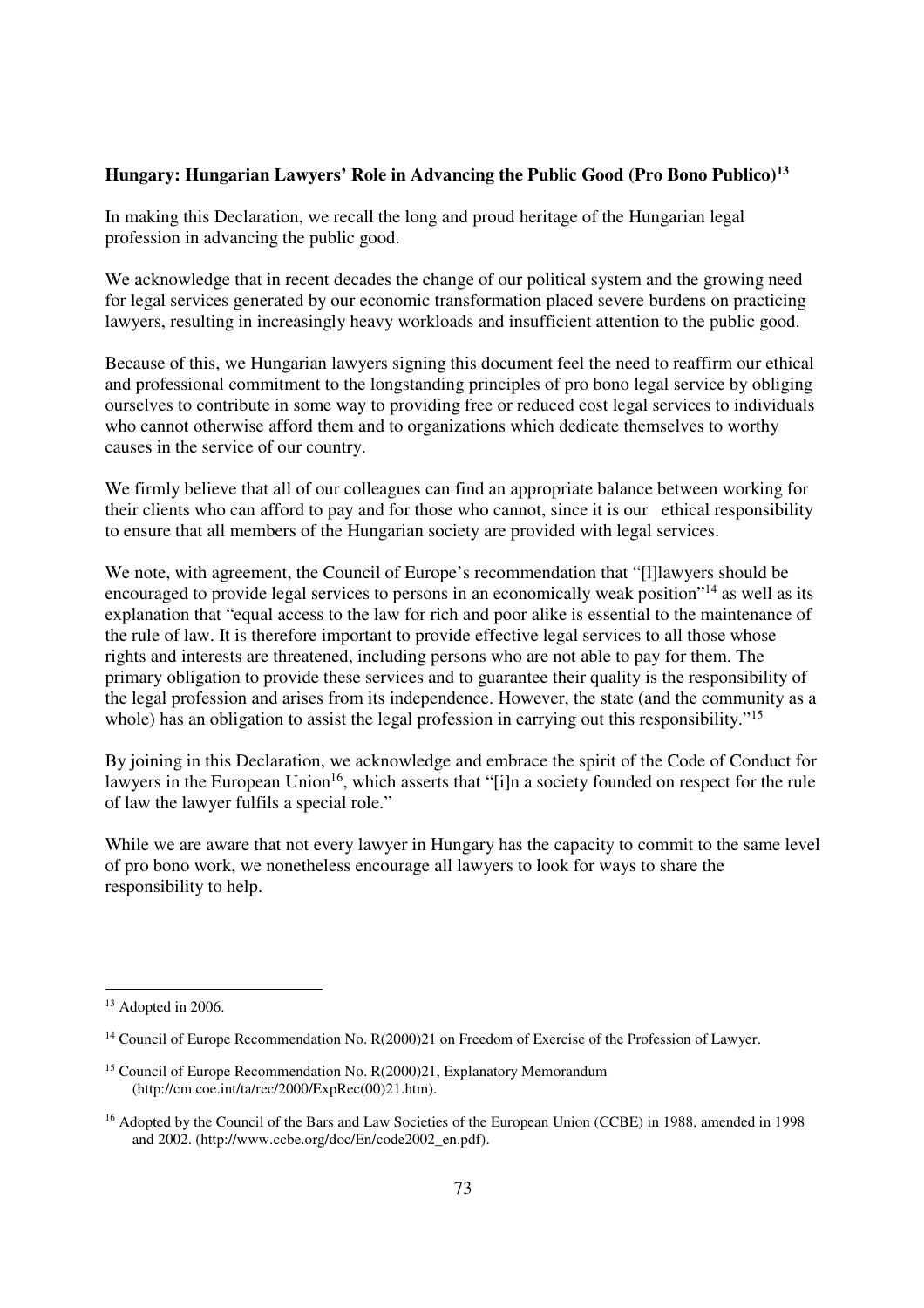**Hungary: Hungarian Lawyers' Role in Advancing the Public Good (Pro Bono Publico)[13]**

In making this Declaration, we recall the long and proud heritage of the Hungarian legal profession in advancing the public good.

We acknowledge that in recent decades the change of our political system and the growing need for legal services generated by our economic transformation placed severe burdens on practicing lawyers, resulting in increasingly heavy workloads and insufficient attention to the public good.

Because of this, we Hungarian lawyers signing this document feel the need to reaffirm our ethical and professional commitment to the longstanding principles of pro bono legal service by obliging ourselves to contribute in some way to providing free or reduced cost legal services to individuals who cannot otherwise afford them and to organizations which dedicate themselves to worthy causes in the service of our country.

We firmly believe that all of our colleagues can find an appropriate balance between working for their clients who can afford to pay and for those who cannot, since it is our ethical responsibility to ensure that all members of the Hungarian society are provided with legal services.

We note, with agreement, the Council of Europe's recommendation that "[l]lawyers should be encouraged to provide legal services to persons in an economically weak position"[14] as well as its explanation that "equal access to the law for rich and poor alike is essential to the maintenance of the rule of law. It is therefore important to provide effective legal services to all those whose rights and interests are threatened, including persons who are not able to pay for them. The primary obligation to provide these services and to guarantee their quality is the responsibility of the legal profession and arises from its independence. However, the state (and the community as a whole) has an obligation to assist the legal profession in carrying out this responsibility."[15]

By joining in this Declaration, we acknowledge and embrace the spirit of the Code of Conduct for lawyers in the European Union[16], which asserts that "[i]n a society founded on respect for the rule of law the lawyer fulfils a special role."

While we are aware that not every lawyer in Hungary has the capacity to commit to the same level of pro bono work, we nonetheless encourage all lawyers to look for ways to share the responsibility to help.

---

[13] Adopted in 2006.

[14] Council of Europe Recommendation No. R(2000)21 on Freedom of Exercise of the Profession of Lawyer.

[15] Council of Europe Recommendation No. R(2000)21, Explanatory Memorandum (http://cm.coe.int/ta/rec/2000/ExpRec(00)21.htm).

[16] Adopted by the Council of the Bars and Law Societies of the European Union (CCBE) in 1988, amended in 1998 and 2002. (http://www.ccbe.org/doc/En/code2002_en.pdf).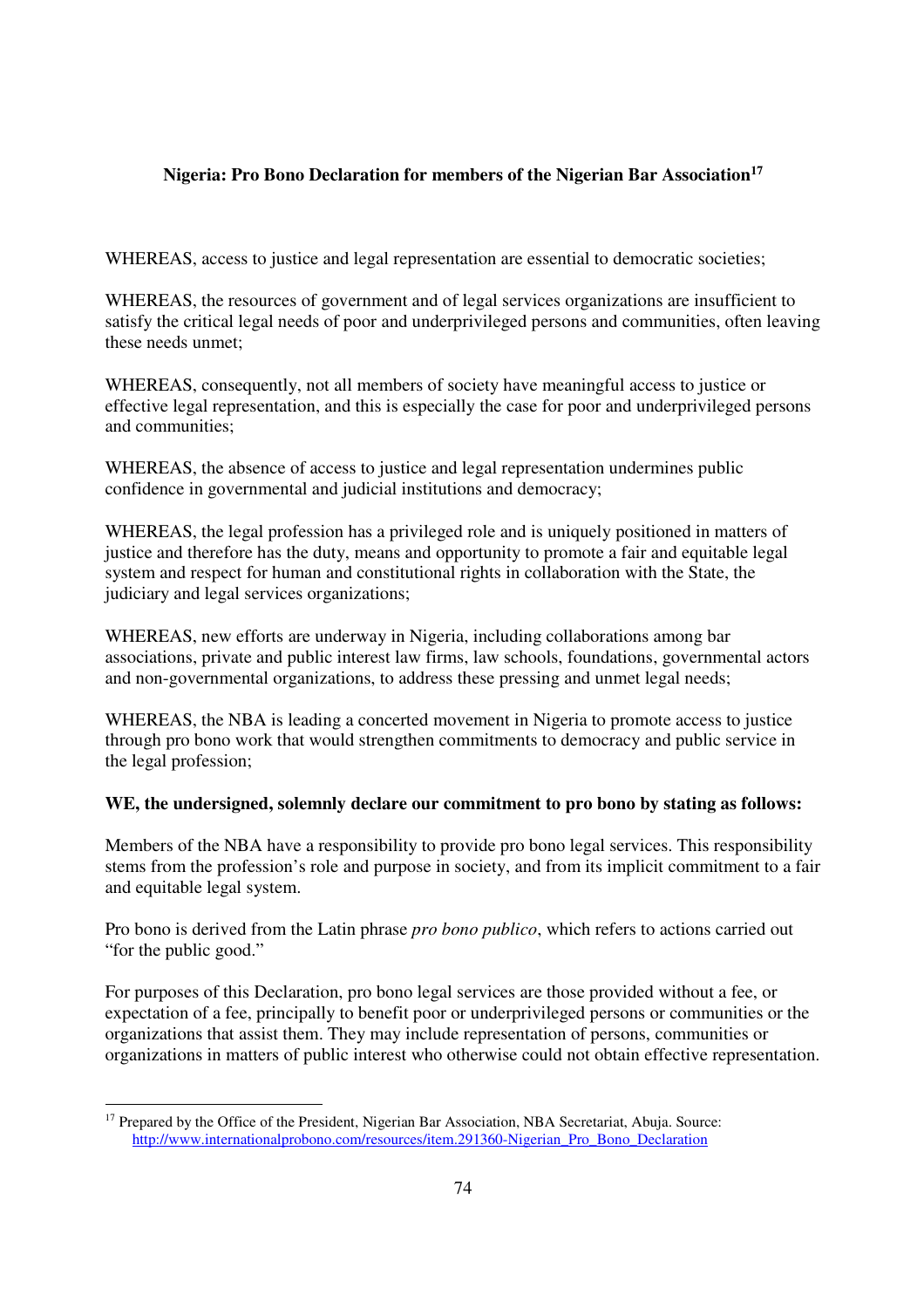**Nigeria: Pro Bono Declaration for members of the Nigerian Bar Association[17]**

WHEREAS, access to justice and legal representation are essential to democratic societies;

WHEREAS, the resources of government and of legal services organizations are insufficient to satisfy the critical legal needs of poor and underprivileged persons and communities, often leaving these needs unmet;

WHEREAS, consequently, not all members of society have meaningful access to justice or effective legal representation, and this is especially the case for poor and underprivileged persons and communities;

WHEREAS, the absence of access to justice and legal representation undermines public confidence in governmental and judicial institutions and democracy;

WHEREAS, the legal profession has a privileged role and is uniquely positioned in matters of justice and therefore has the duty, means and opportunity to promote a fair and equitable legal system and respect for human and constitutional rights in collaboration with the State, the judiciary and legal services organizations;

WHEREAS, new efforts are underway in Nigeria, including collaborations among bar associations, private and public interest law firms, law schools, foundations, governmental actors and non-governmental organizations, to address these pressing and unmet legal needs;

WHEREAS, the NBA is leading a concerted movement in Nigeria to promote access to justice through pro bono work that would strengthen commitments to democracy and public service in the legal profession;

**WE, the undersigned, solemnly declare our commitment to pro bono by stating as follows:**

Members of the NBA have a responsibility to provide pro bono legal services. This responsibility stems from the profession's role and purpose in society, and from its implicit commitment to a fair and equitable legal system.

Pro bono is derived from the Latin phrase *pro bono publico*, which refers to actions carried out "for the public good."

For purposes of this Declaration, pro bono legal services are those provided without a fee, or expectation of a fee, principally to benefit poor or underprivileged persons or communities or the organizations that assist them. They may include representation of persons, communities or organizations in matters of public interest who otherwise could not obtain effective representation.

---

[17] Prepared by the Office of the President, Nigerian Bar Association, NBA Secretariat, Abuja. Source: http://www.internationalprobono.com/resources/item.291360-Nigerian_Pro_Bono_Declaration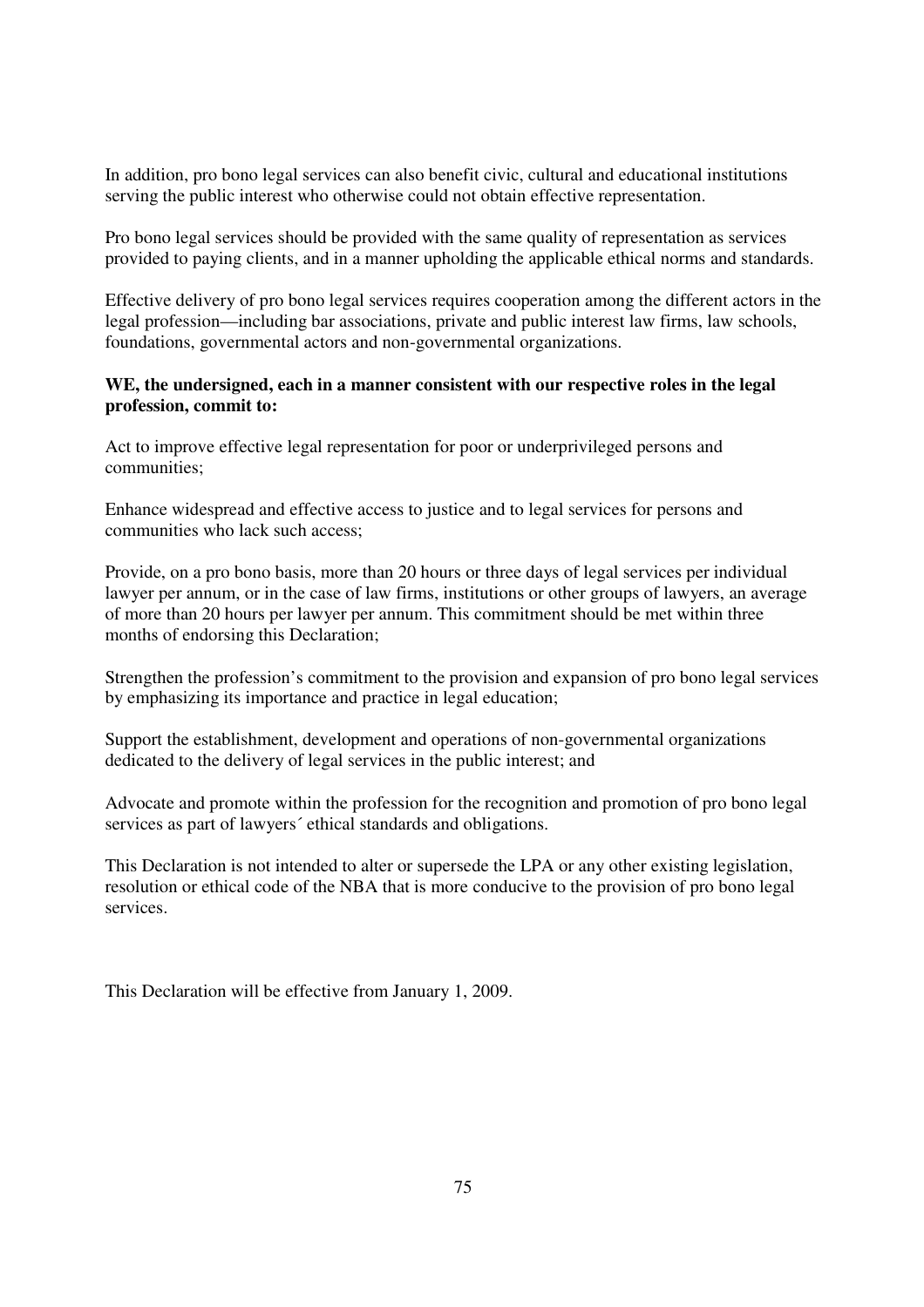In addition, pro bono legal services can also benefit civic, cultural and educational institutions serving the public interest who otherwise could not obtain effective representation.

Pro bono legal services should be provided with the same quality of representation as services provided to paying clients, and in a manner upholding the applicable ethical norms and standards.

Effective delivery of pro bono legal services requires cooperation among the different actors in the legal profession—including bar associations, private and public interest law firms, law schools, foundations, governmental actors and non-governmental organizations.

**WE, the undersigned, each in a manner consistent with our respective roles in the legal profession, commit to:**

Act to improve effective legal representation for poor or underprivileged persons and communities;

Enhance widespread and effective access to justice and to legal services for persons and communities who lack such access;

Provide, on a pro bono basis, more than 20 hours or three days of legal services per individual lawyer per annum, or in the case of law firms, institutions or other groups of lawyers, an average of more than 20 hours per lawyer per annum. This commitment should be met within three months of endorsing this Declaration;

Strengthen the profession's commitment to the provision and expansion of pro bono legal services by emphasizing its importance and practice in legal education;

Support the establishment, development and operations of non-governmental organizations dedicated to the delivery of legal services in the public interest; and

Advocate and promote within the profession for the recognition and promotion of pro bono legal services as part of lawyers´ ethical standards and obligations.

This Declaration is not intended to alter or supersede the LPA or any other existing legislation, resolution or ethical code of the NBA that is more conducive to the provision of pro bono legal services.

This Declaration will be effective from January 1, 2009.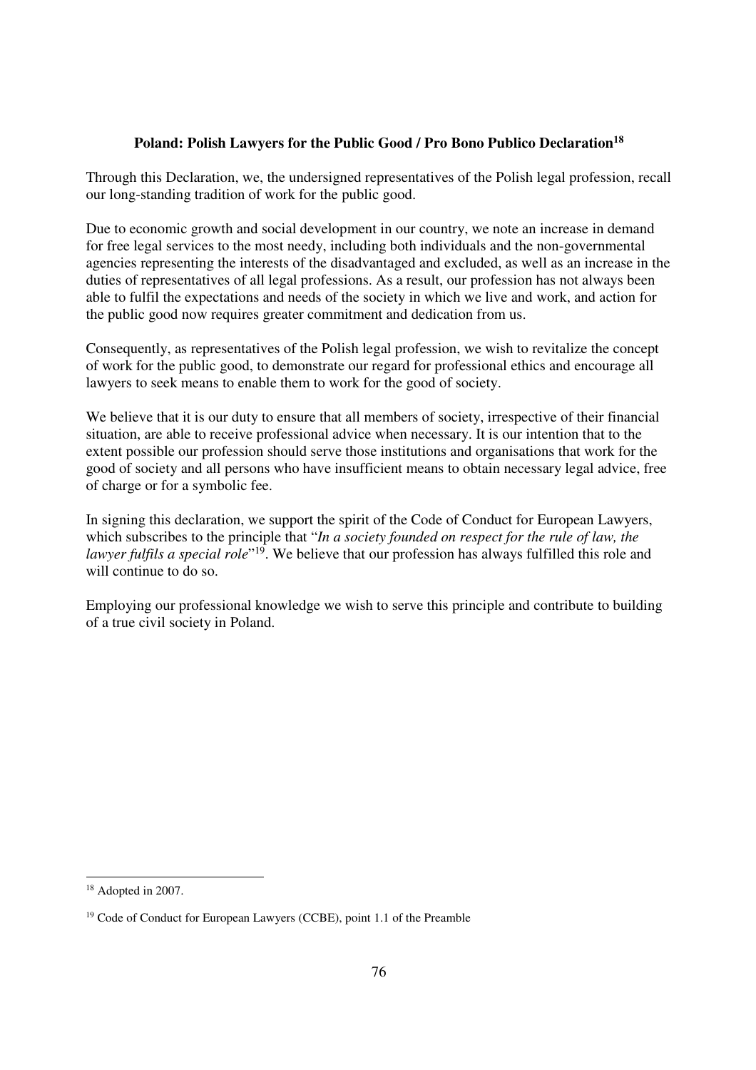**Poland: Polish Lawyers for the Public Good / Pro Bono Publico Declaration[18]**

Through this Declaration, we, the undersigned representatives of the Polish legal profession, recall our long-standing tradition of work for the public good.

Due to economic growth and social development in our country, we note an increase in demand for free legal services to the most needy, including both individuals and the non-governmental agencies representing the interests of the disadvantaged and excluded, as well as an increase in the duties of representatives of all legal professions. As a result, our profession has not always been able to fulfil the expectations and needs of the society in which we live and work, and action for the public good now requires greater commitment and dedication from us.

Consequently, as representatives of the Polish legal profession, we wish to revitalize the concept of work for the public good, to demonstrate our regard for professional ethics and encourage all lawyers to seek means to enable them to work for the good of society.

We believe that it is our duty to ensure that all members of society, irrespective of their financial situation, are able to receive professional advice when necessary. It is our intention that to the extent possible our profession should serve those institutions and organisations that work for the good of society and all persons who have insufficient means to obtain necessary legal advice, free of charge or for a symbolic fee.

In signing this declaration, we support the spirit of the Code of Conduct for European Lawyers, which subscribes to the principle that "*In a society founded on respect for the rule of law, the lawyer fulfils a special role*"[19]. We believe that our profession has always fulfilled this role and will continue to do so.

Employing our professional knowledge we wish to serve this principle and contribute to building of a true civil society in Poland.

---

[18] Adopted in 2007.

[19] Code of Conduct for European Lawyers (CCBE), point 1.1 of the Preamble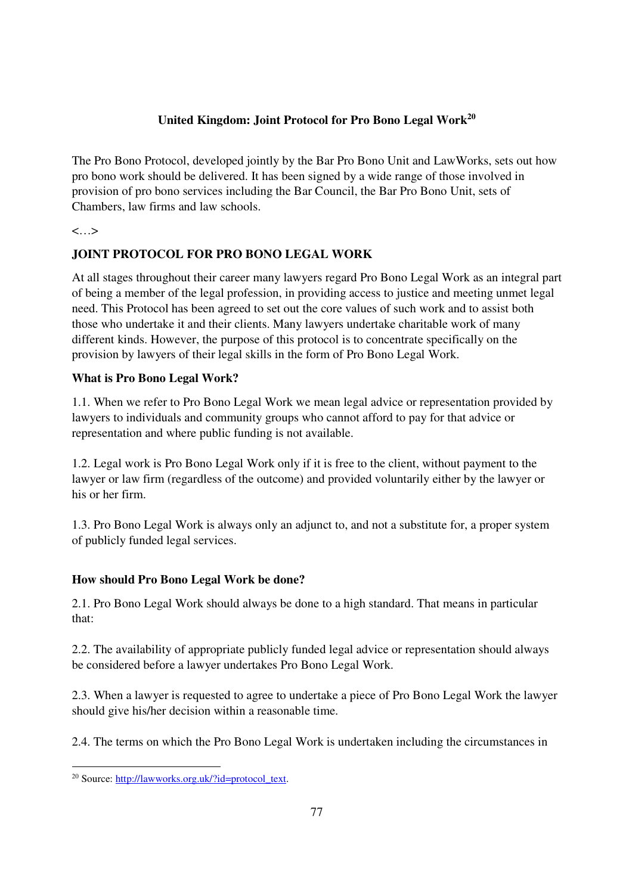## United Kingdom: Joint Protocol for Pro Bono Legal Work[20]

The Pro Bono Protocol, developed jointly by the Bar Pro Bono Unit and LawWorks, sets out how pro bono work should be delivered. It has been signed by a wide range of those involved in provision of pro bono services including the Bar Council, the Bar Pro Bono Unit, sets of Chambers, law firms and law schools.

<…>

### JOINT PROTOCOL FOR PRO BONO LEGAL WORK

At all stages throughout their career many lawyers regard Pro Bono Legal Work as an integral part of being a member of the legal profession, in providing access to justice and meeting unmet legal need. This Protocol has been agreed to set out the core values of such work and to assist both those who undertake it and their clients. Many lawyers undertake charitable work of many different kinds. However, the purpose of this protocol is to concentrate specifically on the provision by lawyers of their legal skills in the form of Pro Bono Legal Work.

**What is Pro Bono Legal Work?**

1.1. When we refer to Pro Bono Legal Work we mean legal advice or representation provided by lawyers to individuals and community groups who cannot afford to pay for that advice or representation and where public funding is not available.

1.2. Legal work is Pro Bono Legal Work only if it is free to the client, without payment to the lawyer or law firm (regardless of the outcome) and provided voluntarily either by the lawyer or his or her firm.

1.3. Pro Bono Legal Work is always only an adjunct to, and not a substitute for, a proper system of publicly funded legal services.

**How should Pro Bono Legal Work be done?**

2.1. Pro Bono Legal Work should always be done to a high standard. That means in particular that:

2.2. The availability of appropriate publicly funded legal advice or representation should always be considered before a lawyer undertakes Pro Bono Legal Work.

2.3. When a lawyer is requested to agree to undertake a piece of Pro Bono Legal Work the lawyer should give his/her decision within a reasonable time.

2.4. The terms on which the Pro Bono Legal Work is undertaken including the circumstances in

[20] Source: http://lawworks.org.uk/?id=protocol_text.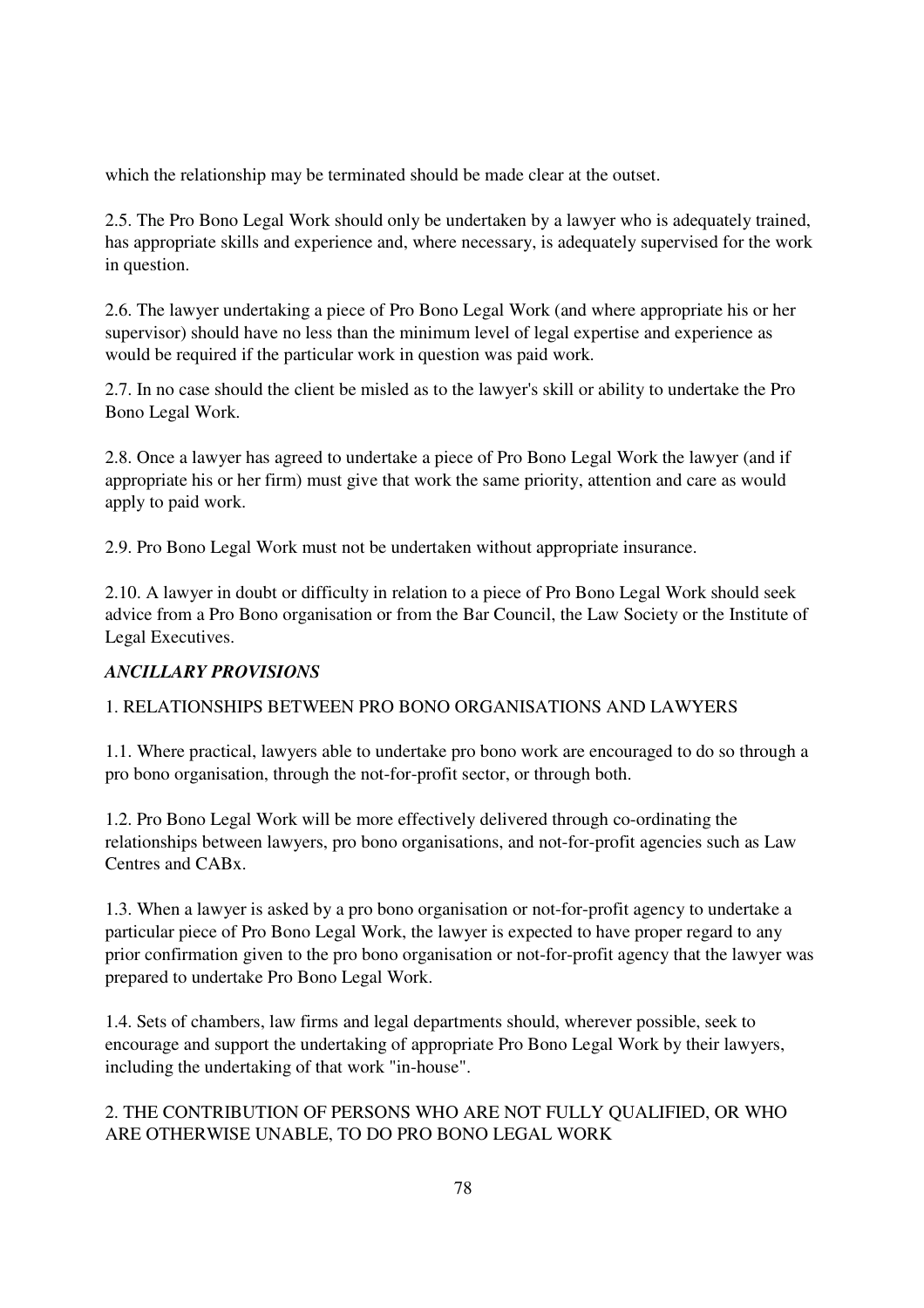which the relationship may be terminated should be made clear at the outset.

2.5. The Pro Bono Legal Work should only be undertaken by a lawyer who is adequately trained, has appropriate skills and experience and, where necessary, is adequately supervised for the work in question.

2.6. The lawyer undertaking a piece of Pro Bono Legal Work (and where appropriate his or her supervisor) should have no less than the minimum level of legal expertise and experience as would be required if the particular work in question was paid work.

2.7. In no case should the client be misled as to the lawyer's skill or ability to undertake the Pro Bono Legal Work.

2.8. Once a lawyer has agreed to undertake a piece of Pro Bono Legal Work the lawyer (and if appropriate his or her firm) must give that work the same priority, attention and care as would apply to paid work.

2.9. Pro Bono Legal Work must not be undertaken without appropriate insurance.

2.10. A lawyer in doubt or difficulty in relation to a piece of Pro Bono Legal Work should seek advice from a Pro Bono organisation or from the Bar Council, the Law Society or the Institute of Legal Executives.

***ANCILLARY PROVISIONS***

1. RELATIONSHIPS BETWEEN PRO BONO ORGANISATIONS AND LAWYERS

1.1. Where practical, lawyers able to undertake pro bono work are encouraged to do so through a pro bono organisation, through the not-for-profit sector, or through both.

1.2. Pro Bono Legal Work will be more effectively delivered through co-ordinating the relationships between lawyers, pro bono organisations, and not-for-profit agencies such as Law Centres and CABx.

1.3. When a lawyer is asked by a pro bono organisation or not-for-profit agency to undertake a particular piece of Pro Bono Legal Work, the lawyer is expected to have proper regard to any prior confirmation given to the pro bono organisation or not-for-profit agency that the lawyer was prepared to undertake Pro Bono Legal Work.

1.4. Sets of chambers, law firms and legal departments should, wherever possible, seek to encourage and support the undertaking of appropriate Pro Bono Legal Work by their lawyers, including the undertaking of that work "in-house".

2. THE CONTRIBUTION OF PERSONS WHO ARE NOT FULLY QUALIFIED, OR WHO ARE OTHERWISE UNABLE, TO DO PRO BONO LEGAL WORK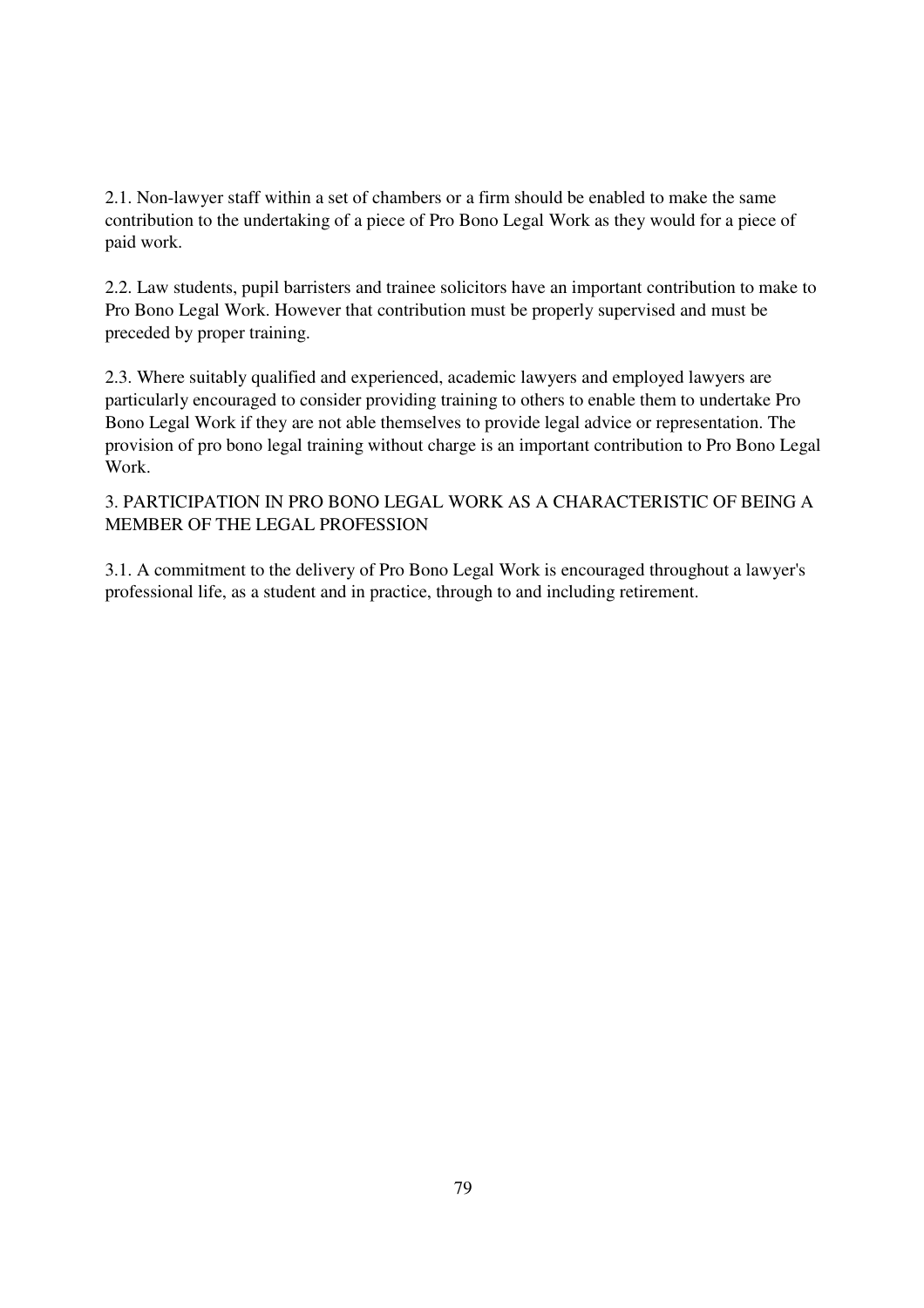2.1. Non-lawyer staff within a set of chambers or a firm should be enabled to make the same contribution to the undertaking of a piece of Pro Bono Legal Work as they would for a piece of paid work.

2.2. Law students, pupil barristers and trainee solicitors have an important contribution to make to Pro Bono Legal Work. However that contribution must be properly supervised and must be preceded by proper training.

2.3. Where suitably qualified and experienced, academic lawyers and employed lawyers are particularly encouraged to consider providing training to others to enable them to undertake Pro Bono Legal Work if they are not able themselves to provide legal advice or representation. The provision of pro bono legal training without charge is an important contribution to Pro Bono Legal Work.

## 3. PARTICIPATION IN PRO BONO LEGAL WORK AS A CHARACTERISTIC OF BEING A MEMBER OF THE LEGAL PROFESSION

3.1. A commitment to the delivery of Pro Bono Legal Work is encouraged throughout a lawyer's professional life, as a student and in practice, through to and including retirement.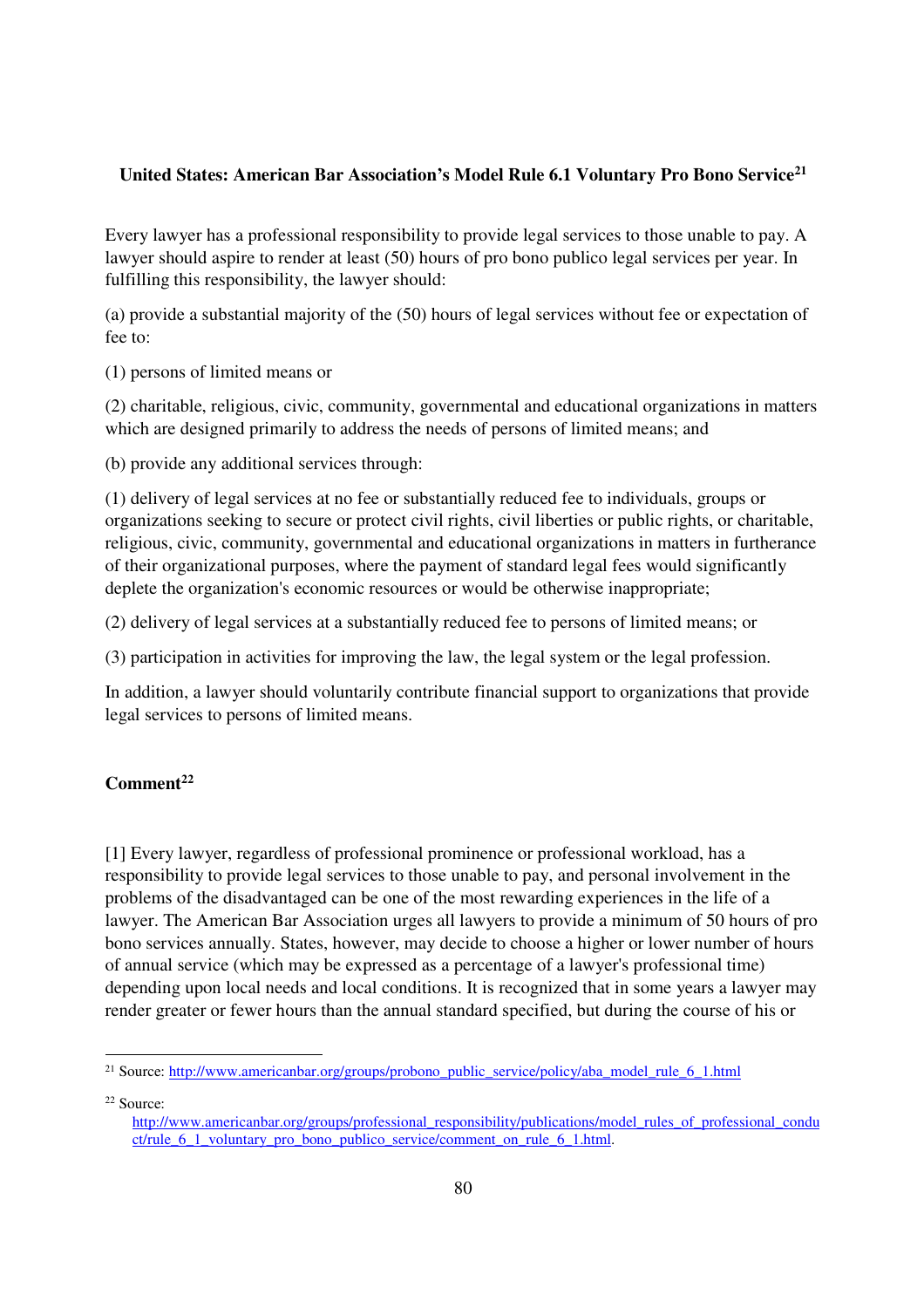**United States: American Bar Association's Model Rule 6.1 Voluntary Pro Bono Service**[21]

Every lawyer has a professional responsibility to provide legal services to those unable to pay. A lawyer should aspire to render at least (50) hours of pro bono publico legal services per year. In fulfilling this responsibility, the lawyer should:

(a) provide a substantial majority of the (50) hours of legal services without fee or expectation of fee to:

(1) persons of limited means or

(2) charitable, religious, civic, community, governmental and educational organizations in matters which are designed primarily to address the needs of persons of limited means; and

(b) provide any additional services through:

(1) delivery of legal services at no fee or substantially reduced fee to individuals, groups or organizations seeking to secure or protect civil rights, civil liberties or public rights, or charitable, religious, civic, community, governmental and educational organizations in matters in furtherance of their organizational purposes, where the payment of standard legal fees would significantly deplete the organization's economic resources or would be otherwise inappropriate;

(2) delivery of legal services at a substantially reduced fee to persons of limited means; or

(3) participation in activities for improving the law, the legal system or the legal profession.

In addition, a lawyer should voluntarily contribute financial support to organizations that provide legal services to persons of limited means.

**Comment**[22]

[1] Every lawyer, regardless of professional prominence or professional workload, has a responsibility to provide legal services to those unable to pay, and personal involvement in the problems of the disadvantaged can be one of the most rewarding experiences in the life of a lawyer. The American Bar Association urges all lawyers to provide a minimum of 50 hours of pro bono services annually. States, however, may decide to choose a higher or lower number of hours of annual service (which may be expressed as a percentage of a lawyer's professional time) depending upon local needs and local conditions. It is recognized that in some years a lawyer may render greater or fewer hours than the annual standard specified, but during the course of his or

---

[21] Source: http://www.americanbar.org/groups/probono_public_service/policy/aba_model_rule_6_1.html

[22] Source: http://www.americanbar.org/groups/professional_responsibility/publications/model_rules_of_professional_conduct/rule_6_1_voluntary_pro_bono_publico_service/comment_on_rule_6_1.html.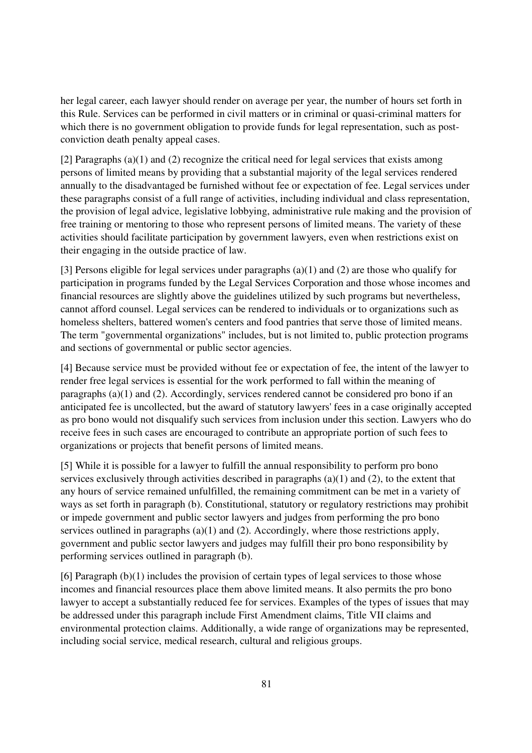her legal career, each lawyer should render on average per year, the number of hours set forth in this Rule. Services can be performed in civil matters or in criminal or quasi-criminal matters for which there is no government obligation to provide funds for legal representation, such as post-conviction death penalty appeal cases.

[2] Paragraphs (a)(1) and (2) recognize the critical need for legal services that exists among persons of limited means by providing that a substantial majority of the legal services rendered annually to the disadvantaged be furnished without fee or expectation of fee. Legal services under these paragraphs consist of a full range of activities, including individual and class representation, the provision of legal advice, legislative lobbying, administrative rule making and the provision of free training or mentoring to those who represent persons of limited means. The variety of these activities should facilitate participation by government lawyers, even when restrictions exist on their engaging in the outside practice of law.

[3] Persons eligible for legal services under paragraphs (a)(1) and (2) are those who qualify for participation in programs funded by the Legal Services Corporation and those whose incomes and financial resources are slightly above the guidelines utilized by such programs but nevertheless, cannot afford counsel. Legal services can be rendered to individuals or to organizations such as homeless shelters, battered women's centers and food pantries that serve those of limited means. The term "governmental organizations" includes, but is not limited to, public protection programs and sections of governmental or public sector agencies.

[4] Because service must be provided without fee or expectation of fee, the intent of the lawyer to render free legal services is essential for the work performed to fall within the meaning of paragraphs (a)(1) and (2). Accordingly, services rendered cannot be considered pro bono if an anticipated fee is uncollected, but the award of statutory lawyers' fees in a case originally accepted as pro bono would not disqualify such services from inclusion under this section. Lawyers who do receive fees in such cases are encouraged to contribute an appropriate portion of such fees to organizations or projects that benefit persons of limited means.

[5] While it is possible for a lawyer to fulfill the annual responsibility to perform pro bono services exclusively through activities described in paragraphs (a)(1) and (2), to the extent that any hours of service remained unfulfilled, the remaining commitment can be met in a variety of ways as set forth in paragraph (b). Constitutional, statutory or regulatory restrictions may prohibit or impede government and public sector lawyers and judges from performing the pro bono services outlined in paragraphs (a)(1) and (2). Accordingly, where those restrictions apply, government and public sector lawyers and judges may fulfill their pro bono responsibility by performing services outlined in paragraph (b).

[6] Paragraph (b)(1) includes the provision of certain types of legal services to those whose incomes and financial resources place them above limited means. It also permits the pro bono lawyer to accept a substantially reduced fee for services. Examples of the types of issues that may be addressed under this paragraph include First Amendment claims, Title VII claims and environmental protection claims. Additionally, a wide range of organizations may be represented, including social service, medical research, cultural and religious groups.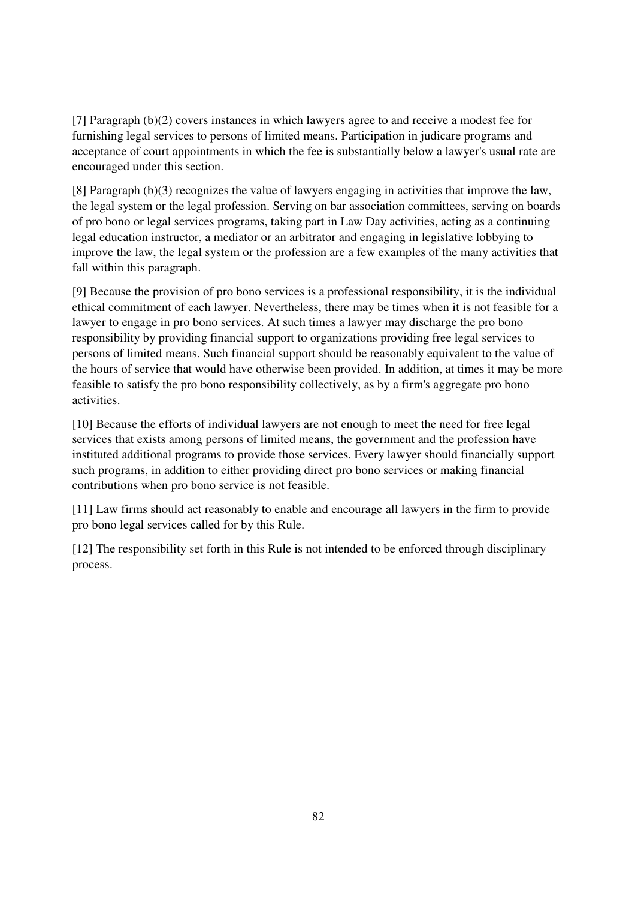[7] Paragraph (b)(2) covers instances in which lawyers agree to and receive a modest fee for furnishing legal services to persons of limited means. Participation in judicare programs and acceptance of court appointments in which the fee is substantially below a lawyer's usual rate are encouraged under this section.

[8] Paragraph (b)(3) recognizes the value of lawyers engaging in activities that improve the law, the legal system or the legal profession. Serving on bar association committees, serving on boards of pro bono or legal services programs, taking part in Law Day activities, acting as a continuing legal education instructor, a mediator or an arbitrator and engaging in legislative lobbying to improve the law, the legal system or the profession are a few examples of the many activities that fall within this paragraph.

[9] Because the provision of pro bono services is a professional responsibility, it is the individual ethical commitment of each lawyer. Nevertheless, there may be times when it is not feasible for a lawyer to engage in pro bono services. At such times a lawyer may discharge the pro bono responsibility by providing financial support to organizations providing free legal services to persons of limited means. Such financial support should be reasonably equivalent to the value of the hours of service that would have otherwise been provided. In addition, at times it may be more feasible to satisfy the pro bono responsibility collectively, as by a firm's aggregate pro bono activities.

[10] Because the efforts of individual lawyers are not enough to meet the need for free legal services that exists among persons of limited means, the government and the profession have instituted additional programs to provide those services. Every lawyer should financially support such programs, in addition to either providing direct pro bono services or making financial contributions when pro bono service is not feasible.

[11] Law firms should act reasonably to enable and encourage all lawyers in the firm to provide pro bono legal services called for by this Rule.

[12] The responsibility set forth in this Rule is not intended to be enforced through disciplinary process.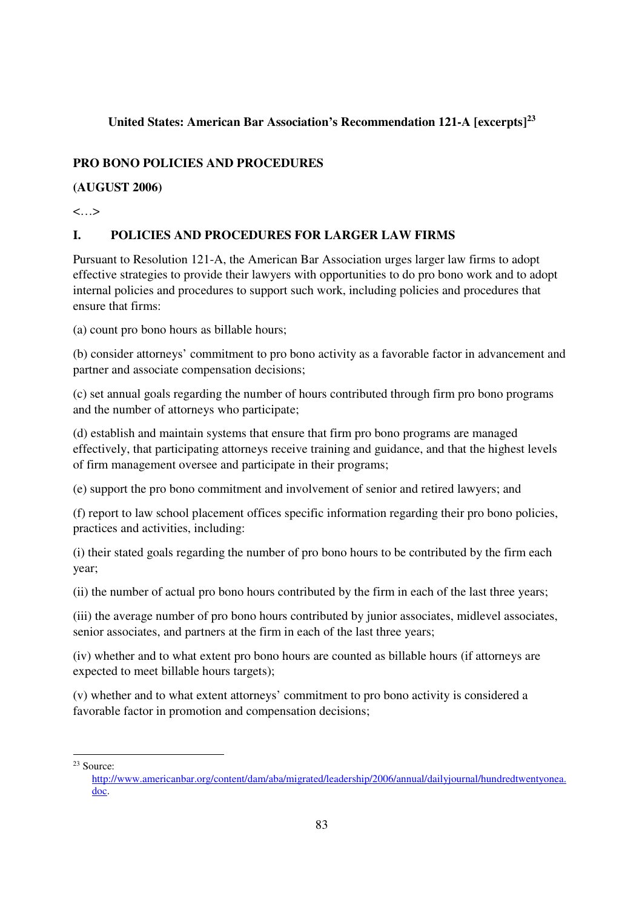**United States: American Bar Association's Recommendation 121-A [excerpts][23]**

**PRO BONO POLICIES AND PROCEDURES**

**(AUGUST 2006)**

<…>

**I. POLICIES AND PROCEDURES FOR LARGER LAW FIRMS**

Pursuant to Resolution 121-A, the American Bar Association urges larger law firms to adopt effective strategies to provide their lawyers with opportunities to do pro bono work and to adopt internal policies and procedures to support such work, including policies and procedures that ensure that firms:

(a) count pro bono hours as billable hours;

(b) consider attorneys' commitment to pro bono activity as a favorable factor in advancement and partner and associate compensation decisions;

(c) set annual goals regarding the number of hours contributed through firm pro bono programs and the number of attorneys who participate;

(d) establish and maintain systems that ensure that firm pro bono programs are managed effectively, that participating attorneys receive training and guidance, and that the highest levels of firm management oversee and participate in their programs;

(e) support the pro bono commitment and involvement of senior and retired lawyers; and

(f) report to law school placement offices specific information regarding their pro bono policies, practices and activities, including:

(i) their stated goals regarding the number of pro bono hours to be contributed by the firm each year;

(ii) the number of actual pro bono hours contributed by the firm in each of the last three years;

(iii) the average number of pro bono hours contributed by junior associates, midlevel associates, senior associates, and partners at the firm in each of the last three years;

(iv) whether and to what extent pro bono hours are counted as billable hours (if attorneys are expected to meet billable hours targets);

(v) whether and to what extent attorneys' commitment to pro bono activity is considered a favorable factor in promotion and compensation decisions;

---

[23] Source: http://www.americanbar.org/content/dam/aba/migrated/leadership/2006/annual/dailyjournal/hundredtwentyonea.doc.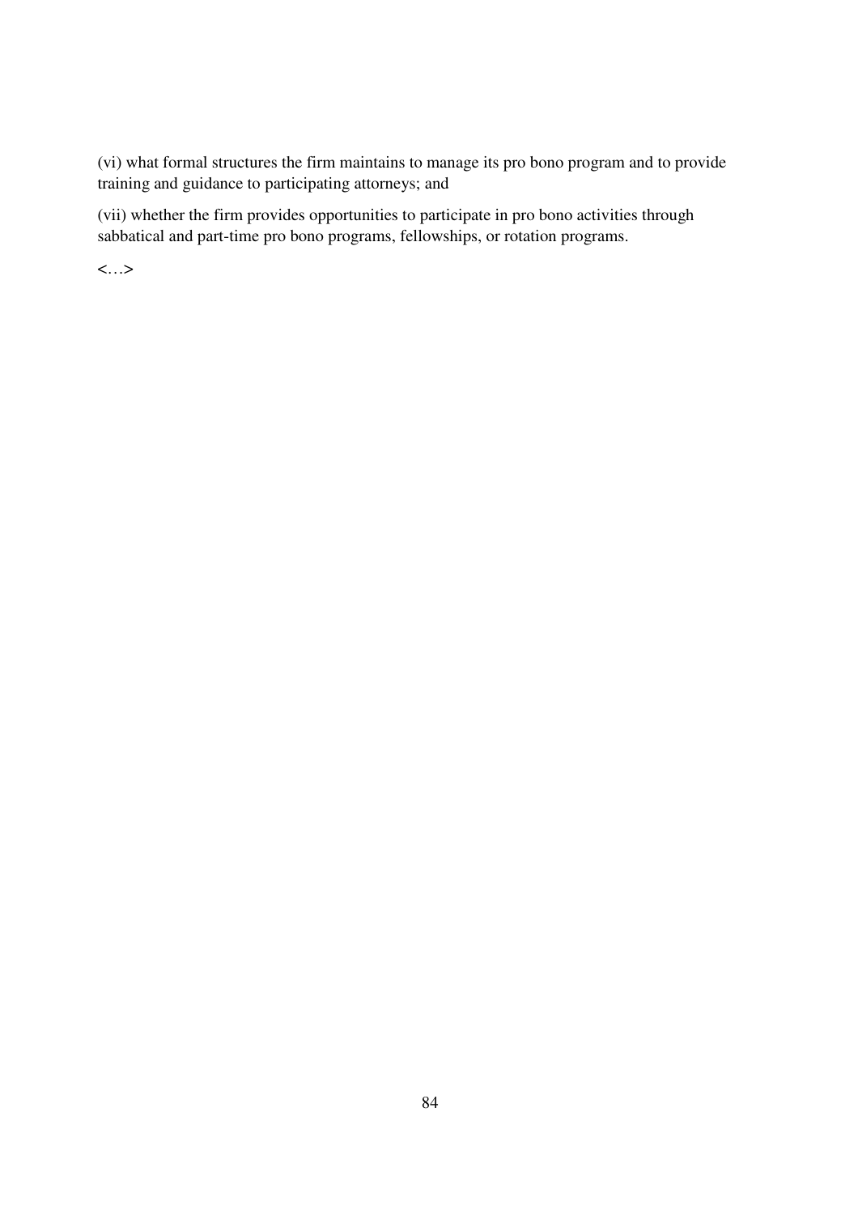(vi) what formal structures the firm maintains to manage its pro bono program and to provide training and guidance to participating attorneys; and

(vii) whether the firm provides opportunities to participate in pro bono activities through sabbatical and part-time pro bono programs, fellowships, or rotation programs.

<…>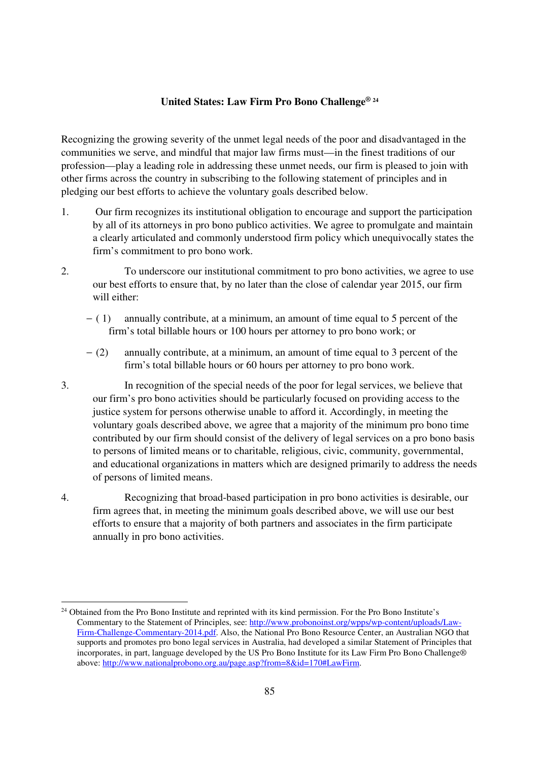**United States: Law Firm Pro Bono Challenge®[24]**

Recognizing the growing severity of the unmet legal needs of the poor and disadvantaged in the communities we serve, and mindful that major law firms must—in the finest traditions of our profession—play a leading role in addressing these unmet needs, our firm is pleased to join with other firms across the country in subscribing to the following statement of principles and in pledging our best efforts to achieve the voluntary goals described below.

1. Our firm recognizes its institutional obligation to encourage and support the participation by all of its attorneys in pro bono publico activities. We agree to promulgate and maintain a clearly articulated and commonly understood firm policy which unequivocally states the firm's commitment to pro bono work.

2. To underscore our institutional commitment to pro bono activities, we agree to use our best efforts to ensure that, by no later than the close of calendar year 2015, our firm will either:

   − (1) annually contribute, at a minimum, an amount of time equal to 5 percent of the firm's total billable hours or 100 hours per attorney to pro bono work; or

   − (2) annually contribute, at a minimum, an amount of time equal to 3 percent of the firm's total billable hours or 60 hours per attorney to pro bono work.

3. In recognition of the special needs of the poor for legal services, we believe that our firm's pro bono activities should be particularly focused on providing access to the justice system for persons otherwise unable to afford it. Accordingly, in meeting the voluntary goals described above, we agree that a majority of the minimum pro bono time contributed by our firm should consist of the delivery of legal services on a pro bono basis to persons of limited means or to charitable, religious, civic, community, governmental, and educational organizations in matters which are designed primarily to address the needs of persons of limited means.

4. Recognizing that broad-based participation in pro bono activities is desirable, our firm agrees that, in meeting the minimum goals described above, we will use our best efforts to ensure that a majority of both partners and associates in the firm participate annually in pro bono activities.

---

[24] Obtained from the Pro Bono Institute and reprinted with its kind permission. For the Pro Bono Institute's Commentary to the Statement of Principles, see: http://www.probonoinst.org/wpps/wp-content/uploads/Law-Firm-Challenge-Commentary-2014.pdf. Also, the National Pro Bono Resource Center, an Australian NGO that supports and promotes pro bono legal services in Australia, had developed a similar Statement of Principles that incorporates, in part, language developed by the US Pro Bono Institute for its Law Firm Pro Bono Challenge® above: http://www.nationalprobono.org.au/page.asp?from=8&id=170#LawFirm.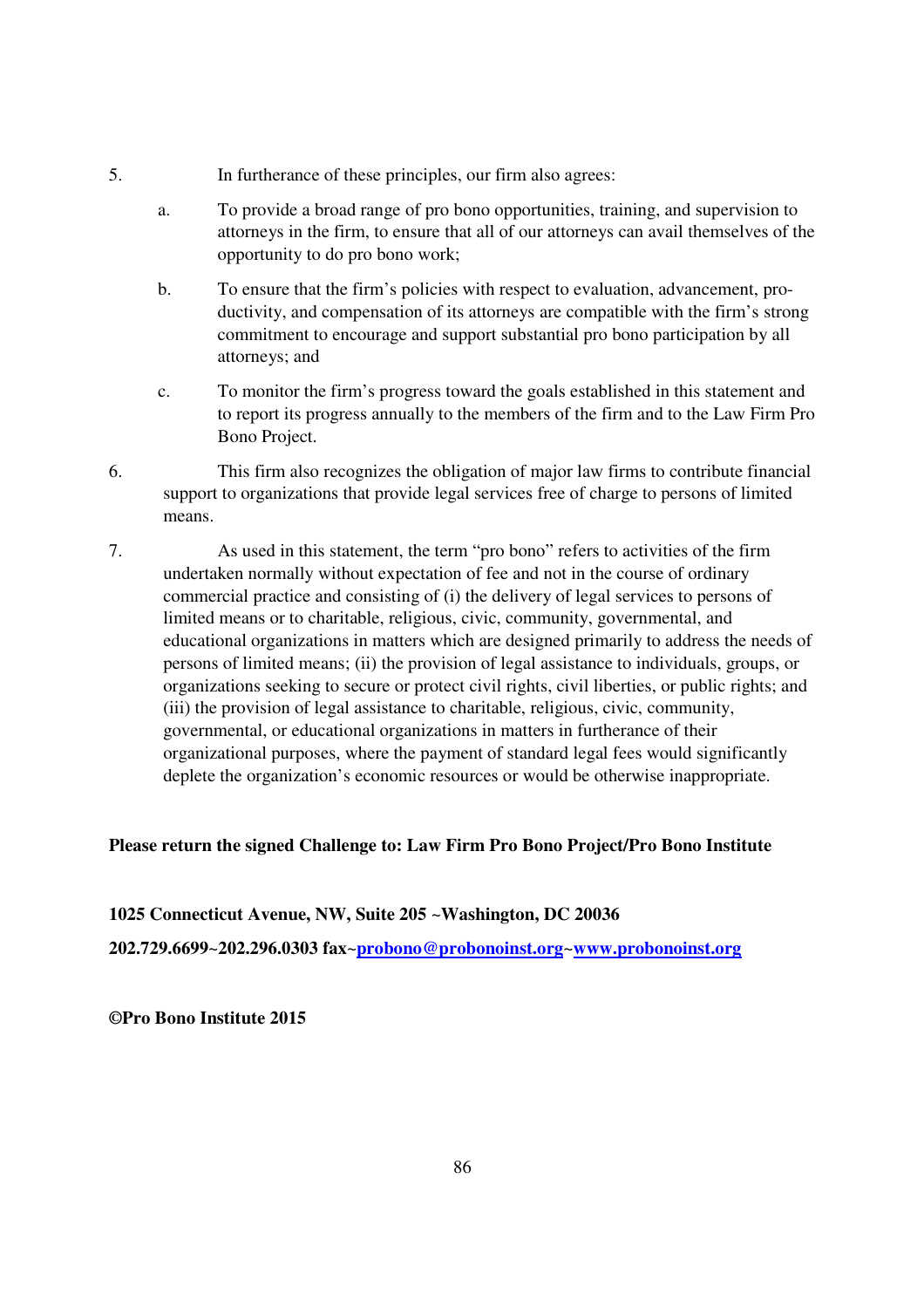5. In furtherance of these principles, our firm also agrees:

   a. To provide a broad range of pro bono opportunities, training, and supervision to attorneys in the firm, to ensure that all of our attorneys can avail themselves of the opportunity to do pro bono work;

   b. To ensure that the firm's policies with respect to evaluation, advancement, productivity, and compensation of its attorneys are compatible with the firm's strong commitment to encourage and support substantial pro bono participation by all attorneys; and

   c. To monitor the firm's progress toward the goals established in this statement and to report its progress annually to the members of the firm and to the Law Firm Pro Bono Project.

6. This firm also recognizes the obligation of major law firms to contribute financial support to organizations that provide legal services free of charge to persons of limited means.

7. As used in this statement, the term "pro bono" refers to activities of the firm undertaken normally without expectation of fee and not in the course of ordinary commercial practice and consisting of (i) the delivery of legal services to persons of limited means or to charitable, religious, civic, community, governmental, and educational organizations in matters which are designed primarily to address the needs of persons of limited means; (ii) the provision of legal assistance to individuals, groups, or organizations seeking to secure or protect civil rights, civil liberties, or public rights; and (iii) the provision of legal assistance to charitable, religious, civic, community, governmental, or educational organizations in matters in furtherance of their organizational purposes, where the payment of standard legal fees would significantly deplete the organization's economic resources or would be otherwise inappropriate.

**Please return the signed Challenge to: Law Firm Pro Bono Project/Pro Bono Institute**

**1025 Connecticut Avenue, NW, Suite 205 ~Washington, DC 20036**

**202.729.6699~202.296.0303 fax~probono@probonoinst.org~www.probonoinst.org**

**©Pro Bono Institute 2015**